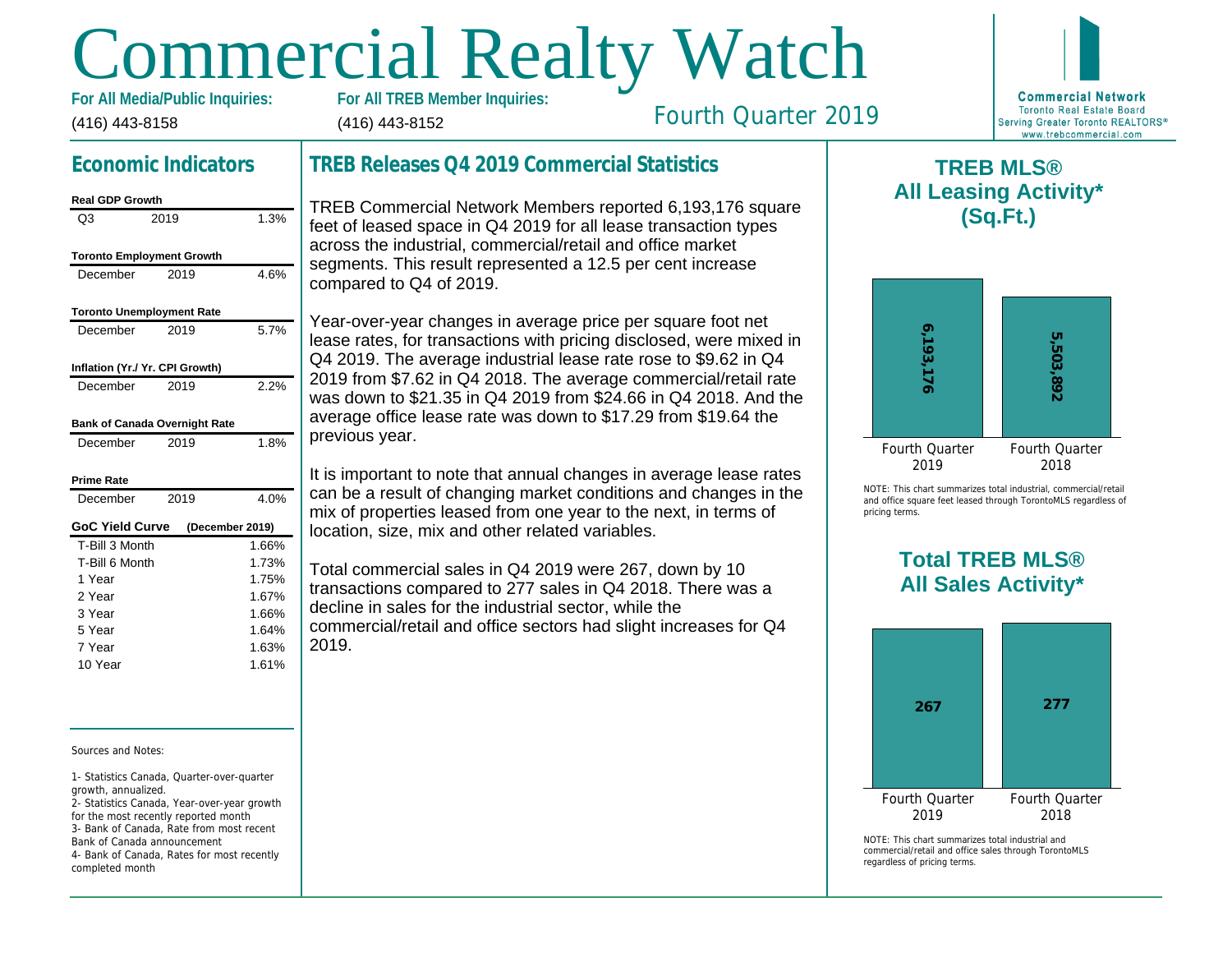# Commercial Realty Watch

**For All Media/Public Inquiries:**
(416) 443-8158

**For All TREB Member Inquiries:**
(416) 443-8152

Fourth Quarter 2019

**Commercial Network**
Toronto Real Estate Board
Serving Greater Toronto REALTORS®
www.trebcommercial.com

## Economic Indicators

**Real GDP Growth**

| Q3 | 2019 | 1.3% |
|---|---|---|

**Toronto Employment Growth**

| December | 2019 | 4.6% |
|---|---|---|

**Toronto Unemployment Rate**

| December | 2019 | 5.7% |
|---|---|---|

**Inflation (Yr./ Yr. CPI Growth)**

| December | 2019 | 2.2% |
|---|---|---|

**Bank of Canada Overnight Rate**

| December | 2019 | 1.8% |
|---|---|---|

**Prime Rate**

| December | 2019 | 4.0% |
|---|---|---|

**GoC Yield Curve (December 2019)**

| Term | Rate |
|---|---|
| T-Bill 3 Month | 1.66% |
| T-Bill 6 Month | 1.73% |
| 1 Year | 1.75% |
| 2 Year | 1.67% |
| 3 Year | 1.66% |
| 5 Year | 1.64% |
| 7 Year | 1.63% |
| 10 Year | 1.61% |

Sources and Notes:

1- Statistics Canada, Quarter-over-quarter growth, annualized.
2- Statistics Canada, Year-over-year growth for the most recently reported month
3- Bank of Canada, Rate from most recent Bank of Canada announcement
4- Bank of Canada, Rates for most recently completed month

## TREB Releases Q4 2019 Commercial Statistics

TREB Commercial Network Members reported 6,193,176 square feet of leased space in Q4 2019 for all lease transaction types across the industrial, commercial/retail and office market segments. This result represented a 12.5 per cent increase compared to Q4 of 2019.

Year-over-year changes in average price per square foot net lease rates, for transactions with pricing disclosed, were mixed in Q4 2019. The average industrial lease rate rose to $9.62 in Q4 2019 from $7.62 in Q4 2018. The average commercial/retail rate was down to $21.35 in Q4 2019 from $24.66 in Q4 2018. And the average office lease rate was down to $17.29 from $19.64 the previous year.

It is important to note that annual changes in average lease rates can be a result of changing market conditions and changes in the mix of properties leased from one year to the next, in terms of location, size, mix and other related variables.

Total commercial sales in Q4 2019 were 267, down by 10 transactions compared to 277 sales in Q4 2018. There was a decline in sales for the industrial sector, while the commercial/retail and office sectors had slight increases for Q4 2019.

## TREB MLS® All Leasing Activity* (Sq.Ft.)

| Fourth Quarter 2019 | Fourth Quarter 2018 |
|---|---|
| 6,193,176 | 5,503,892 |

NOTE: This chart summarizes total industrial, commercial/retail and office square feet leased through TorontoMLS regardless of pricing terms.

## Total TREB MLS® All Sales Activity*

| Fourth Quarter 2019 | Fourth Quarter 2018 |
|---|---|
| 267 | 277 |

NOTE: This chart summarizes total industrial and commercial/retail and office sales through TorontoMLS regardless of pricing terms.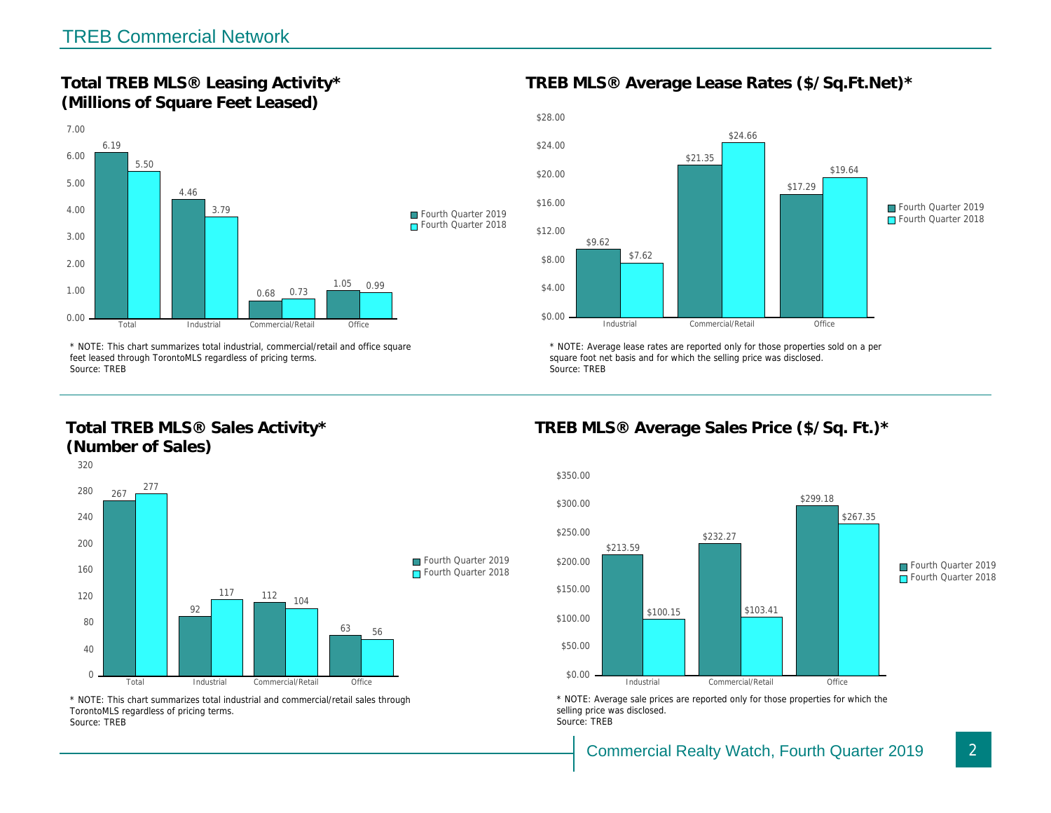## TREB Commercial Network

### Total TREB MLS® Leasing Activity* (Millions of Square Feet Leased)

| | Fourth Quarter 2019 | Fourth Quarter 2018 |
|---|---|---|
| Total | 6.19 | 5.50 |
| Industrial | 4.46 | 3.79 |
| Commercial/Retail | 0.68 | 0.73 |
| Office | 1.05 | 0.99 |

* NOTE: This chart summarizes total industrial, commercial/retail and office square feet leased through TorontoMLS regardless of pricing terms.
Source: TREB

### TREB MLS® Average Lease Rates ($/Sq.Ft.Net)*

| | Fourth Quarter 2019 | Fourth Quarter 2018 |
|---|---|---|
| Industrial | $9.62 | $7.62 |
| Commercial/Retail | $21.35 | $24.66 |
| Office | $17.29 | $19.64 |

* NOTE: Average lease rates are reported only for those properties sold on a per square foot net basis and for which the selling price was disclosed.
Source: TREB

### Total TREB MLS® Sales Activity* (Number of Sales)

| | Fourth Quarter 2019 | Fourth Quarter 2018 |
|---|---|---|
| Total | 267 | 277 |
| Industrial | 92 | 117 |
| Commercial/Retail | 112 | 104 |
| Office | 63 | 56 |

* NOTE: This chart summarizes total industrial and commercial/retail sales through TorontoMLS regardless of pricing terms.
Source: TREB

### TREB MLS® Average Sales Price ($/Sq. Ft.)*

| | Fourth Quarter 2019 | Fourth Quarter 2018 |
|---|---|---|
| Industrial | $213.59 | $100.15 |
| Commercial/Retail | $232.27 | $103.41 |
| Office | $299.18 | $267.35 |

* NOTE: Average sale prices are reported only for those properties for which the selling price was disclosed.
Source: TREB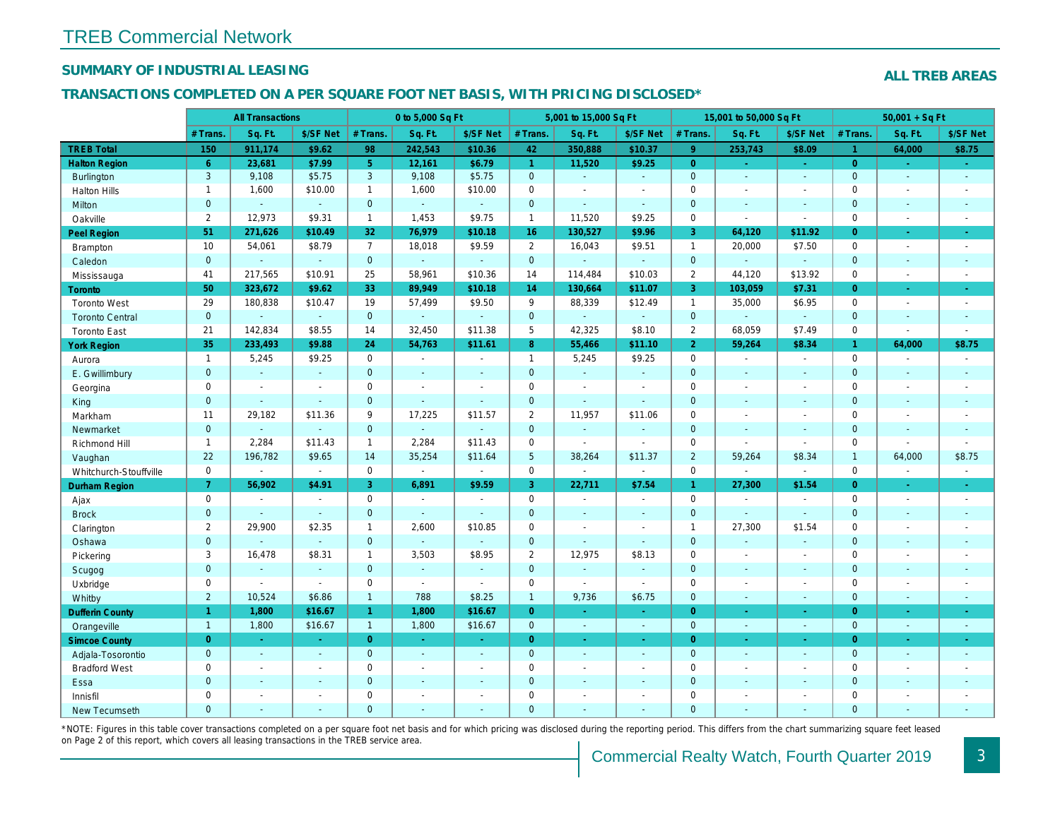# TREB Commercial Network

## SUMMARY OF INDUSTRIAL LEASING

**ALL TREB AREAS**

## TRANSACTIONS COMPLETED ON A PER SQUARE FOOT NET BASIS, WITH PRICING DISCLOSED*

| | All Transactions | | | 0 to 5,000 Sq Ft | | | 5,001 to 15,000 Sq Ft | | | 15,001 to 50,000 Sq Ft | | | 50,001 + Sq Ft | | |
|---|---|---|---|---|---|---|---|---|---|---|---|---|---|---|---|
| | # Trans. | Sq. Ft. | $/SF Net | # Trans. | Sq. Ft. | $/SF Net | # Trans. | Sq. Ft. | $/SF Net | # Trans. | Sq. Ft. | $/SF Net | # Trans. | Sq. Ft. | $/SF Net |
| **TREB Total** | **150** | **911,174** | **$9.62** | **98** | **242,543** | **$10.36** | **42** | **350,888** | **$10.37** | **9** | **253,743** | **$8.09** | **1** | **64,000** | **$8.75** |
| **Halton Region** | **6** | **23,681** | **$7.99** | **5** | **12,161** | **$6.79** | **1** | **11,520** | **$9.25** | **0** | **-** | **-** | **0** | **-** | **-** |
| Burlington | 3 | 9,108 | $5.75 | 3 | 9,108 | $5.75 | 0 | - | - | 0 | - | - | 0 | - | - |
| Halton Hills | 1 | 1,600 | $10.00 | 1 | 1,600 | $10.00 | 0 | - | - | 0 | - | - | 0 | - | - |
| Milton | 0 | - | - | 0 | - | - | 0 | - | - | 0 | - | - | 0 | - | - |
| Oakville | 2 | 12,973 | $9.31 | 1 | 1,453 | $9.75 | 1 | 11,520 | $9.25 | 0 | - | - | 0 | - | - |
| **Peel Region** | **51** | **271,626** | **$10.49** | **32** | **76,979** | **$10.18** | **16** | **130,527** | **$9.96** | **3** | **64,120** | **$11.92** | **0** | **-** | **-** |
| Brampton | 10 | 54,061 | $8.79 | 7 | 18,018 | $9.59 | 2 | 16,043 | $9.51 | 1 | 20,000 | $7.50 | 0 | - | - |
| Caledon | 0 | - | - | 0 | - | - | 0 | - | - | 0 | - | - | 0 | - | - |
| Mississauga | 41 | 217,565 | $10.91 | 25 | 58,961 | $10.36 | 14 | 114,484 | $10.03 | 2 | 44,120 | $13.92 | 0 | - | - |
| **Toronto** | **50** | **323,672** | **$9.62** | **33** | **89,949** | **$10.18** | **14** | **130,664** | **$11.07** | **3** | **103,059** | **$7.31** | **0** | **-** | **-** |
| Toronto West | 29 | 180,838 | $10.47 | 19 | 57,499 | $9.50 | 9 | 88,339 | $12.49 | 1 | 35,000 | $6.95 | 0 | - | - |
| Toronto Central | 0 | - | - | 0 | - | - | 0 | - | - | 0 | - | - | 0 | - | - |
| Toronto East | 21 | 142,834 | $8.55 | 14 | 32,450 | $11.38 | 5 | 42,325 | $8.10 | 2 | 68,059 | $7.49 | 0 | - | - |
| **York Region** | **35** | **233,493** | **$9.88** | **24** | **54,763** | **$11.61** | **8** | **55,466** | **$11.10** | **2** | **59,264** | **$8.34** | **1** | **64,000** | **$8.75** |
| Aurora | 1 | 5,245 | $9.25 | 0 | - | - | 1 | 5,245 | $9.25 | 0 | - | - | 0 | - | - |
| E. Gwillimbury | 0 | - | - | 0 | - | - | 0 | - | - | 0 | - | - | 0 | - | - |
| Georgina | 0 | - | - | 0 | - | - | 0 | - | - | 0 | - | - | 0 | - | - |
| King | 0 | - | - | 0 | - | - | 0 | - | - | 0 | - | - | 0 | - | - |
| Markham | 11 | 29,182 | $11.36 | 9 | 17,225 | $11.57 | 2 | 11,957 | $11.06 | 0 | - | - | 0 | - | - |
| Newmarket | 0 | - | - | 0 | - | - | 0 | - | - | 0 | - | - | 0 | - | - |
| Richmond Hill | 1 | 2,284 | $11.43 | 1 | 2,284 | $11.43 | 0 | - | - | 0 | - | - | 0 | - | - |
| Vaughan | 22 | 196,782 | $9.65 | 14 | 35,254 | $11.64 | 5 | 38,264 | $11.37 | 2 | 59,264 | $8.34 | 1 | 64,000 | $8.75 |
| Whitchurch-Stouffville | 0 | - | - | 0 | - | - | 0 | - | - | 0 | - | - | 0 | - | - |
| **Durham Region** | **7** | **56,902** | **$4.91** | **3** | **6,891** | **$9.59** | **3** | **22,711** | **$7.54** | **1** | **27,300** | **$1.54** | **0** | **-** | **-** |
| Ajax | 0 | - | - | 0 | - | - | 0 | - | - | 0 | - | - | 0 | - | - |
| Brock | 0 | - | - | 0 | - | - | 0 | - | - | 0 | - | - | 0 | - | - |
| Clarington | 2 | 29,900 | $2.35 | 1 | 2,600 | $10.85 | 0 | - | - | 1 | 27,300 | $1.54 | 0 | - | - |
| Oshawa | 0 | - | - | 0 | - | - | 0 | - | - | 0 | - | - | 0 | - | - |
| Pickering | 3 | 16,478 | $8.31 | 1 | 3,503 | $8.95 | 2 | 12,975 | $8.13 | 0 | - | - | 0 | - | - |
| Scugog | 0 | - | - | 0 | - | - | 0 | - | - | 0 | - | - | 0 | - | - |
| Uxbridge | 0 | - | - | 0 | - | - | 0 | - | - | 0 | - | - | 0 | - | - |
| Whitby | 2 | 10,524 | $6.86 | 1 | 788 | $8.25 | 1 | 9,736 | $6.75 | 0 | - | - | 0 | - | - |
| **Dufferin County** | **1** | **1,800** | **$16.67** | **1** | **1,800** | **$16.67** | **0** | **-** | **-** | **0** | **-** | **-** | **0** | **-** | **-** |
| Orangeville | 1 | 1,800 | $16.67 | 1 | 1,800 | $16.67 | 0 | - | - | 0 | - | - | 0 | - | - |
| **Simcoe County** | **0** | **-** | **-** | **0** | **-** | **-** | **0** | **-** | **-** | **0** | **-** | **-** | **0** | **-** | **-** |
| Adjala-Tosorontio | 0 | - | - | 0 | - | - | 0 | - | - | 0 | - | - | 0 | - | - |
| Bradford West | 0 | - | - | 0 | - | - | 0 | - | - | 0 | - | - | 0 | - | - |
| Essa | 0 | - | - | 0 | - | - | 0 | - | - | 0 | - | - | 0 | - | - |
| Innisfil | 0 | - | - | 0 | - | - | 0 | - | - | 0 | - | - | 0 | - | - |
| New Tecumseth | 0 | - | - | 0 | - | - | 0 | - | - | 0 | - | - | 0 | - | - |

*NOTE: Figures in this table cover transactions completed on a per square foot net basis and for which pricing was disclosed during the reporting period. This differs from the chart summarizing square feet leased on Page 2 of this report, which covers all leasing transactions in the TREB service area.

Commercial Realty Watch, Fourth Quarter 2019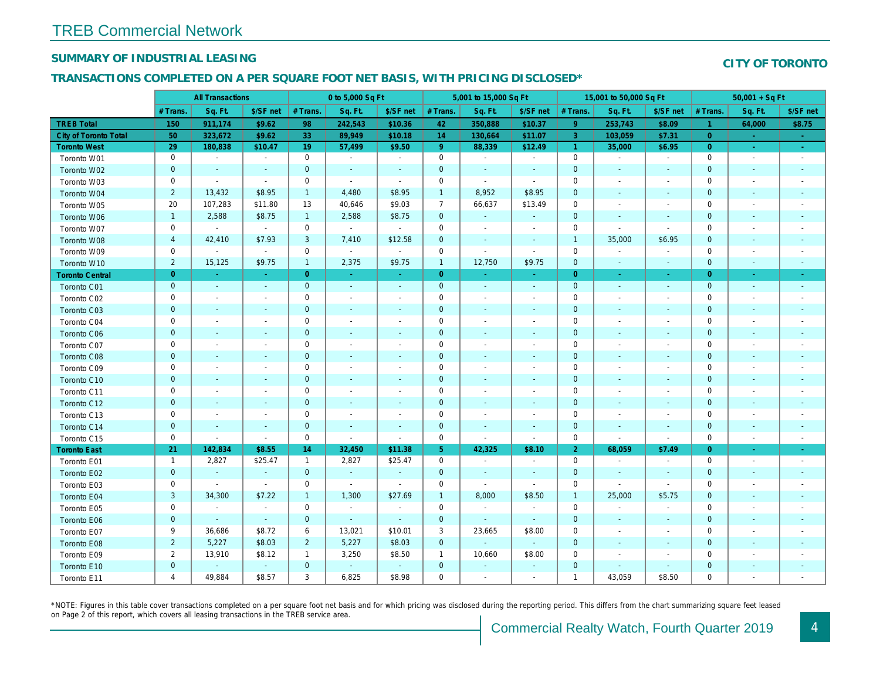# TREB Commercial Network

## SUMMARY OF INDUSTRIAL LEASING

**CITY OF TORONTO**

## TRANSACTIONS COMPLETED ON A PER SQUARE FOOT NET BASIS, WITH PRICING DISCLOSED*

| | All Transactions | | | 0 to 5,000 Sq Ft | | | 5,001 to 15,000 Sq Ft | | | 15,001 to 50,000 Sq Ft | | | 50,001 + Sq Ft | | |
|---|---|---|---|---|---|---|---|---|---|---|---|---|---|---|---|
| | # Trans. | Sq. Ft. | $/SF net | # Trans. | Sq. Ft. | $/SF net | # Trans. | Sq. Ft. | $/SF net | # Trans. | Sq. Ft. | $/SF net | # Trans. | Sq. Ft. | $/SF net |
| **TREB Total** | **150** | **911,174** | **$9.62** | **98** | **242,543** | **$10.36** | **42** | **350,888** | **$10.37** | **9** | **253,743** | **$8.09** | **1** | **64,000** | **$8.75** |
| **City of Toronto Total** | **50** | **323,672** | **$9.62** | **33** | **89,949** | **$10.18** | **14** | **130,664** | **$11.07** | **3** | **103,059** | **$7.31** | **0** | **-** | **-** |
| **Toronto West** | **29** | **180,838** | **$10.47** | **19** | **57,499** | **$9.50** | **9** | **88,339** | **$12.49** | **1** | **35,000** | **$6.95** | **0** | **-** | **-** |
| Toronto W01 | 0 | - | - | 0 | - | - | 0 | - | - | 0 | - | - | 0 | - | - |
| Toronto W02 | 0 | - | - | 0 | - | - | 0 | - | - | 0 | - | - | 0 | - | - |
| Toronto W03 | 0 | - | - | 0 | - | - | 0 | - | - | 0 | - | - | 0 | - | - |
| Toronto W04 | 2 | 13,432 | $8.95 | 1 | 4,480 | $8.95 | 1 | 8,952 | $8.95 | 0 | - | - | 0 | - | - |
| Toronto W05 | 20 | 107,283 | $11.80 | 13 | 40,646 | $9.03 | 7 | 66,637 | $13.49 | 0 | - | - | 0 | - | - |
| Toronto W06 | 1 | 2,588 | $8.75 | 1 | 2,588 | $8.75 | 0 | - | - | 0 | - | - | 0 | - | - |
| Toronto W07 | 0 | - | - | 0 | - | - | 0 | - | - | 0 | - | - | 0 | - | - |
| Toronto W08 | 4 | 42,410 | $7.93 | 3 | 7,410 | $12.58 | 0 | - | - | 1 | 35,000 | $6.95 | 0 | - | - |
| Toronto W09 | 0 | - | - | 0 | - | - | 0 | - | - | 0 | - | - | 0 | - | - |
| Toronto W10 | 2 | 15,125 | $9.75 | 1 | 2,375 | $9.75 | 1 | 12,750 | $9.75 | 0 | - | - | 0 | - | - |
| **Toronto Central** | **0** | **-** | **-** | **0** | **-** | **-** | **0** | **-** | **-** | **0** | **-** | **-** | **0** | **-** | **-** |
| Toronto C01 | 0 | - | - | 0 | - | - | 0 | - | - | 0 | - | - | 0 | - | - |
| Toronto C02 | 0 | - | - | 0 | - | - | 0 | - | - | 0 | - | - | 0 | - | - |
| Toronto C03 | 0 | - | - | 0 | - | - | 0 | - | - | 0 | - | - | 0 | - | - |
| Toronto C04 | 0 | - | - | 0 | - | - | 0 | - | - | 0 | - | - | 0 | - | - |
| Toronto C06 | 0 | - | - | 0 | - | - | 0 | - | - | 0 | - | - | 0 | - | - |
| Toronto C07 | 0 | - | - | 0 | - | - | 0 | - | - | 0 | - | - | 0 | - | - |
| Toronto C08 | 0 | - | - | 0 | - | - | 0 | - | - | 0 | - | - | 0 | - | - |
| Toronto C09 | 0 | - | - | 0 | - | - | 0 | - | - | 0 | - | - | 0 | - | - |
| Toronto C10 | 0 | - | - | 0 | - | - | 0 | - | - | 0 | - | - | 0 | - | - |
| Toronto C11 | 0 | - | - | 0 | - | - | 0 | - | - | 0 | - | - | 0 | - | - |
| Toronto C12 | 0 | - | - | 0 | - | - | 0 | - | - | 0 | - | - | 0 | - | - |
| Toronto C13 | 0 | - | - | 0 | - | - | 0 | - | - | 0 | - | - | 0 | - | - |
| Toronto C14 | 0 | - | - | 0 | - | - | 0 | - | - | 0 | - | - | 0 | - | - |
| Toronto C15 | 0 | - | - | 0 | - | - | 0 | - | - | 0 | - | - | 0 | - | - |
| **Toronto East** | **21** | **142,834** | **$8.55** | **14** | **32,450** | **$11.38** | **5** | **42,325** | **$8.10** | **2** | **68,059** | **$7.49** | **0** | **-** | **-** |
| Toronto E01 | 1 | 2,827 | $25.47 | 1 | 2,827 | $25.47 | 0 | - | - | 0 | - | - | 0 | - | - |
| Toronto E02 | 0 | - | - | 0 | - | - | 0 | - | - | 0 | - | - | 0 | - | - |
| Toronto E03 | 0 | - | - | 0 | - | - | 0 | - | - | 0 | - | - | 0 | - | - |
| Toronto E04 | 3 | 34,300 | $7.22 | 1 | 1,300 | $27.69 | 1 | 8,000 | $8.50 | 1 | 25,000 | $5.75 | 0 | - | - |
| Toronto E05 | 0 | - | - | 0 | - | - | 0 | - | - | 0 | - | - | 0 | - | - |
| Toronto E06 | 0 | - | - | 0 | - | - | 0 | - | - | 0 | - | - | 0 | - | - |
| Toronto E07 | 9 | 36,686 | $8.72 | 6 | 13,021 | $10.01 | 3 | 23,665 | $8.00 | 0 | - | - | 0 | - | - |
| Toronto E08 | 2 | 5,227 | $8.03 | 2 | 5,227 | $8.03 | 0 | - | - | 0 | - | - | 0 | - | - |
| Toronto E09 | 2 | 13,910 | $8.12 | 1 | 3,250 | $8.50 | 1 | 10,660 | $8.00 | 0 | - | - | 0 | - | - |
| Toronto E10 | 0 | - | - | 0 | - | - | 0 | - | - | 0 | - | - | 0 | - | - |
| Toronto E11 | 4 | 49,884 | $8.57 | 3 | 6,825 | $8.98 | 0 | - | - | 1 | 43,059 | $8.50 | 0 | - | - |

*NOTE: Figures in this table cover transactions completed on a per square foot net basis and for which pricing was disclosed during the reporting period. This differs from the chart summarizing square feet leased on Page 2 of this report, which covers all leasing transactions in the TREB service area.

Commercial Realty Watch, Fourth Quarter 2019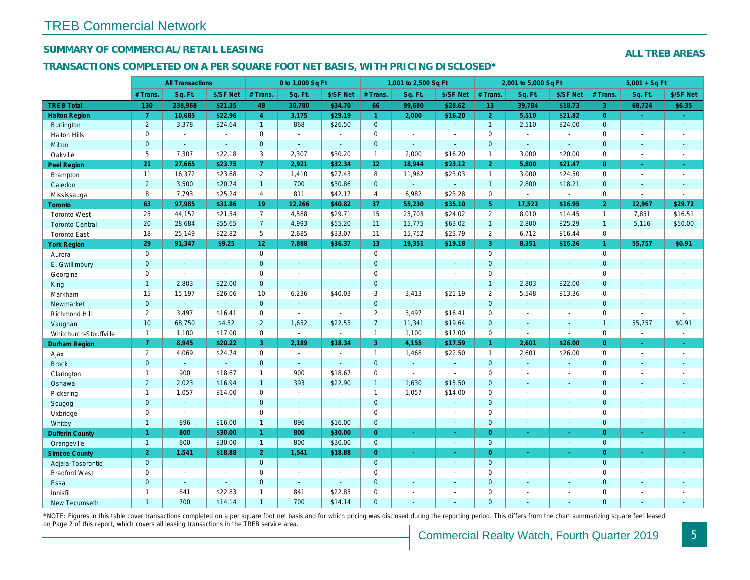# TREB Commercial Network

## SUMMARY OF COMMERCIAL/RETAIL LEASING

**ALL TREB AREAS**

## TRANSACTIONS COMPLETED ON A PER SQUARE FOOT NET BASIS, WITH PRICING DISCLOSED*

| | All Transactions | | | 0 to 1,000 Sq Ft | | | 1,001 to 2,500 Sq Ft | | | 2,001 to 5,000 Sq Ft | | | 5,001 + Sq Ft | | |
|---|---|---|---|---|---|---|---|---|---|---|---|---|---|---|---|
| | # Trans. | Sq. Ft. | $/SF Net | # Trans. | Sq. Ft. | $/SF Net | # Trans. | Sq. Ft. | $/SF Net | # Trans. | Sq. Ft. | $/SF Net | # Trans. | Sq. Ft. | $/SF Net |
| **TREB Total** | **130** | **238,968** | **$21.35** | **48** | **30,780** | **$34.70** | **66** | **99,680** | **$28.62** | **13** | **39,784** | **$18.73** | **3** | **68,724** | **$6.35** |
| **Halton Region** | **7** | **10,685** | **$22.96** | **4** | **3,175** | **$29.19** | **1** | **2,000** | **$16.20** | **2** | **5,510** | **$21.82** | **0** | **-** | **-** |
| Burlington | 2 | 3,378 | $24.64 | 1 | 868 | $26.50 | 0 | - | - | 1 | 2,510 | $24.00 | 0 | - | - |
| Halton Hills | 0 | - | - | 0 | - | - | 0 | - | - | 0 | - | - | 0 | - | - |
| Milton | 0 | - | - | 0 | - | - | 0 | - | - | 0 | - | - | 0 | - | - |
| Oakville | 5 | 7,307 | $22.18 | 3 | 2,307 | $30.20 | 1 | 2,000 | $16.20 | 1 | 3,000 | $20.00 | 0 | - | - |
| **Peel Region** | **21** | **27,665** | **$23.75** | **7** | **2,921** | **$32.34** | **12** | **18,944** | **$23.12** | **2** | **5,800** | **$21.47** | **0** | **-** | **-** |
| Brampton | 11 | 16,372 | $23.68 | 2 | 1,410 | $27.43 | 8 | 11,962 | $23.03 | 1 | 3,000 | $24.50 | 0 | - | - |
| Caledon | 2 | 3,500 | $20.74 | 1 | 700 | $30.86 | 0 | - | - | 1 | 2,800 | $18.21 | 0 | - | - |
| Mississauga | 8 | 7,793 | $25.24 | 4 | 811 | $42.17 | 4 | 6,982 | $23.28 | 0 | - | - | 0 | - | - |
| **Toronto** | **63** | **97,985** | **$31.86** | **19** | **12,266** | **$40.82** | **37** | **55,230** | **$35.10** | **5** | **17,522** | **$16.95** | **2** | **12,967** | **$29.72** |
| Toronto West | 25 | 44,152 | $21.54 | 7 | 4,588 | $29.71 | 15 | 23,703 | $24.02 | 2 | 8,010 | $14.45 | 1 | 7,851 | $16.51 |
| Toronto Central | 20 | 28,684 | $55.65 | 7 | 4,993 | $55.20 | 11 | 15,775 | $63.02 | 1 | 2,800 | $25.29 | 1 | 5,116 | $50.00 |
| Toronto East | 18 | 25,149 | $22.82 | 5 | 2,685 | $33.07 | 11 | 15,752 | $23.79 | 2 | 6,712 | $16.44 | 0 | - | - |
| **York Region** | **29** | **91,347** | **$9.25** | **12** | **7,888** | **$36.37** | **13** | **19,351** | **$19.18** | **3** | **8,351** | **$16.26** | **1** | **55,757** | **$0.91** |
| Aurora | 0 | - | - | 0 | - | - | 0 | - | - | 0 | - | - | 0 | - | - |
| E. Gwillimbury | 0 | - | - | 0 | - | - | 0 | - | - | 0 | - | - | 0 | - | - |
| Georgina | 0 | - | - | 0 | - | - | 0 | - | - | 0 | - | - | 0 | - | - |
| King | 1 | 2,803 | $22.00 | 0 | - | - | 0 | - | - | 1 | 2,803 | $22.00 | 0 | - | - |
| Markham | 15 | 15,197 | $26.06 | 10 | 6,236 | $40.03 | 3 | 3,413 | $21.19 | 2 | 5,548 | $13.36 | 0 | - | - |
| Newmarket | 0 | - | - | 0 | - | - | 0 | - | - | 0 | - | - | 0 | - | - |
| Richmond Hill | 2 | 3,497 | $16.41 | 0 | - | - | 2 | 3,497 | $16.41 | 0 | - | - | 0 | - | - |
| Vaughan | 10 | 68,750 | $4.52 | 2 | 1,652 | $22.53 | 7 | 11,341 | $19.64 | 0 | - | - | 1 | 55,757 | $0.91 |
| Whitchurch-Stouffville | 1 | 1,100 | $17.00 | 0 | - | - | 1 | 1,100 | $17.00 | 0 | - | - | 0 | - | - |
| **Durham Region** | **7** | **8,945** | **$20.22** | **3** | **2,189** | **$18.34** | **3** | **4,155** | **$17.59** | **1** | **2,601** | **$26.00** | **0** | **-** | **-** |
| Ajax | 2 | 4,069 | $24.74 | 0 | - | - | 1 | 1,468 | $22.50 | 1 | 2,601 | $26.00 | 0 | - | - |
| Brock | 0 | - | - | 0 | - | - | 0 | - | - | 0 | - | - | 0 | - | - |
| Clarington | 1 | 900 | $18.67 | 1 | 900 | $18.67 | 0 | - | - | 0 | - | - | 0 | - | - |
| Oshawa | 2 | 2,023 | $16.94 | 1 | 393 | $22.90 | 1 | 1,630 | $15.50 | 0 | - | - | 0 | - | - |
| Pickering | 1 | 1,057 | $14.00 | 0 | - | - | 1 | 1,057 | $14.00 | 0 | - | - | 0 | - | - |
| Scugog | 0 | - | - | 0 | - | - | 0 | - | - | 0 | - | - | 0 | - | - |
| Uxbridge | 0 | - | - | 0 | - | - | 0 | - | - | 0 | - | - | 0 | - | - |
| Whitby | 1 | 896 | $16.00 | 1 | 896 | $16.00 | 0 | - | - | 0 | - | - | 0 | - | - |
| **Dufferin County** | **1** | **800** | **$30.00** | **1** | **800** | **$30.00** | **0** | **-** | **-** | **0** | **-** | **-** | **0** | **-** | **-** |
| Orangeville | 1 | 800 | $30.00 | 1 | 800 | $30.00 | 0 | - | - | 0 | - | - | 0 | - | - |
| **Simcoe County** | **2** | **1,541** | **$18.88** | **2** | **1,541** | **$18.88** | **0** | **-** | **-** | **0** | **-** | **-** | **0** | **-** | **-** |
| Adjala-Tosorontio | 0 | - | - | 0 | - | - | 0 | - | - | 0 | - | - | 0 | - | - |
| Bradford West | 0 | - | - | 0 | - | - | 0 | - | - | 0 | - | - | 0 | - | - |
| Essa | 0 | - | - | 0 | - | - | 0 | - | - | 0 | - | - | 0 | - | - |
| Innisfil | 1 | 841 | $22.83 | 1 | 841 | $22.83 | 0 | - | - | 0 | - | - | 0 | - | - |
| New Tecumseth | 1 | 700 | $14.14 | 1 | 700 | $14.14 | 0 | - | - | 0 | - | - | 0 | - | - |

*NOTE: Figures in this table cover transactions completed on a per square foot net basis and for which pricing was disclosed during the reporting period. This differs from the chart summarizing square feet leased on Page 2 of this report, which covers all leasing transactions in the TREB service area.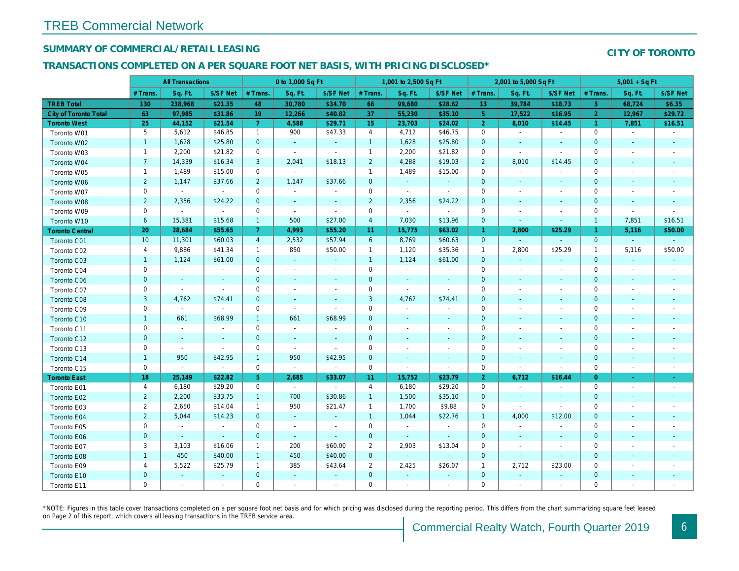# TREB Commercial Network

## SUMMARY OF COMMERCIAL/RETAIL LEASING

**CITY OF TORONTO**

## TRANSACTIONS COMPLETED ON A PER SQUARE FOOT NET BASIS, WITH PRICING DISCLOSED*

| | All Transactions | | | 0 to 1,000 Sq Ft | | | 1,001 to 2,500 Sq Ft | | | 2,001 to 5,000 Sq Ft | | | 5,001 + Sq Ft | | |
|---|---|---|---|---|---|---|---|---|---|---|---|---|---|---|---|
| | # Trans. | Sq. Ft. | $/SF Net | # Trans. | Sq. Ft. | $/SF Net | # Trans. | Sq. Ft. | $/SF Net | # Trans. | Sq. Ft. | $/SF Net | # Trans. | Sq. Ft. | $/SF Net |
| **TREB Total** | **130** | **238,968** | **$21.35** | **48** | **30,780** | **$34.70** | **66** | **99,680** | **$28.62** | **13** | **39,784** | **$18.73** | **3** | **68,724** | **$6.35** |
| **City of Toronto Total** | **63** | **97,985** | **$31.86** | **19** | **12,266** | **$40.82** | **37** | **55,230** | **$35.10** | **5** | **17,522** | **$16.95** | **2** | **12,967** | **$29.72** |
| **Toronto West** | **25** | **44,152** | **$21.54** | **7** | **4,588** | **$29.71** | **15** | **23,703** | **$24.02** | **2** | **8,010** | **$14.45** | **1** | **7,851** | **$16.51** |
| Toronto W01 | 5 | 5,612 | $46.85 | 1 | 900 | $47.33 | 4 | 4,712 | $46.75 | 0 | - | - | 0 | - | - |
| Toronto W02 | 1 | 1,628 | $25.80 | 0 | - | - | 1 | 1,628 | $25.80 | 0 | - | - | 0 | - | - |
| Toronto W03 | 1 | 2,200 | $21.82 | 0 | - | - | 1 | 2,200 | $21.82 | 0 | - | - | 0 | - | - |
| Toronto W04 | 7 | 14,339 | $16.34 | 3 | 2,041 | $18.13 | 2 | 4,288 | $19.03 | 2 | 8,010 | $14.45 | 0 | - | - |
| Toronto W05 | 1 | 1,489 | $15.00 | 0 | - | - | 1 | 1,489 | $15.00 | 0 | - | - | 0 | - | - |
| Toronto W06 | 2 | 1,147 | $37.66 | 2 | 1,147 | $37.66 | 0 | - | - | 0 | - | - | 0 | - | - |
| Toronto W07 | 0 | - | - | 0 | - | - | 0 | - | - | 0 | - | - | 0 | - | - |
| Toronto W08 | 2 | 2,356 | $24.22 | 0 | - | - | 2 | 2,356 | $24.22 | 0 | - | - | 0 | - | - |
| Toronto W09 | 0 | - | - | 0 | - | - | 0 | - | - | 0 | - | - | 0 | - | - |
| Toronto W10 | 6 | 15,381 | $15.68 | 1 | 500 | $27.00 | 4 | 7,030 | $13.96 | 0 | - | - | 1 | 7,851 | $16.51 |
| **Toronto Central** | **20** | **28,684** | **$55.65** | **7** | **4,993** | **$55.20** | **11** | **15,775** | **$63.02** | **1** | **2,800** | **$25.29** | **1** | **5,116** | **$50.00** |
| Toronto C01 | 10 | 11,301 | $60.03 | 4 | 2,532 | $57.94 | 6 | 8,769 | $60.63 | 0 | - | - | 0 | - | - |
| Toronto C02 | 4 | 9,886 | $41.34 | 1 | 850 | $50.00 | 1 | 1,120 | $35.36 | 1 | 2,800 | $25.29 | 1 | 5,116 | $50.00 |
| Toronto C03 | 1 | 1,124 | $61.00 | 0 | - | - | 1 | 1,124 | $61.00 | 0 | - | - | 0 | - | - |
| Toronto C04 | 0 | - | - | 0 | - | - | 0 | - | - | 0 | - | - | 0 | - | - |
| Toronto C06 | 0 | - | - | 0 | - | - | 0 | - | - | 0 | - | - | 0 | - | - |
| Toronto C07 | 0 | - | - | 0 | - | - | 0 | - | - | 0 | - | - | 0 | - | - |
| Toronto C08 | 3 | 4,762 | $74.41 | 0 | - | - | 3 | 4,762 | $74.41 | 0 | - | - | 0 | - | - |
| Toronto C09 | 0 | - | - | 0 | - | - | 0 | - | - | 0 | - | - | 0 | - | - |
| Toronto C10 | 1 | 661 | $68.99 | 1 | 661 | $68.99 | 0 | - | - | 0 | - | - | 0 | - | - |
| Toronto C11 | 0 | - | - | 0 | - | - | 0 | - | - | 0 | - | - | 0 | - | - |
| Toronto C12 | 0 | - | - | 0 | - | - | 0 | - | - | 0 | - | - | 0 | - | - |
| Toronto C13 | 0 | - | - | 0 | - | - | 0 | - | - | 0 | - | - | 0 | - | - |
| Toronto C14 | 1 | 950 | $42.95 | 1 | 950 | $42.95 | 0 | - | - | 0 | - | - | 0 | - | - |
| Toronto C15 | 0 | - | - | 0 | - | - | 0 | - | - | 0 | - | - | 0 | - | - |
| **Toronto East** | **18** | **25,149** | **$22.82** | **5** | **2,685** | **$33.07** | **11** | **15,752** | **$23.79** | **2** | **6,712** | **$16.44** | **0** | **-** | **-** |
| Toronto E01 | 4 | 6,180 | $29.20 | 0 | - | - | 4 | 6,180 | $29.20 | 0 | - | - | 0 | - | - |
| Toronto E02 | 2 | 2,200 | $33.75 | 1 | 700 | $30.86 | 1 | 1,500 | $35.10 | 0 | - | - | 0 | - | - |
| Toronto E03 | 2 | 2,650 | $14.04 | 1 | 950 | $21.47 | 1 | 1,700 | $9.88 | 0 | - | - | 0 | - | - |
| Toronto E04 | 2 | 5,044 | $14.23 | 0 | - | - | 1 | 1,044 | $22.76 | 1 | 4,000 | $12.00 | 0 | - | - |
| Toronto E05 | 0 | - | - | 0 | - | - | 0 | - | - | 0 | - | - | 0 | - | - |
| Toronto E06 | 0 | - | - | 0 | - | - | 0 | - | - | 0 | - | - | 0 | - | - |
| Toronto E07 | 3 | 3,103 | $16.06 | 1 | 200 | $60.00 | 2 | 2,903 | $13.04 | 0 | - | - | 0 | - | - |
| Toronto E08 | 1 | 450 | $40.00 | 1 | 450 | $40.00 | 0 | - | - | 0 | - | - | 0 | - | - |
| Toronto E09 | 4 | 5,522 | $25.79 | 1 | 385 | $43.64 | 2 | 2,425 | $26.07 | 1 | 2,712 | $23.00 | 0 | - | - |
| Toronto E10 | 0 | - | - | 0 | - | - | 0 | - | - | 0 | - | - | 0 | - | - |
| Toronto E11 | 0 | - | - | 0 | - | - | 0 | - | - | 0 | - | - | 0 | - | - |

*NOTE: Figures in this table cover transactions completed on a per square foot net basis and for which pricing was disclosed during the reporting period. This differs from the chart summarizing square feet leased on Page 2 of this report, which covers all leasing transactions in the TREB service area.

Commercial Realty Watch, Fourth Quarter 2019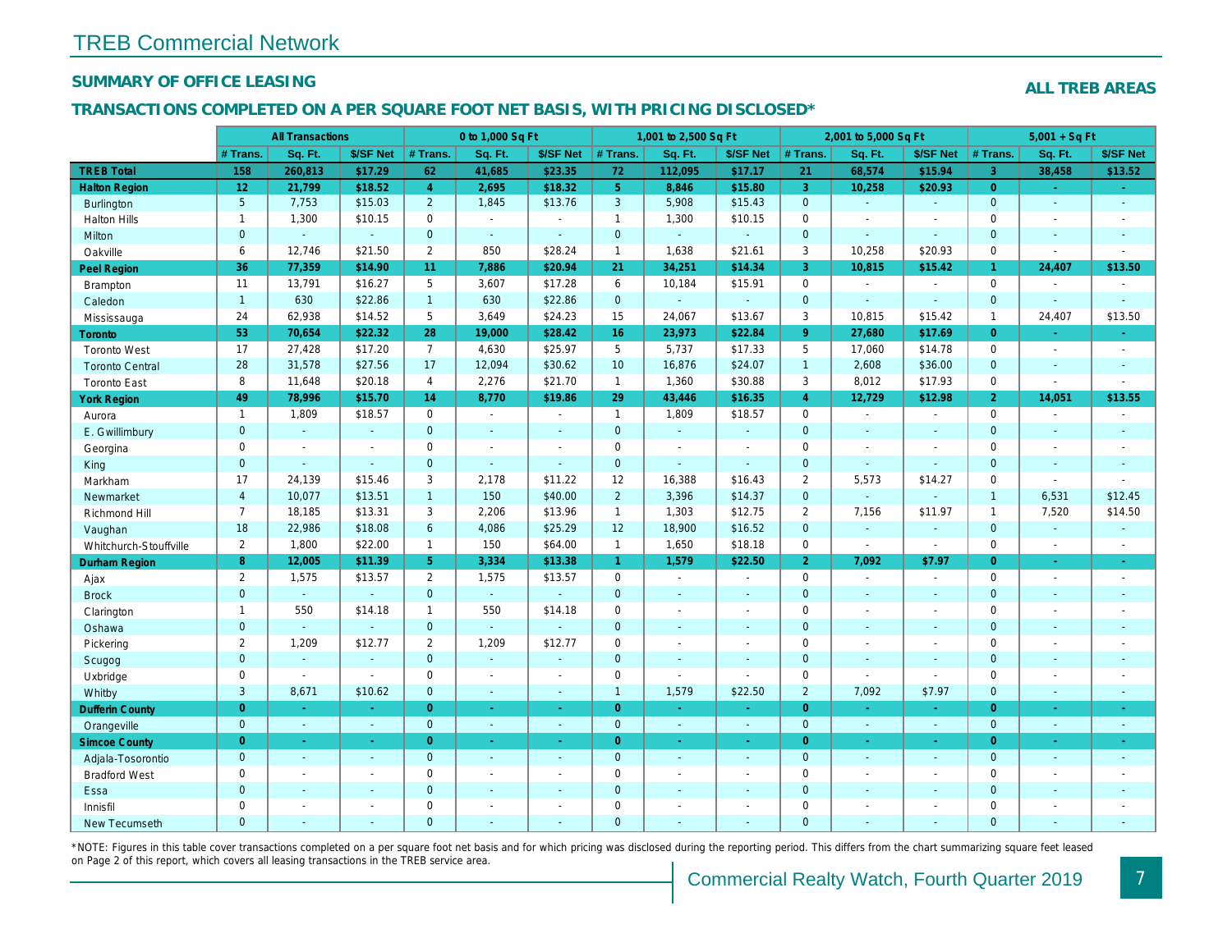# TREB Commercial Network

## SUMMARY OF OFFICE LEASING

**ALL TREB AREAS**

### TRANSACTIONS COMPLETED ON A PER SQUARE FOOT NET BASIS, WITH PRICING DISCLOSED*

| | All Transactions | | | 0 to 1,000 Sq Ft | | | 1,001 to 2,500 Sq Ft | | | 2,001 to 5,000 Sq Ft | | | 5,001 + Sq Ft | | |
|---|---|---|---|---|---|---|---|---|---|---|---|---|---|---|---|
| | # Trans. | Sq. Ft. | $/SF Net | # Trans. | Sq. Ft. | $/SF Net | # Trans. | Sq. Ft. | $/SF Net | # Trans. | Sq. Ft. | $/SF Net | # Trans. | Sq. Ft. | $/SF Net |
| **TREB Total** | **158** | **260,813** | **$17.29** | **62** | **41,685** | **$23.35** | **72** | **112,095** | **$17.17** | **21** | **68,574** | **$15.94** | **3** | **38,458** | **$13.52** |
| **Halton Region** | **12** | **21,799** | **$18.52** | **4** | **2,695** | **$18.32** | **5** | **8,846** | **$15.80** | **3** | **10,258** | **$20.93** | **0** | **-** | **-** |
| Burlington | 5 | 7,753 | $15.03 | 2 | 1,845 | $13.76 | 3 | 5,908 | $15.43 | 0 | - | - | 0 | - | - |
| Halton Hills | 1 | 1,300 | $10.15 | 0 | - | - | 1 | 1,300 | $10.15 | 0 | - | - | 0 | - | - |
| Milton | 0 | - | - | 0 | - | - | 0 | - | - | 0 | - | - | 0 | - | - |
| Oakville | 6 | 12,746 | $21.50 | 2 | 850 | $28.24 | 1 | 1,638 | $21.61 | 3 | 10,258 | $20.93 | 0 | - | - |
| **Peel Region** | **36** | **77,359** | **$14.90** | **11** | **7,886** | **$20.94** | **21** | **34,251** | **$14.34** | **3** | **10,815** | **$15.42** | **1** | **24,407** | **$13.50** |
| Brampton | 11 | 13,791 | $16.27 | 5 | 3,607 | $17.28 | 6 | 10,184 | $15.91 | 0 | - | - | 0 | - | - |
| Caledon | 1 | 630 | $22.86 | 1 | 630 | $22.86 | 0 | - | - | 0 | - | - | 0 | - | - |
| Mississauga | 24 | 62,938 | $14.52 | 5 | 3,649 | $24.23 | 15 | 24,067 | $13.67 | 3 | 10,815 | $15.42 | 1 | 24,407 | $13.50 |
| **Toronto** | **53** | **70,654** | **$22.32** | **28** | **19,000** | **$28.42** | **16** | **23,973** | **$22.84** | **9** | **27,680** | **$17.69** | **0** | **-** | **-** |
| Toronto West | 17 | 27,428 | $17.20 | 7 | 4,630 | $25.97 | 5 | 5,737 | $17.33 | 5 | 17,060 | $14.78 | 0 | - | - |
| Toronto Central | 28 | 31,578 | $27.56 | 17 | 12,094 | $30.62 | 10 | 16,876 | $24.07 | 1 | 2,608 | $36.00 | 0 | - | - |
| Toronto East | 8 | 11,648 | $20.18 | 4 | 2,276 | $21.70 | 1 | 1,360 | $30.88 | 3 | 8,012 | $17.93 | 0 | - | - |
| **York Region** | **49** | **78,996** | **$15.70** | **14** | **8,770** | **$19.86** | **29** | **43,446** | **$16.35** | **4** | **12,729** | **$12.98** | **2** | **14,051** | **$13.55** |
| Aurora | 1 | 1,809 | $18.57 | 0 | - | - | 1 | 1,809 | $18.57 | 0 | - | - | 0 | - | - |
| E. Gwillimbury | 0 | - | - | 0 | - | - | 0 | - | - | 0 | - | - | 0 | - | - |
| Georgina | 0 | - | - | 0 | - | - | 0 | - | - | 0 | - | - | 0 | - | - |
| King | 0 | - | - | 0 | - | - | 0 | - | - | 0 | - | - | 0 | - | - |
| Markham | 17 | 24,139 | $15.46 | 3 | 2,178 | $11.22 | 12 | 16,388 | $16.43 | 2 | 5,573 | $14.27 | 0 | - | - |
| Newmarket | 4 | 10,077 | $13.51 | 1 | 150 | $40.00 | 2 | 3,396 | $14.37 | 0 | - | - | 1 | 6,531 | $12.45 |
| Richmond Hill | 7 | 18,185 | $13.31 | 3 | 2,206 | $13.96 | 1 | 1,303 | $12.75 | 2 | 7,156 | $11.97 | 1 | 7,520 | $14.50 |
| Vaughan | 18 | 22,986 | $18.08 | 6 | 4,086 | $25.29 | 12 | 18,900 | $16.52 | 0 | - | - | 0 | - | - |
| Whitchurch-Stouffville | 2 | 1,800 | $22.00 | 1 | 150 | $64.00 | 1 | 1,650 | $18.18 | 0 | - | - | 0 | - | - |
| **Durham Region** | **8** | **12,005** | **$11.39** | **5** | **3,334** | **$13.38** | **1** | **1,579** | **$22.50** | **2** | **7,092** | **$7.97** | **0** | **-** | **-** |
| Ajax | 2 | 1,575 | $13.57 | 2 | 1,575 | $13.57 | 0 | - | - | 0 | - | - | 0 | - | - |
| Brock | 0 | - | - | 0 | - | - | 0 | - | - | 0 | - | - | 0 | - | - |
| Clarington | 1 | 550 | $14.18 | 1 | 550 | $14.18 | 0 | - | - | 0 | - | - | 0 | - | - |
| Oshawa | 0 | - | - | 0 | - | - | 0 | - | - | 0 | - | - | 0 | - | - |
| Pickering | 2 | 1,209 | $12.77 | 2 | 1,209 | $12.77 | 0 | - | - | 0 | - | - | 0 | - | - |
| Scugog | 0 | - | - | 0 | - | - | 0 | - | - | 0 | - | - | 0 | - | - |
| Uxbridge | 0 | - | - | 0 | - | - | 0 | - | - | 0 | - | - | 0 | - | - |
| Whitby | 3 | 8,671 | $10.62 | 0 | - | - | 1 | 1,579 | $22.50 | 2 | 7,092 | $7.97 | 0 | - | - |
| **Dufferin County** | **0** | **-** | **-** | **0** | **-** | **-** | **0** | **-** | **-** | **0** | **-** | **-** | **0** | **-** | **-** |
| Orangeville | 0 | - | - | 0 | - | - | 0 | - | - | 0 | - | - | 0 | - | - |
| **Simcoe County** | **0** | **-** | **-** | **0** | **-** | **-** | **0** | **-** | **-** | **0** | **-** | **-** | **0** | **-** | **-** |
| Adjala-Tosorontio | 0 | - | - | 0 | - | - | 0 | - | - | 0 | - | - | 0 | - | - |
| Bradford West | 0 | - | - | 0 | - | - | 0 | - | - | 0 | - | - | 0 | - | - |
| Essa | 0 | - | - | 0 | - | - | 0 | - | - | 0 | - | - | 0 | - | - |
| Innisfil | 0 | - | - | 0 | - | - | 0 | - | - | 0 | - | - | 0 | - | - |
| New Tecumseth | 0 | - | - | 0 | - | - | 0 | - | - | 0 | - | - | 0 | - | - |

*NOTE: Figures in this table cover transactions completed on a per square foot net basis and for which pricing was disclosed during the reporting period. This differs from the chart summarizing square feet leased on Page 2 of this report, which covers all leasing transactions in the TREB service area.

Commercial Realty Watch, Fourth Quarter 2019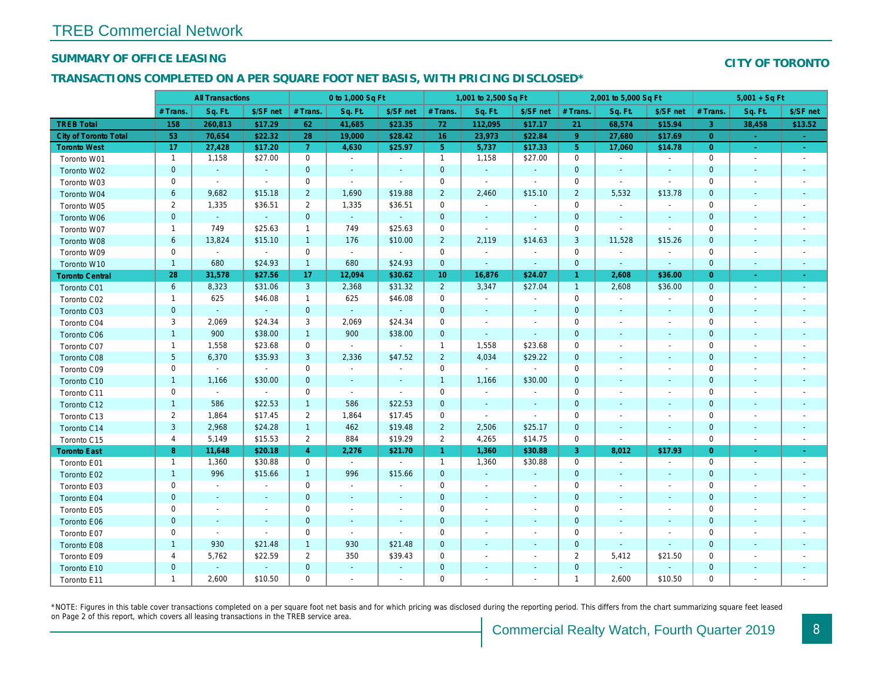# TREB Commercial Network

## SUMMARY OF OFFICE LEASING

**CITY OF TORONTO**

## TRANSACTIONS COMPLETED ON A PER SQUARE FOOT NET BASIS, WITH PRICING DISCLOSED*

| | All Transactions | | | 0 to 1,000 Sq Ft | | | 1,001 to 2,500 Sq Ft | | | 2,001 to 5,000 Sq Ft | | | 5,001 + Sq Ft | | |
|---|---|---|---|---|---|---|---|---|---|---|---|---|---|---|---|
| | # Trans. | Sq. Ft. | $/SF net | # Trans. | Sq. Ft. | $/SF net | # Trans. | Sq. Ft. | $/SF net | # Trans. | Sq. Ft. | $/SF net | # Trans. | Sq. Ft. | $/SF net |
| **TREB Total** | 158 | 260,813 | $17.29 | 62 | 41,685 | $23.35 | 72 | 112,095 | $17.17 | 21 | 68,574 | $15.94 | 3 | 38,458 | $13.52 |
| **City of Toronto Total** | 53 | 70,654 | $22.32 | 28 | 19,000 | $28.42 | 16 | 23,973 | $22.84 | 9 | 27,680 | $17.69 | 0 | - | - |
| **Toronto West** | 17 | 27,428 | $17.20 | 7 | 4,630 | $25.97 | 5 | 5,737 | $17.33 | 5 | 17,060 | $14.78 | 0 | - | - |
| Toronto W01 | 1 | 1,158 | $27.00 | 0 | - | - | 1 | 1,158 | $27.00 | 0 | - | - | 0 | - | - |
| Toronto W02 | 0 | - | - | 0 | - | - | 0 | - | - | 0 | - | - | 0 | - | - |
| Toronto W03 | 0 | - | - | 0 | - | - | 0 | - | - | 0 | - | - | 0 | - | - |
| Toronto W04 | 6 | 9,682 | $15.18 | 2 | 1,690 | $19.88 | 2 | 2,460 | $15.10 | 2 | 5,532 | $13.78 | 0 | - | - |
| Toronto W05 | 2 | 1,335 | $36.51 | 2 | 1,335 | $36.51 | 0 | - | - | 0 | - | - | 0 | - | - |
| Toronto W06 | 0 | - | - | 0 | - | - | 0 | - | - | 0 | - | - | 0 | - | - |
| Toronto W07 | 1 | 749 | $25.63 | 1 | 749 | $25.63 | 0 | - | - | 0 | - | - | 0 | - | - |
| Toronto W08 | 6 | 13,824 | $15.10 | 1 | 176 | $10.00 | 2 | 2,119 | $14.63 | 3 | 11,528 | $15.26 | 0 | - | - |
| Toronto W09 | 0 | - | - | 0 | - | - | 0 | - | - | 0 | - | - | 0 | - | - |
| Toronto W10 | 1 | 680 | $24.93 | 1 | 680 | $24.93 | 0 | - | - | 0 | - | - | 0 | - | - |
| **Toronto Central** | 28 | 31,578 | $27.56 | 17 | 12,094 | $30.62 | 10 | 16,876 | $24.07 | 1 | 2,608 | $36.00 | 0 | - | - |
| Toronto C01 | 6 | 8,323 | $31.06 | 3 | 2,368 | $31.32 | 2 | 3,347 | $27.04 | 1 | 2,608 | $36.00 | 0 | - | - |
| Toronto C02 | 1 | 625 | $46.08 | 1 | 625 | $46.08 | 0 | - | - | 0 | - | - | 0 | - | - |
| Toronto C03 | 0 | - | - | 0 | - | - | 0 | - | - | 0 | - | - | 0 | - | - |
| Toronto C04 | 3 | 2,069 | $24.34 | 3 | 2,069 | $24.34 | 0 | - | - | 0 | - | - | 0 | - | - |
| Toronto C06 | 1 | 900 | $38.00 | 1 | 900 | $38.00 | 0 | - | - | 0 | - | - | 0 | - | - |
| Toronto C07 | 1 | 1,558 | $23.68 | 0 | - | - | 1 | 1,558 | $23.68 | 0 | - | - | 0 | - | - |
| Toronto C08 | 5 | 6,370 | $35.93 | 3 | 2,336 | $47.52 | 2 | 4,034 | $29.22 | 0 | - | - | 0 | - | - |
| Toronto C09 | 0 | - | - | 0 | - | - | 0 | - | - | 0 | - | - | 0 | - | - |
| Toronto C10 | 1 | 1,166 | $30.00 | 0 | - | - | 1 | 1,166 | $30.00 | 0 | - | - | 0 | - | - |
| Toronto C11 | 0 | - | - | 0 | - | - | 0 | - | - | 0 | - | - | 0 | - | - |
| Toronto C12 | 1 | 586 | $22.53 | 1 | 586 | $22.53 | 0 | - | - | 0 | - | - | 0 | - | - |
| Toronto C13 | 2 | 1,864 | $17.45 | 2 | 1,864 | $17.45 | 0 | - | - | 0 | - | - | 0 | - | - |
| Toronto C14 | 3 | 2,968 | $24.28 | 1 | 462 | $19.48 | 2 | 2,506 | $25.17 | 0 | - | - | 0 | - | - |
| Toronto C15 | 4 | 5,149 | $15.53 | 2 | 884 | $19.29 | 2 | 4,265 | $14.75 | 0 | - | - | 0 | - | - |
| **Toronto East** | 8 | 11,648 | $20.18 | 4 | 2,276 | $21.70 | 1 | 1,360 | $30.88 | 3 | 8,012 | $17.93 | 0 | - | - |
| Toronto E01 | 1 | 1,360 | $30.88 | 0 | - | - | 1 | 1,360 | $30.88 | 0 | - | - | 0 | - | - |
| Toronto E02 | 1 | 996 | $15.66 | 1 | 996 | $15.66 | 0 | - | - | 0 | - | - | 0 | - | - |
| Toronto E03 | 0 | - | - | 0 | - | - | 0 | - | - | 0 | - | - | 0 | - | - |
| Toronto E04 | 0 | - | - | 0 | - | - | 0 | - | - | 0 | - | - | 0 | - | - |
| Toronto E05 | 0 | - | - | 0 | - | - | 0 | - | - | 0 | - | - | 0 | - | - |
| Toronto E06 | 0 | - | - | 0 | - | - | 0 | - | - | 0 | - | - | 0 | - | - |
| Toronto E07 | 0 | - | - | 0 | - | - | 0 | - | - | 0 | - | - | 0 | - | - |
| Toronto E08 | 1 | 930 | $21.48 | 1 | 930 | $21.48 | 0 | - | - | 0 | - | - | 0 | - | - |
| Toronto E09 | 4 | 5,762 | $22.59 | 2 | 350 | $39.43 | 0 | - | - | 2 | 5,412 | $21.50 | 0 | - | - |
| Toronto E10 | 0 | - | - | 0 | - | - | 0 | - | - | 0 | - | - | 0 | - | - |
| Toronto E11 | 1 | 2,600 | $10.50 | 0 | - | - | 0 | - | - | 1 | 2,600 | $10.50 | 0 | - | - |

*NOTE: Figures in this table cover transactions completed on a per square foot net basis and for which pricing was disclosed during the reporting period. This differs from the chart summarizing square feet leased on Page 2 of this report, which covers all leasing transactions in the TREB service area.

Commercial Realty Watch, Fourth Quarter 2019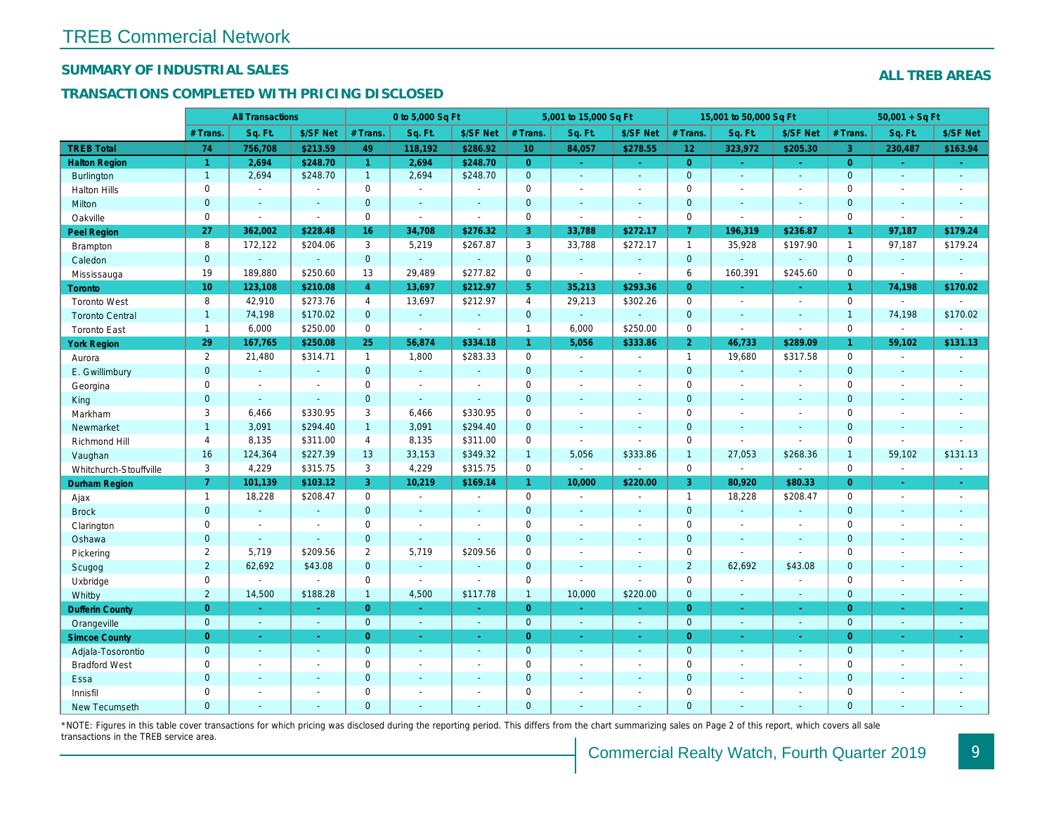# TREB Commercial Network

## SUMMARY OF INDUSTRIAL SALES

## ALL TREB AREAS

## TRANSACTIONS COMPLETED WITH PRICING DISCLOSED

| | All Transactions | | | 0 to 5,000 Sq Ft | | | 5,001 to 15,000 Sq Ft | | | 15,001 to 50,000 Sq Ft | | | 50,001 + Sq Ft | | |
|---|---|---|---|---|---|---|---|---|---|---|---|---|---|---|---|
| | # Trans. | Sq. Ft. | $/SF Net | # Trans. | Sq. Ft. | $/SF Net | # Trans. | Sq. Ft. | $/SF Net | # Trans. | Sq. Ft. | $/SF Net | # Trans. | Sq. Ft. | $/SF Net |
| **TREB Total** | **74** | **756,708** | **$213.59** | **49** | **118,192** | **$286.92** | **10** | **84,057** | **$278.55** | **12** | **323,972** | **$205.30** | **3** | **230,487** | **$163.94** |
| **Halton Region** | **1** | **2,694** | **$248.70** | **1** | **2,694** | **$248.70** | **0** | **-** | **-** | **0** | **-** | **-** | **0** | **-** | **-** |
| Burlington | 1 | 2,694 | $248.70 | 1 | 2,694 | $248.70 | 0 | - | - | 0 | - | - | 0 | - | - |
| Halton Hills | 0 | - | - | 0 | - | - | 0 | - | - | 0 | - | - | 0 | - | - |
| Milton | 0 | - | - | 0 | - | - | 0 | - | - | 0 | - | - | 0 | - | - |
| Oakville | 0 | - | - | 0 | - | - | 0 | - | - | 0 | - | - | 0 | - | - |
| **Peel Region** | **27** | **362,002** | **$228.48** | **16** | **34,708** | **$276.32** | **3** | **33,788** | **$272.17** | **7** | **196,319** | **$236.87** | **1** | **97,187** | **$179.24** |
| Brampton | 8 | 172,122 | $204.06 | 3 | 5,219 | $267.87 | 3 | 33,788 | $272.17 | 1 | 35,928 | $197.90 | 1 | 97,187 | $179.24 |
| Caledon | 0 | - | - | 0 | - | - | 0 | - | - | 0 | - | - | 0 | - | - |
| Mississauga | 19 | 189,880 | $250.60 | 13 | 29,489 | $277.82 | 0 | - | - | 6 | 160,391 | $245.60 | 0 | - | - |
| **Toronto** | **10** | **123,108** | **$210.08** | **4** | **13,697** | **$212.97** | **5** | **35,213** | **$293.36** | **0** | **-** | **-** | **1** | **74,198** | **$170.02** |
| Toronto West | 8 | 42,910 | $273.76 | 4 | 13,697 | $212.97 | 4 | 29,213 | $302.26 | 0 | - | - | 0 | - | - |
| Toronto Central | 1 | 74,198 | $170.02 | 0 | - | - | 0 | - | - | 0 | - | - | 1 | 74,198 | $170.02 |
| Toronto East | 1 | 6,000 | $250.00 | 0 | - | - | 1 | 6,000 | $250.00 | 0 | - | - | 0 | - | - |
| **York Region** | **29** | **167,765** | **$250.08** | **25** | **56,874** | **$334.18** | **1** | **5,056** | **$333.86** | **2** | **46,733** | **$289.09** | **1** | **59,102** | **$131.13** |
| Aurora | 2 | 21,480 | $314.71 | 1 | 1,800 | $283.33 | 0 | - | - | 1 | 19,680 | $317.58 | 0 | - | - |
| E. Gwillimbury | 0 | - | - | 0 | - | - | 0 | - | - | 0 | - | - | 0 | - | - |
| Georgina | 0 | - | - | 0 | - | - | 0 | - | - | 0 | - | - | 0 | - | - |
| King | 0 | - | - | 0 | - | - | 0 | - | - | 0 | - | - | 0 | - | - |
| Markham | 3 | 6,466 | $330.95 | 3 | 6,466 | $330.95 | 0 | - | - | 0 | - | - | 0 | - | - |
| Newmarket | 1 | 3,091 | $294.40 | 1 | 3,091 | $294.40 | 0 | - | - | 0 | - | - | 0 | - | - |
| Richmond Hill | 4 | 8,135 | $311.00 | 4 | 8,135 | $311.00 | 0 | - | - | 0 | - | - | 0 | - | - |
| Vaughan | 16 | 124,364 | $227.39 | 13 | 33,153 | $349.32 | 1 | 5,056 | $333.86 | 1 | 27,053 | $268.36 | 1 | 59,102 | $131.13 |
| Whitchurch-Stouffville | 3 | 4,229 | $315.75 | 3 | 4,229 | $315.75 | 0 | - | - | 0 | - | - | 0 | - | - |
| **Durham Region** | **7** | **101,139** | **$103.12** | **3** | **10,219** | **$169.14** | **1** | **10,000** | **$220.00** | **3** | **80,920** | **$80.33** | **0** | **-** | **-** |
| Ajax | 1 | 18,228 | $208.47 | 0 | - | - | 0 | - | - | 1 | 18,228 | $208.47 | 0 | - | - |
| Brock | 0 | - | - | 0 | - | - | 0 | - | - | 0 | - | - | 0 | - | - |
| Clarington | 0 | - | - | 0 | - | - | 0 | - | - | 0 | - | - | 0 | - | - |
| Oshawa | 0 | - | - | 0 | - | - | 0 | - | - | 0 | - | - | 0 | - | - |
| Pickering | 2 | 5,719 | $209.56 | 2 | 5,719 | $209.56 | 0 | - | - | 0 | - | - | 0 | - | - |
| Scugog | 2 | 62,692 | $43.08 | 0 | - | - | 0 | - | - | 2 | 62,692 | $43.08 | 0 | - | - |
| Uxbridge | 0 | - | - | 0 | - | - | 0 | - | - | 0 | - | - | 0 | - | - |
| Whitby | 2 | 14,500 | $188.28 | 1 | 4,500 | $117.78 | 1 | 10,000 | $220.00 | 0 | - | - | 0 | - | - |
| **Dufferin County** | **0** | **-** | **-** | **0** | **-** | **-** | **0** | **-** | **-** | **0** | **-** | **-** | **0** | **-** | **-** |
| Orangeville | 0 | - | - | 0 | - | - | 0 | - | - | 0 | - | - | 0 | - | - |
| **Simcoe County** | **0** | **-** | **-** | **0** | **-** | **-** | **0** | **-** | **-** | **0** | **-** | **-** | **0** | **-** | **-** |
| Adjala-Tosorontio | 0 | - | - | 0 | - | - | 0 | - | - | 0 | - | - | 0 | - | - |
| Bradford West | 0 | - | - | 0 | - | - | 0 | - | - | 0 | - | - | 0 | - | - |
| Essa | 0 | - | - | 0 | - | - | 0 | - | - | 0 | - | - | 0 | - | - |
| Innisfil | 0 | - | - | 0 | - | - | 0 | - | - | 0 | - | - | 0 | - | - |
| New Tecumseth | 0 | - | - | 0 | - | - | 0 | - | - | 0 | - | - | 0 | - | - |

*NOTE: Figures in this table cover transactions for which pricing was disclosed during the reporting period. This differs from the chart summarizing sales on Page 2 of this report, which covers all sale transactions in the TREB service area.

Commercial Realty Watch, Fourth Quarter 2019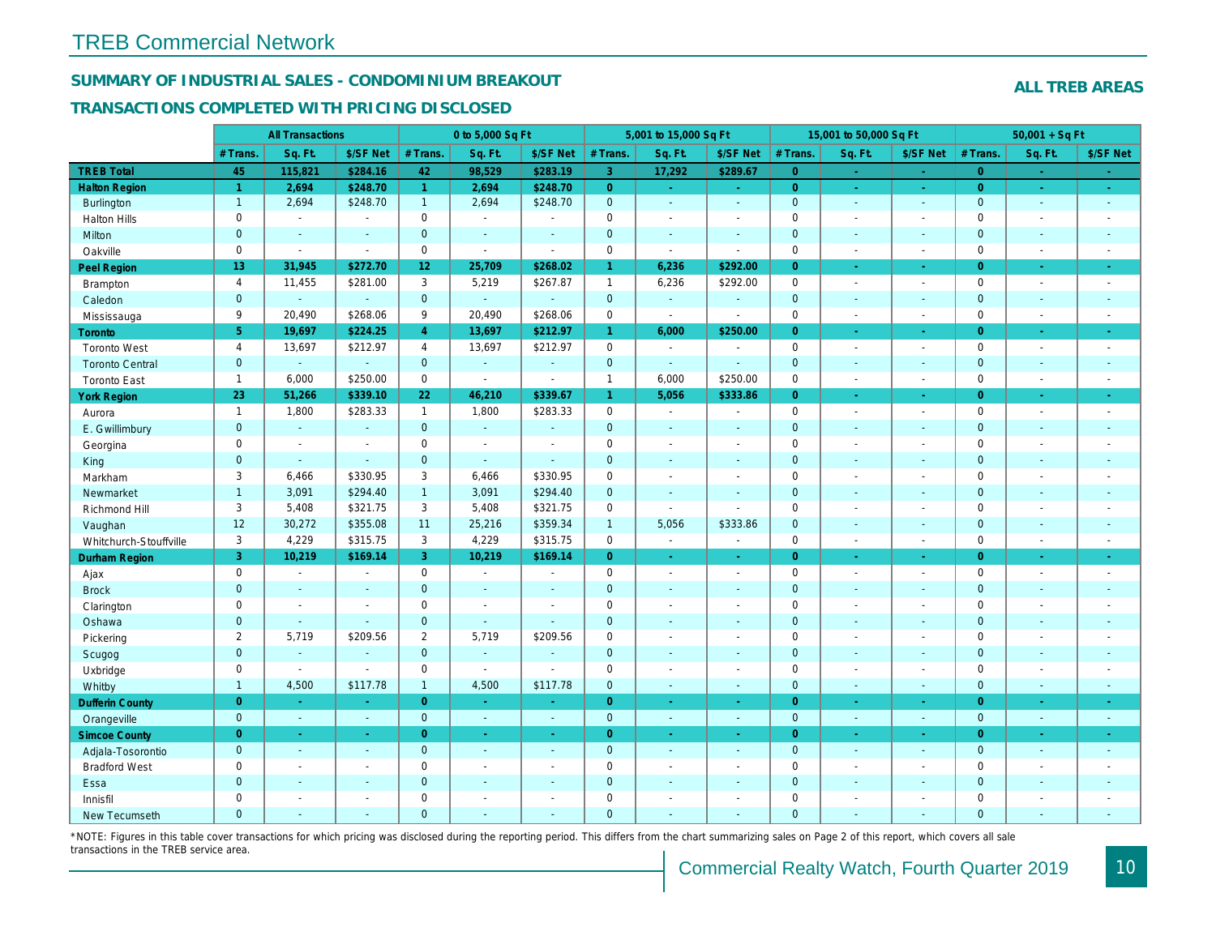## TREB Commercial Network

### SUMMARY OF INDUSTRIAL SALES - CONDOMINIUM BREAKOUT

### TRANSACTIONS COMPLETED WITH PRICING DISCLOSED

**ALL TREB AREAS**

| | All Transactions | | | 0 to 5,000 Sq Ft | | | 5,001 to 15,000 Sq Ft | | | 15,001 to 50,000 Sq Ft | | | 50,001 + Sq Ft | | |
|---|---|---|---|---|---|---|---|---|---|---|---|---|---|---|---|
| | # Trans. | Sq. Ft. | $/SF Net | # Trans. | Sq. Ft. | $/SF Net | # Trans. | Sq. Ft. | $/SF Net | # Trans. | Sq. Ft. | $/SF Net | # Trans. | Sq. Ft. | $/SF Net |
| **TREB Total** | **45** | **115,821** | **$284.16** | **42** | **98,529** | **$283.19** | **3** | **17,292** | **$289.67** | **0** | **-** | **-** | **0** | **-** | **-** |
| **Halton Region** | **1** | **2,694** | **$248.70** | **1** | **2,694** | **$248.70** | **0** | **-** | **-** | **0** | **-** | **-** | **0** | **-** | **-** |
| Burlington | 1 | 2,694 | $248.70 | 1 | 2,694 | $248.70 | 0 | - | - | 0 | - | - | 0 | - | - |
| Halton Hills | 0 | - | - | 0 | - | - | 0 | - | - | 0 | - | - | 0 | - | - |
| Milton | 0 | - | - | 0 | - | - | 0 | - | - | 0 | - | - | 0 | - | - |
| Oakville | 0 | - | - | 0 | - | - | 0 | - | - | 0 | - | - | 0 | - | - |
| **Peel Region** | **13** | **31,945** | **$272.70** | **12** | **25,709** | **$268.02** | **1** | **6,236** | **$292.00** | **0** | **-** | **-** | **0** | **-** | **-** |
| Brampton | 4 | 11,455 | $281.00 | 3 | 5,219 | $267.87 | 1 | 6,236 | $292.00 | 0 | - | - | 0 | - | - |
| Caledon | 0 | - | - | 0 | - | - | 0 | - | - | 0 | - | - | 0 | - | - |
| Mississauga | 9 | 20,490 | $268.06 | 9 | 20,490 | $268.06 | 0 | - | - | 0 | - | - | 0 | - | - |
| **Toronto** | **5** | **19,697** | **$224.25** | **4** | **13,697** | **$212.97** | **1** | **6,000** | **$250.00** | **0** | **-** | **-** | **0** | **-** | **-** |
| Toronto West | 4 | 13,697 | $212.97 | 4 | 13,697 | $212.97 | 0 | - | - | 0 | - | - | 0 | - | - |
| Toronto Central | 0 | - | - | 0 | - | - | 0 | - | - | 0 | - | - | 0 | - | - |
| Toronto East | 1 | 6,000 | $250.00 | 0 | - | - | 1 | 6,000 | $250.00 | 0 | - | - | 0 | - | - |
| **York Region** | **23** | **51,266** | **$339.10** | **22** | **46,210** | **$339.67** | **1** | **5,056** | **$333.86** | **0** | **-** | **-** | **0** | **-** | **-** |
| Aurora | 1 | 1,800 | $283.33 | 1 | 1,800 | $283.33 | 0 | - | - | 0 | - | - | 0 | - | - |
| E. Gwillimbury | 0 | - | - | 0 | - | - | 0 | - | - | 0 | - | - | 0 | - | - |
| Georgina | 0 | - | - | 0 | - | - | 0 | - | - | 0 | - | - | 0 | - | - |
| King | 0 | - | - | 0 | - | - | 0 | - | - | 0 | - | - | 0 | - | - |
| Markham | 3 | 6,466 | $330.95 | 3 | 6,466 | $330.95 | 0 | - | - | 0 | - | - | 0 | - | - |
| Newmarket | 1 | 3,091 | $294.40 | 1 | 3,091 | $294.40 | 0 | - | - | 0 | - | - | 0 | - | - |
| Richmond Hill | 3 | 5,408 | $321.75 | 3 | 5,408 | $321.75 | 0 | - | - | 0 | - | - | 0 | - | - |
| Vaughan | 12 | 30,272 | $355.08 | 11 | 25,216 | $359.34 | 1 | 5,056 | $333.86 | 0 | - | - | 0 | - | - |
| Whitchurch-Stouffville | 3 | 4,229 | $315.75 | 3 | 4,229 | $315.75 | 0 | - | - | 0 | - | - | 0 | - | - |
| **Durham Region** | **3** | **10,219** | **$169.14** | **3** | **10,219** | **$169.14** | **0** | **-** | **-** | **0** | **-** | **-** | **0** | **-** | **-** |
| Ajax | 0 | - | - | 0 | - | - | 0 | - | - | 0 | - | - | 0 | - | - |
| Brock | 0 | - | - | 0 | - | - | 0 | - | - | 0 | - | - | 0 | - | - |
| Clarington | 0 | - | - | 0 | - | - | 0 | - | - | 0 | - | - | 0 | - | - |
| Oshawa | 0 | - | - | 0 | - | - | 0 | - | - | 0 | - | - | 0 | - | - |
| Pickering | 2 | 5,719 | $209.56 | 2 | 5,719 | $209.56 | 0 | - | - | 0 | - | - | 0 | - | - |
| Scugog | 0 | - | - | 0 | - | - | 0 | - | - | 0 | - | - | 0 | - | - |
| Uxbridge | 0 | - | - | 0 | - | - | 0 | - | - | 0 | - | - | 0 | - | - |
| Whitby | 1 | 4,500 | $117.78 | 1 | 4,500 | $117.78 | 0 | - | - | 0 | - | - | 0 | - | - |
| **Dufferin County** | **0** | **-** | **-** | **0** | **-** | **-** | **0** | **-** | **-** | **0** | **-** | **-** | **0** | **-** | **-** |
| Orangeville | 0 | - | - | 0 | - | - | 0 | - | - | 0 | - | - | 0 | - | - |
| **Simcoe County** | **0** | **-** | **-** | **0** | **-** | **-** | **0** | **-** | **-** | **0** | **-** | **-** | **0** | **-** | **-** |
| Adjala-Tosorontio | 0 | - | - | 0 | - | - | 0 | - | - | 0 | - | - | 0 | - | - |
| Bradford West | 0 | - | - | 0 | - | - | 0 | - | - | 0 | - | - | 0 | - | - |
| Essa | 0 | - | - | 0 | - | - | 0 | - | - | 0 | - | - | 0 | - | - |
| Innisfil | 0 | - | - | 0 | - | - | 0 | - | - | 0 | - | - | 0 | - | - |
| New Tecumseth | 0 | - | - | 0 | - | - | 0 | - | - | 0 | - | - | 0 | - | - |

*NOTE: Figures in this table cover transactions for which pricing was disclosed during the reporting period. This differs from the chart summarizing sales on Page 2 of this report, which covers all sale transactions in the TREB service area.

Commercial Realty Watch, Fourth Quarter 2019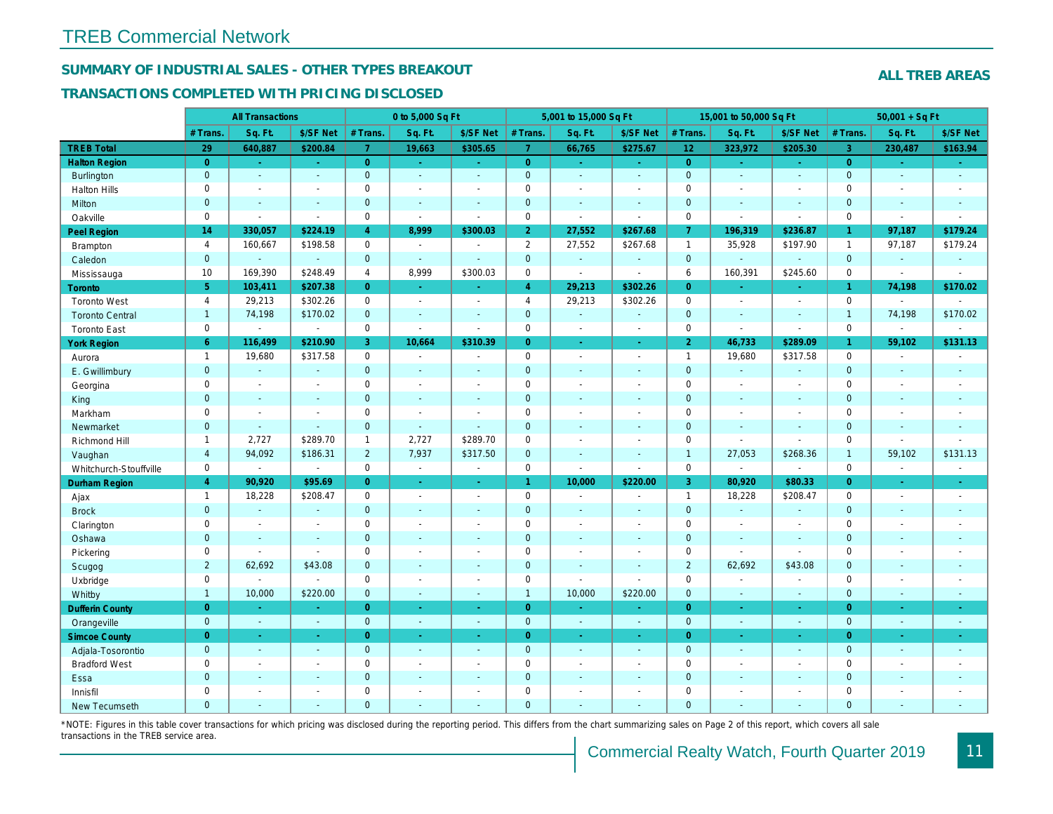# TREB Commercial Network

## SUMMARY OF INDUSTRIAL SALES - OTHER TYPES BREAKOUT

## TRANSACTIONS COMPLETED WITH PRICING DISCLOSED

**ALL TREB AREAS**

| | All Transactions | | | 0 to 5,000 Sq Ft | | | 5,001 to 15,000 Sq Ft | | | 15,001 to 50,000 Sq Ft | | | 50,001 + Sq Ft | | |
|---|---|---|---|---|---|---|---|---|---|---|---|---|---|---|---|
| | # Trans. | Sq. Ft. | $/SF Net | # Trans. | Sq. Ft. | $/SF Net | # Trans. | Sq. Ft. | $/SF Net | # Trans. | Sq. Ft. | $/SF Net | # Trans. | Sq. Ft. | $/SF Net |
| **TREB Total** | **29** | **640,887** | **$200.84** | **7** | **19,663** | **$305.65** | **7** | **66,765** | **$275.67** | **12** | **323,972** | **$205.30** | **3** | **230,487** | **$163.94** |
| **Halton Region** | **0** | **-** | **-** | **0** | **-** | **-** | **0** | **-** | **-** | **0** | **-** | **-** | **0** | **-** | **-** |
| Burlington | 0 | - | - | 0 | - | - | 0 | - | - | 0 | - | - | 0 | - | - |
| Halton Hills | 0 | - | - | 0 | - | - | 0 | - | - | 0 | - | - | 0 | - | - |
| Milton | 0 | - | - | 0 | - | - | 0 | - | - | 0 | - | - | 0 | - | - |
| Oakville | 0 | - | - | 0 | - | - | 0 | - | - | 0 | - | - | 0 | - | - |
| **Peel Region** | **14** | **330,057** | **$224.19** | **4** | **8,999** | **$300.03** | **2** | **27,552** | **$267.68** | **7** | **196,319** | **$236.87** | **1** | **97,187** | **$179.24** |
| Brampton | 4 | 160,667 | $198.58 | 0 | - | - | 2 | 27,552 | $267.68 | 1 | 35,928 | $197.90 | 1 | 97,187 | $179.24 |
| Caledon | 0 | - | - | 0 | - | - | 0 | - | - | 0 | - | - | 0 | - | - |
| Mississauga | 10 | 169,390 | $248.49 | 4 | 8,999 | $300.03 | 0 | - | - | 6 | 160,391 | $245.60 | 0 | - | - |
| **Toronto** | **5** | **103,411** | **$207.38** | **0** | **-** | **-** | **4** | **29,213** | **$302.26** | **0** | **-** | **-** | **1** | **74,198** | **$170.02** |
| Toronto West | 4 | 29,213 | $302.26 | 0 | - | - | 4 | 29,213 | $302.26 | 0 | - | - | 0 | - | - |
| Toronto Central | 1 | 74,198 | $170.02 | 0 | - | - | 0 | - | - | 0 | - | - | 1 | 74,198 | $170.02 |
| Toronto East | 0 | - | - | 0 | - | - | 0 | - | - | 0 | - | - | 0 | - | - |
| **York Region** | **6** | **116,499** | **$210.90** | **3** | **10,664** | **$310.39** | **0** | **-** | **-** | **2** | **46,733** | **$289.09** | **1** | **59,102** | **$131.13** |
| Aurora | 1 | 19,680 | $317.58 | 0 | - | - | 0 | - | - | 1 | 19,680 | $317.58 | 0 | - | - |
| E. Gwillimbury | 0 | - | - | 0 | - | - | 0 | - | - | 0 | - | - | 0 | - | - |
| Georgina | 0 | - | - | 0 | - | - | 0 | - | - | 0 | - | - | 0 | - | - |
| King | 0 | - | - | 0 | - | - | 0 | - | - | 0 | - | - | 0 | - | - |
| Markham | 0 | - | - | 0 | - | - | 0 | - | - | 0 | - | - | 0 | - | - |
| Newmarket | 0 | - | - | 0 | - | - | 0 | - | - | 0 | - | - | 0 | - | - |
| Richmond Hill | 1 | 2,727 | $289.70 | 1 | 2,727 | $289.70 | 0 | - | - | 0 | - | - | 0 | - | - |
| Vaughan | 4 | 94,092 | $186.31 | 2 | 7,937 | $317.50 | 0 | - | - | 1 | 27,053 | $268.36 | 1 | 59,102 | $131.13 |
| Whitchurch-Stouffville | 0 | - | - | 0 | - | - | 0 | - | - | 0 | - | - | 0 | - | - |
| **Durham Region** | **4** | **90,920** | **$95.69** | **0** | **-** | **-** | **1** | **10,000** | **$220.00** | **3** | **80,920** | **$80.33** | **0** | **-** | **-** |
| Ajax | 1 | 18,228 | $208.47 | 0 | - | - | 0 | - | - | 1 | 18,228 | $208.47 | 0 | - | - |
| Brock | 0 | - | - | 0 | - | - | 0 | - | - | 0 | - | - | 0 | - | - |
| Clarington | 0 | - | - | 0 | - | - | 0 | - | - | 0 | - | - | 0 | - | - |
| Oshawa | 0 | - | - | 0 | - | - | 0 | - | - | 0 | - | - | 0 | - | - |
| Pickering | 0 | - | - | 0 | - | - | 0 | - | - | 0 | - | - | 0 | - | - |
| Scugog | 2 | 62,692 | $43.08 | 0 | - | - | 0 | - | - | 2 | 62,692 | $43.08 | 0 | - | - |
| Uxbridge | 0 | - | - | 0 | - | - | 0 | - | - | 0 | - | - | 0 | - | - |
| Whitby | 1 | 10,000 | $220.00 | 0 | - | - | 1 | 10,000 | $220.00 | 0 | - | - | 0 | - | - |
| **Dufferin County** | **0** | **-** | **-** | **0** | **-** | **-** | **0** | **-** | **-** | **0** | **-** | **-** | **0** | **-** | **-** |
| Orangeville | 0 | - | - | 0 | - | - | 0 | - | - | 0 | - | - | 0 | - | - |
| **Simcoe County** | **0** | **-** | **-** | **0** | **-** | **-** | **0** | **-** | **-** | **0** | **-** | **-** | **0** | **-** | **-** |
| Adjala-Tosorontio | 0 | - | - | 0 | - | - | 0 | - | - | 0 | - | - | 0 | - | - |
| Bradford West | 0 | - | - | 0 | - | - | 0 | - | - | 0 | - | - | 0 | - | - |
| Essa | 0 | - | - | 0 | - | - | 0 | - | - | 0 | - | - | 0 | - | - |
| Innisfil | 0 | - | - | 0 | - | - | 0 | - | - | 0 | - | - | 0 | - | - |
| New Tecumseth | 0 | - | - | 0 | - | - | 0 | - | - | 0 | - | - | 0 | - | - |

*NOTE: Figures in this table cover transactions for which pricing was disclosed during the reporting period. This differs from the chart summarizing sales on Page 2 of this report, which covers all sale transactions in the TREB service area.

Commercial Realty Watch, Fourth Quarter 2019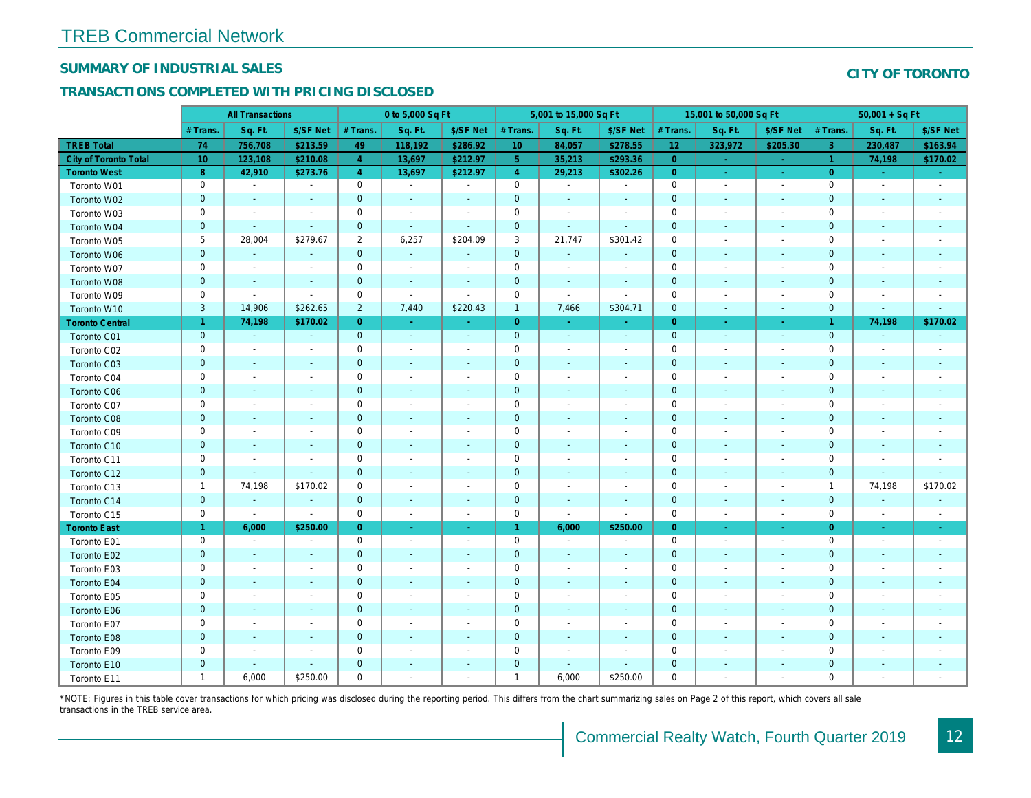# TREB Commercial Network

## SUMMARY OF INDUSTRIAL SALES

**CITY OF TORONTO**

## TRANSACTIONS COMPLETED WITH PRICING DISCLOSED

| | All Transactions | | | 0 to 5,000 Sq Ft | | | 5,001 to 15,000 Sq Ft | | | 15,001 to 50,000 Sq Ft | | | 50,001 + Sq Ft | | |
|---|---|---|---|---|---|---|---|---|---|---|---|---|---|---|---|
| | # Trans. | Sq. Ft. | $/SF Net | # Trans. | Sq. Ft. | $/SF Net | # Trans. | Sq. Ft. | $/SF Net | # Trans. | Sq. Ft. | $/SF Net | # Trans. | Sq. Ft. | $/SF Net |
| **TREB Total** | **74** | **756,708** | **$213.59** | **49** | **118,192** | **$286.92** | **10** | **84,057** | **$278.55** | **12** | **323,972** | **$205.30** | **3** | **230,487** | **$163.94** |
| **City of Toronto Total** | **10** | **123,108** | **$210.08** | **4** | **13,697** | **$212.97** | **5** | **35,213** | **$293.36** | **0** | **-** | **-** | **1** | **74,198** | **$170.02** |
| **Toronto West** | **8** | **42,910** | **$273.76** | **4** | **13,697** | **$212.97** | **4** | **29,213** | **$302.26** | **0** | **-** | **-** | **0** | **-** | **-** |
| Toronto W01 | 0 | - | - | 0 | - | - | 0 | - | - | 0 | - | - | 0 | - | - |
| Toronto W02 | 0 | - | - | 0 | - | - | 0 | - | - | 0 | - | - | 0 | - | - |
| Toronto W03 | 0 | - | - | 0 | - | - | 0 | - | - | 0 | - | - | 0 | - | - |
| Toronto W04 | 0 | - | - | 0 | - | - | 0 | - | - | 0 | - | - | 0 | - | - |
| Toronto W05 | 5 | 28,004 | $279.67 | 2 | 6,257 | $204.09 | 3 | 21,747 | $301.42 | 0 | - | - | 0 | - | - |
| Toronto W06 | 0 | - | - | 0 | - | - | 0 | - | - | 0 | - | - | 0 | - | - |
| Toronto W07 | 0 | - | - | 0 | - | - | 0 | - | - | 0 | - | - | 0 | - | - |
| Toronto W08 | 0 | - | - | 0 | - | - | 0 | - | - | 0 | - | - | 0 | - | - |
| Toronto W09 | 0 | - | - | 0 | - | - | 0 | - | - | 0 | - | - | 0 | - | - |
| Toronto W10 | 3 | 14,906 | $262.65 | 2 | 7,440 | $220.43 | 1 | 7,466 | $304.71 | 0 | - | - | 0 | - | - |
| **Toronto Central** | **1** | **74,198** | **$170.02** | **0** | **-** | **-** | **0** | **-** | **-** | **0** | **-** | **-** | **1** | **74,198** | **$170.02** |
| Toronto C01 | 0 | - | - | 0 | - | - | 0 | - | - | 0 | - | - | 0 | - | - |
| Toronto C02 | 0 | - | - | 0 | - | - | 0 | - | - | 0 | - | - | 0 | - | - |
| Toronto C03 | 0 | - | - | 0 | - | - | 0 | - | - | 0 | - | - | 0 | - | - |
| Toronto C04 | 0 | - | - | 0 | - | - | 0 | - | - | 0 | - | - | 0 | - | - |
| Toronto C06 | 0 | - | - | 0 | - | - | 0 | - | - | 0 | - | - | 0 | - | - |
| Toronto C07 | 0 | - | - | 0 | - | - | 0 | - | - | 0 | - | - | 0 | - | - |
| Toronto C08 | 0 | - | - | 0 | - | - | 0 | - | - | 0 | - | - | 0 | - | - |
| Toronto C09 | 0 | - | - | 0 | - | - | 0 | - | - | 0 | - | - | 0 | - | - |
| Toronto C10 | 0 | - | - | 0 | - | - | 0 | - | - | 0 | - | - | 0 | - | - |
| Toronto C11 | 0 | - | - | 0 | - | - | 0 | - | - | 0 | - | - | 0 | - | - |
| Toronto C12 | 0 | - | - | 0 | - | - | 0 | - | - | 0 | - | - | 0 | - | - |
| Toronto C13 | 1 | 74,198 | $170.02 | 0 | - | - | 0 | - | - | 0 | - | - | 1 | 74,198 | $170.02 |
| Toronto C14 | 0 | - | - | 0 | - | - | 0 | - | - | 0 | - | - | 0 | - | - |
| Toronto C15 | 0 | - | - | 0 | - | - | 0 | - | - | 0 | - | - | 0 | - | - |
| **Toronto East** | **1** | **6,000** | **$250.00** | **0** | **-** | **-** | **1** | **6,000** | **$250.00** | **0** | **-** | **-** | **0** | **-** | **-** |
| Toronto E01 | 0 | - | - | 0 | - | - | 0 | - | - | 0 | - | - | 0 | - | - |
| Toronto E02 | 0 | - | - | 0 | - | - | 0 | - | - | 0 | - | - | 0 | - | - |
| Toronto E03 | 0 | - | - | 0 | - | - | 0 | - | - | 0 | - | - | 0 | - | - |
| Toronto E04 | 0 | - | - | 0 | - | - | 0 | - | - | 0 | - | - | 0 | - | - |
| Toronto E05 | 0 | - | - | 0 | - | - | 0 | - | - | 0 | - | - | 0 | - | - |
| Toronto E06 | 0 | - | - | 0 | - | - | 0 | - | - | 0 | - | - | 0 | - | - |
| Toronto E07 | 0 | - | - | 0 | - | - | 0 | - | - | 0 | - | - | 0 | - | - |
| Toronto E08 | 0 | - | - | 0 | - | - | 0 | - | - | 0 | - | - | 0 | - | - |
| Toronto E09 | 0 | - | - | 0 | - | - | 0 | - | - | 0 | - | - | 0 | - | - |
| Toronto E10 | 0 | - | - | 0 | - | - | 0 | - | - | 0 | - | - | 0 | - | - |
| Toronto E11 | 1 | 6,000 | $250.00 | 0 | - | - | 1 | 6,000 | $250.00 | 0 | - | - | 0 | - | - |

*NOTE: Figures in this table cover transactions for which pricing was disclosed during the reporting period. This differs from the chart summarizing sales on Page 2 of this report, which covers all sale transactions in the TREB service area.

Commercial Realty Watch, Fourth Quarter 2019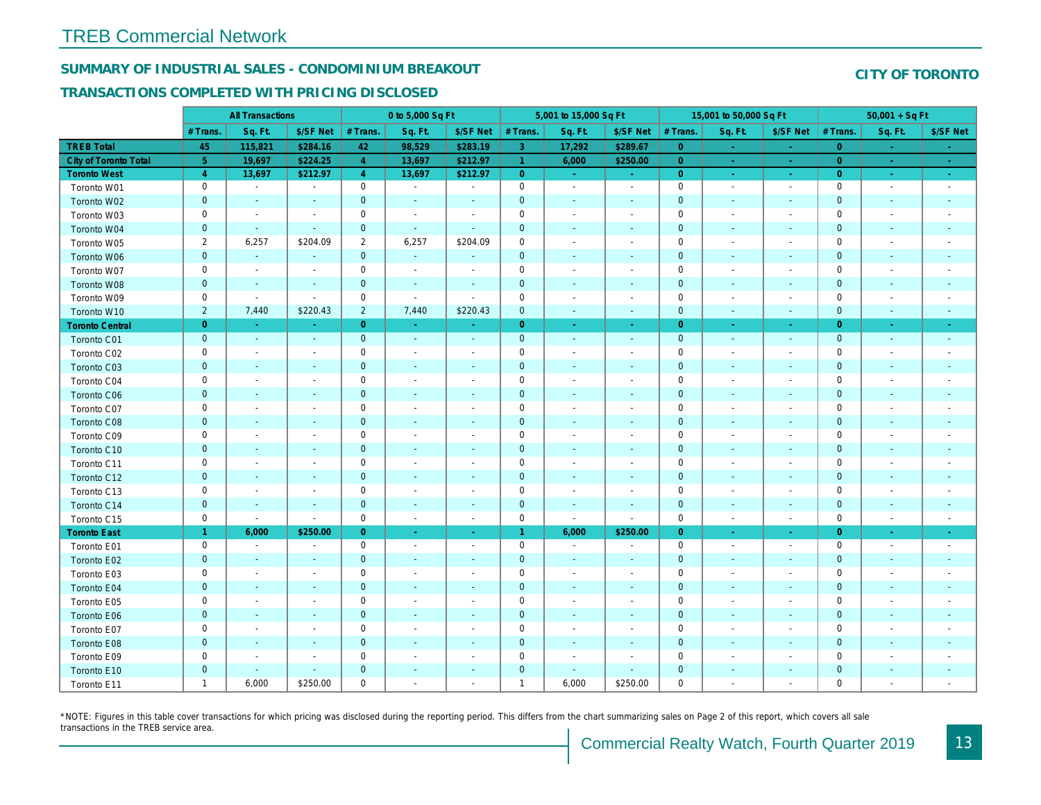# TREB Commercial Network

## SUMMARY OF INDUSTRIAL SALES - CONDOMINIUM BREAKOUT

**CITY OF TORONTO**

## TRANSACTIONS COMPLETED WITH PRICING DISCLOSED

| | All Transactions | | | 0 to 5,000 Sq Ft | | | 5,001 to 15,000 Sq Ft | | | 15,001 to 50,000 Sq Ft | | | 50,001 + Sq Ft | | |
|---|---|---|---|---|---|---|---|---|---|---|---|---|---|---|---|
| | # Trans. | Sq. Ft. | $/SF Net | # Trans. | Sq. Ft. | $/SF Net | # Trans. | Sq. Ft. | $/SF Net | # Trans. | Sq. Ft. | $/SF Net | # Trans. | Sq. Ft. | $/SF Net |
| **TREB Total** | **45** | **115,821** | **$284.16** | **42** | **98,529** | **$283.19** | **3** | **17,292** | **$289.67** | **0** | **-** | **-** | **0** | **-** | **-** |
| **City of Toronto Total** | **5** | **19,697** | **$224.25** | **4** | **13,697** | **$212.97** | **1** | **6,000** | **$250.00** | **0** | **-** | **-** | **0** | **-** | **-** |
| **Toronto West** | **4** | **13,697** | **$212.97** | **4** | **13,697** | **$212.97** | **0** | **-** | **-** | **0** | **-** | **-** | **0** | **-** | **-** |
| Toronto W01 | 0 | - | - | 0 | - | - | 0 | - | - | 0 | - | - | 0 | - | - |
| Toronto W02 | 0 | - | - | 0 | - | - | 0 | - | - | 0 | - | - | 0 | - | - |
| Toronto W03 | 0 | - | - | 0 | - | - | 0 | - | - | 0 | - | - | 0 | - | - |
| Toronto W04 | 0 | - | - | 0 | - | - | 0 | - | - | 0 | - | - | 0 | - | - |
| Toronto W05 | 2 | 6,257 | $204.09 | 2 | 6,257 | $204.09 | 0 | - | - | 0 | - | - | 0 | - | - |
| Toronto W06 | 0 | - | - | 0 | - | - | 0 | - | - | 0 | - | - | 0 | - | - |
| Toronto W07 | 0 | - | - | 0 | - | - | 0 | - | - | 0 | - | - | 0 | - | - |
| Toronto W08 | 0 | - | - | 0 | - | - | 0 | - | - | 0 | - | - | 0 | - | - |
| Toronto W09 | 0 | - | - | 0 | - | - | 0 | - | - | 0 | - | - | 0 | - | - |
| Toronto W10 | 2 | 7,440 | $220.43 | 2 | 7,440 | $220.43 | 0 | - | - | 0 | - | - | 0 | - | - |
| **Toronto Central** | **0** | **-** | **-** | **0** | **-** | **-** | **0** | **-** | **-** | **0** | **-** | **-** | **0** | **-** | **-** |
| Toronto C01 | 0 | - | - | 0 | - | - | 0 | - | - | 0 | - | - | 0 | - | - |
| Toronto C02 | 0 | - | - | 0 | - | - | 0 | - | - | 0 | - | - | 0 | - | - |
| Toronto C03 | 0 | - | - | 0 | - | - | 0 | - | - | 0 | - | - | 0 | - | - |
| Toronto C04 | 0 | - | - | 0 | - | - | 0 | - | - | 0 | - | - | 0 | - | - |
| Toronto C06 | 0 | - | - | 0 | - | - | 0 | - | - | 0 | - | - | 0 | - | - |
| Toronto C07 | 0 | - | - | 0 | - | - | 0 | - | - | 0 | - | - | 0 | - | - |
| Toronto C08 | 0 | - | - | 0 | - | - | 0 | - | - | 0 | - | - | 0 | - | - |
| Toronto C09 | 0 | - | - | 0 | - | - | 0 | - | - | 0 | - | - | 0 | - | - |
| Toronto C10 | 0 | - | - | 0 | - | - | 0 | - | - | 0 | - | - | 0 | - | - |
| Toronto C11 | 0 | - | - | 0 | - | - | 0 | - | - | 0 | - | - | 0 | - | - |
| Toronto C12 | 0 | - | - | 0 | - | - | 0 | - | - | 0 | - | - | 0 | - | - |
| Toronto C13 | 0 | - | - | 0 | - | - | 0 | - | - | 0 | - | - | 0 | - | - |
| Toronto C14 | 0 | - | - | 0 | - | - | 0 | - | - | 0 | - | - | 0 | - | - |
| Toronto C15 | 0 | - | - | 0 | - | - | 0 | - | - | 0 | - | - | 0 | - | - |
| **Toronto East** | **1** | **6,000** | **$250.00** | **0** | **-** | **-** | **1** | **6,000** | **$250.00** | **0** | **-** | **-** | **0** | **-** | **-** |
| Toronto E01 | 0 | - | - | 0 | - | - | 0 | - | - | 0 | - | - | 0 | - | - |
| Toronto E02 | 0 | - | - | 0 | - | - | 0 | - | - | 0 | - | - | 0 | - | - |
| Toronto E03 | 0 | - | - | 0 | - | - | 0 | - | - | 0 | - | - | 0 | - | - |
| Toronto E04 | 0 | - | - | 0 | - | - | 0 | - | - | 0 | - | - | 0 | - | - |
| Toronto E05 | 0 | - | - | 0 | - | - | 0 | - | - | 0 | - | - | 0 | - | - |
| Toronto E06 | 0 | - | - | 0 | - | - | 0 | - | - | 0 | - | - | 0 | - | - |
| Toronto E07 | 0 | - | - | 0 | - | - | 0 | - | - | 0 | - | - | 0 | - | - |
| Toronto E08 | 0 | - | - | 0 | - | - | 0 | - | - | 0 | - | - | 0 | - | - |
| Toronto E09 | 0 | - | - | 0 | - | - | 0 | - | - | 0 | - | - | 0 | - | - |
| Toronto E10 | 0 | - | - | 0 | - | - | 0 | - | - | 0 | - | - | 0 | - | - |
| Toronto E11 | 1 | 6,000 | $250.00 | 0 | - | - | 1 | 6,000 | $250.00 | 0 | - | - | 0 | - | - |

*NOTE: Figures in this table cover transactions for which pricing was disclosed during the reporting period. This differs from the chart summarizing sales on Page 2 of this report, which covers all sale transactions in the TREB service area.

Commercial Realty Watch, Fourth Quarter 2019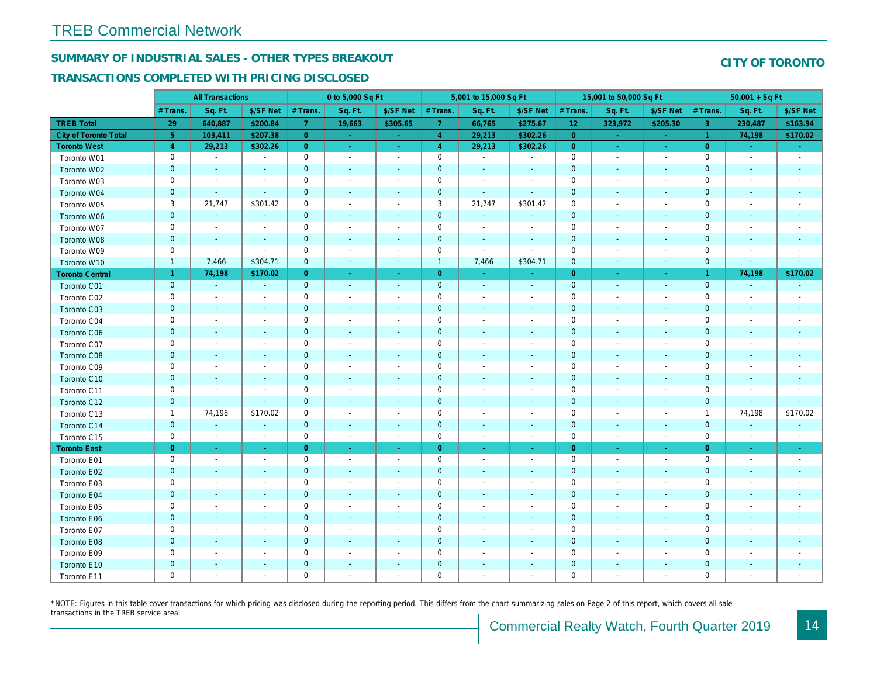# TREB Commercial Network

## SUMMARY OF INDUSTRIAL SALES - OTHER TYPES BREAKOUT

## TRANSACTIONS COMPLETED WITH PRICING DISCLOSED

**CITY OF TORONTO**

| | All Transactions | | | 0 to 5,000 Sq Ft | | | 5,001 to 15,000 Sq Ft | | | 15,001 to 50,000 Sq Ft | | | 50,001 + Sq Ft | | |
|---|---|---|---|---|---|---|---|---|---|---|---|---|---|---|---|
| | # Trans. | Sq. Ft. | $/SF Net | # Trans. | Sq. Ft. | $/SF Net | # Trans. | Sq. Ft. | $/SF Net | # Trans. | Sq. Ft. | $/SF Net | # Trans. | Sq. Ft. | $/SF Net |
| **TREB Total** | 29 | 640,887 | $200.84 | 7 | 19,663 | $305.65 | 7 | 66,765 | $275.67 | 12 | 323,972 | $205.30 | 3 | 230,487 | $163.94 |
| **City of Toronto Total** | 5 | 103,411 | $207.38 | 0 | - | - | 4 | 29,213 | $302.26 | 0 | - | - | 1 | 74,198 | $170.02 |
| **Toronto West** | 4 | 29,213 | $302.26 | 0 | - | - | 4 | 29,213 | $302.26 | 0 | - | - | 0 | - | - |
| Toronto W01 | 0 | - | - | 0 | - | - | 0 | - | - | 0 | - | - | 0 | - | - |
| Toronto W02 | 0 | - | - | 0 | - | - | 0 | - | - | 0 | - | - | 0 | - | - |
| Toronto W03 | 0 | - | - | 0 | - | - | 0 | - | - | 0 | - | - | 0 | - | - |
| Toronto W04 | 0 | - | - | 0 | - | - | 0 | - | - | 0 | - | - | 0 | - | - |
| Toronto W05 | 3 | 21,747 | $301.42 | 0 | - | - | 3 | 21,747 | $301.42 | 0 | - | - | 0 | - | - |
| Toronto W06 | 0 | - | - | 0 | - | - | 0 | - | - | 0 | - | - | 0 | - | - |
| Toronto W07 | 0 | - | - | 0 | - | - | 0 | - | - | 0 | - | - | 0 | - | - |
| Toronto W08 | 0 | - | - | 0 | - | - | 0 | - | - | 0 | - | - | 0 | - | - |
| Toronto W09 | 0 | - | - | 0 | - | - | 0 | - | - | 0 | - | - | 0 | - | - |
| Toronto W10 | 1 | 7,466 | $304.71 | 0 | - | - | 1 | 7,466 | $304.71 | 0 | - | - | 0 | - | - |
| **Toronto Central** | 1 | 74,198 | $170.02 | 0 | - | - | 0 | - | - | 0 | - | - | 1 | 74,198 | $170.02 |
| Toronto C01 | 0 | - | - | 0 | - | - | 0 | - | - | 0 | - | - | 0 | - | - |
| Toronto C02 | 0 | - | - | 0 | - | - | 0 | - | - | 0 | - | - | 0 | - | - |
| Toronto C03 | 0 | - | - | 0 | - | - | 0 | - | - | 0 | - | - | 0 | - | - |
| Toronto C04 | 0 | - | - | 0 | - | - | 0 | - | - | 0 | - | - | 0 | - | - |
| Toronto C06 | 0 | - | - | 0 | - | - | 0 | - | - | 0 | - | - | 0 | - | - |
| Toronto C07 | 0 | - | - | 0 | - | - | 0 | - | - | 0 | - | - | 0 | - | - |
| Toronto C08 | 0 | - | - | 0 | - | - | 0 | - | - | 0 | - | - | 0 | - | - |
| Toronto C09 | 0 | - | - | 0 | - | - | 0 | - | - | 0 | - | - | 0 | - | - |
| Toronto C10 | 0 | - | - | 0 | - | - | 0 | - | - | 0 | - | - | 0 | - | - |
| Toronto C11 | 0 | - | - | 0 | - | - | 0 | - | - | 0 | - | - | 0 | - | - |
| Toronto C12 | 0 | - | - | 0 | - | - | 0 | - | - | 0 | - | - | 0 | - | - |
| Toronto C13 | 1 | 74,198 | $170.02 | 0 | - | - | 0 | - | - | 0 | - | - | 1 | 74,198 | $170.02 |
| Toronto C14 | 0 | - | - | 0 | - | - | 0 | - | - | 0 | - | - | 0 | - | - |
| Toronto C15 | 0 | - | - | 0 | - | - | 0 | - | - | 0 | - | - | 0 | - | - |
| **Toronto East** | 0 | - | - | 0 | - | - | 0 | - | - | 0 | - | - | 0 | - | - |
| Toronto E01 | 0 | - | - | 0 | - | - | 0 | - | - | 0 | - | - | 0 | - | - |
| Toronto E02 | 0 | - | - | 0 | - | - | 0 | - | - | 0 | - | - | 0 | - | - |
| Toronto E03 | 0 | - | - | 0 | - | - | 0 | - | - | 0 | - | - | 0 | - | - |
| Toronto E04 | 0 | - | - | 0 | - | - | 0 | - | - | 0 | - | - | 0 | - | - |
| Toronto E05 | 0 | - | - | 0 | - | - | 0 | - | - | 0 | - | - | 0 | - | - |
| Toronto E06 | 0 | - | - | 0 | - | - | 0 | - | - | 0 | - | - | 0 | - | - |
| Toronto E07 | 0 | - | - | 0 | - | - | 0 | - | - | 0 | - | - | 0 | - | - |
| Toronto E08 | 0 | - | - | 0 | - | - | 0 | - | - | 0 | - | - | 0 | - | - |
| Toronto E09 | 0 | - | - | 0 | - | - | 0 | - | - | 0 | - | - | 0 | - | - |
| Toronto E10 | 0 | - | - | 0 | - | - | 0 | - | - | 0 | - | - | 0 | - | - |
| Toronto E11 | 0 | - | - | 0 | - | - | 0 | - | - | 0 | - | - | 0 | - | - |

*NOTE: Figures in this table cover transactions for which pricing was disclosed during the reporting period. This differs from the chart summarizing sales on Page 2 of this report, which covers all sale transactions in the TREB service area.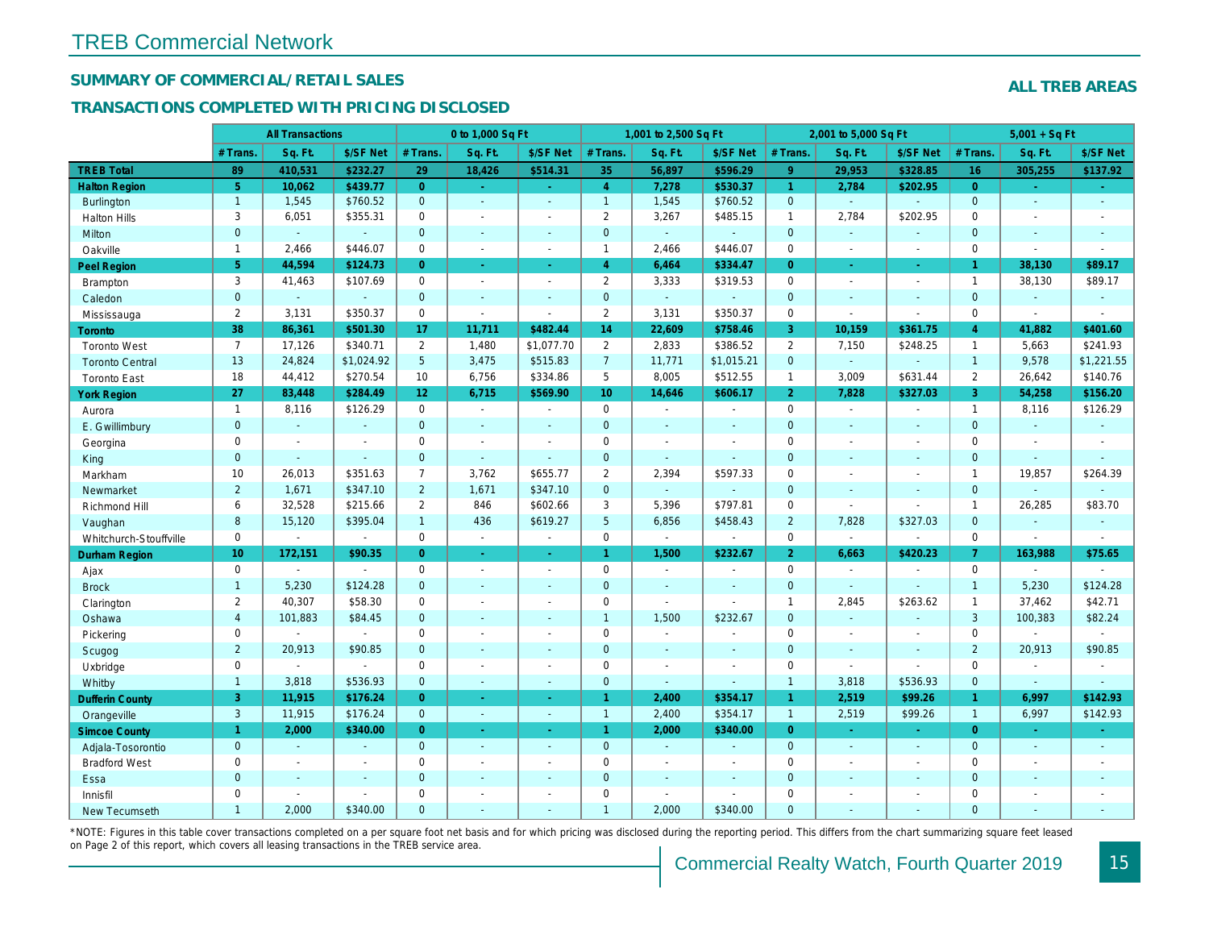# TREB Commercial Network

## SUMMARY OF COMMERCIAL/RETAIL SALES

## TRANSACTIONS COMPLETED WITH PRICING DISCLOSED

**ALL TREB AREAS**

| | All Transactions | | | 0 to 1,000 Sq Ft | | | 1,001 to 2,500 Sq Ft | | | 2,001 to 5,000 Sq Ft | | | 5,001 + Sq Ft | | |
|---|---|---|---|---|---|---|---|---|---|---|---|---|---|---|---|
| | # Trans. | Sq. Ft. | $/SF Net | # Trans. | Sq. Ft. | $/SF Net | # Trans. | Sq. Ft. | $/SF Net | # Trans. | Sq. Ft. | $/SF Net | # Trans. | Sq. Ft. | $/SF Net |
| **TREB Total** | **89** | **410,531** | **$232.27** | **29** | **18,426** | **$514.31** | **35** | **56,897** | **$596.29** | **9** | **29,953** | **$328.85** | **16** | **305,255** | **$137.92** |
| **Halton Region** | **5** | **10,062** | **$439.77** | **0** | **-** | **-** | **4** | **7,278** | **$530.37** | **1** | **2,784** | **$202.95** | **0** | **-** | **-** |
| Burlington | 1 | 1,545 | $760.52 | 0 | - | - | 1 | 1,545 | $760.52 | 0 | - | - | 0 | - | - |
| Halton Hills | 3 | 6,051 | $355.31 | 0 | - | - | 2 | 3,267 | $485.15 | 1 | 2,784 | $202.95 | 0 | - | - |
| Milton | 0 | - | - | 0 | - | - | 0 | - | - | 0 | - | - | 0 | - | - |
| Oakville | 1 | 2,466 | $446.07 | 0 | - | - | 1 | 2,466 | $446.07 | 0 | - | - | 0 | - | - |
| **Peel Region** | **5** | **44,594** | **$124.73** | **0** | **-** | **-** | **4** | **6,464** | **$334.47** | **0** | **-** | **-** | **1** | **38,130** | **$89.17** |
| Brampton | 3 | 41,463 | $107.69 | 0 | - | - | 2 | 3,333 | $319.53 | 0 | - | - | 1 | 38,130 | $89.17 |
| Caledon | 0 | - | - | 0 | - | - | 0 | - | - | 0 | - | - | 0 | - | - |
| Mississauga | 2 | 3,131 | $350.37 | 0 | - | - | 2 | 3,131 | $350.37 | 0 | - | - | 0 | - | - |
| **Toronto** | **38** | **86,361** | **$501.30** | **17** | **11,711** | **$482.44** | **14** | **22,609** | **$758.46** | **3** | **10,159** | **$361.75** | **4** | **41,882** | **$401.60** |
| Toronto West | 7 | 17,126 | $340.71 | 2 | 1,480 | $1,077.70 | 2 | 2,833 | $386.52 | 2 | 7,150 | $248.25 | 1 | 5,663 | $241.93 |
| Toronto Central | 13 | 24,824 | $1,024.92 | 5 | 3,475 | $515.83 | 7 | 11,771 | $1,015.21 | 0 | - | - | 1 | 9,578 | $1,221.55 |
| Toronto East | 18 | 44,412 | $270.54 | 10 | 6,756 | $334.86 | 5 | 8,005 | $512.55 | 1 | 3,009 | $631.44 | 2 | 26,642 | $140.76 |
| **York Region** | **27** | **83,448** | **$284.49** | **12** | **6,715** | **$569.90** | **10** | **14,646** | **$606.17** | **2** | **7,828** | **$327.03** | **3** | **54,258** | **$156.20** |
| Aurora | 1 | 8,116 | $126.29 | 0 | - | - | 0 | - | - | 0 | - | - | 1 | 8,116 | $126.29 |
| E. Gwillimbury | 0 | - | - | 0 | - | - | 0 | - | - | 0 | - | - | 0 | - | - |
| Georgina | 0 | - | - | 0 | - | - | 0 | - | - | 0 | - | - | 0 | - | - |
| King | 0 | - | - | 0 | - | - | 0 | - | - | 0 | - | - | 0 | - | - |
| Markham | 10 | 26,013 | $351.63 | 7 | 3,762 | $655.77 | 2 | 2,394 | $597.33 | 0 | - | - | 1 | 19,857 | $264.39 |
| Newmarket | 2 | 1,671 | $347.10 | 2 | 1,671 | $347.10 | 0 | - | - | 0 | - | - | 0 | - | - |
| Richmond Hill | 6 | 32,528 | $215.66 | 2 | 846 | $602.66 | 3 | 5,396 | $797.81 | 0 | - | - | 1 | 26,285 | $83.70 |
| Vaughan | 8 | 15,120 | $395.04 | 1 | 436 | $619.27 | 5 | 6,856 | $458.43 | 2 | 7,828 | $327.03 | 0 | - | - |
| Whitchurch-Stouffville | 0 | - | - | 0 | - | - | 0 | - | - | 0 | - | - | 0 | - | - |
| **Durham Region** | **10** | **172,151** | **$90.35** | **0** | **-** | **-** | **1** | **1,500** | **$232.67** | **2** | **6,663** | **$420.23** | **7** | **163,988** | **$75.65** |
| Ajax | 0 | - | - | 0 | - | - | 0 | - | - | 0 | - | - | 0 | - | - |
| Brock | 1 | 5,230 | $124.28 | 0 | - | - | 0 | - | - | 0 | - | - | 1 | 5,230 | $124.28 |
| Clarington | 2 | 40,307 | $58.30 | 0 | - | - | 0 | - | - | 1 | 2,845 | $263.62 | 1 | 37,462 | $42.71 |
| Oshawa | 4 | 101,883 | $84.45 | 0 | - | - | 1 | 1,500 | $232.67 | 0 | - | - | 3 | 100,383 | $82.24 |
| Pickering | 0 | - | - | 0 | - | - | 0 | - | - | 0 | - | - | 0 | - | - |
| Scugog | 2 | 20,913 | $90.85 | 0 | - | - | 0 | - | - | 0 | - | - | 2 | 20,913 | $90.85 |
| Uxbridge | 0 | - | - | 0 | - | - | 0 | - | - | 0 | - | - | 0 | - | - |
| Whitby | 1 | 3,818 | $536.93 | 0 | - | - | 0 | - | - | 1 | 3,818 | $536.93 | 0 | - | - |
| **Dufferin County** | **3** | **11,915** | **$176.24** | **0** | **-** | **-** | **1** | **2,400** | **$354.17** | **1** | **2,519** | **$99.26** | **1** | **6,997** | **$142.93** |
| Orangeville | 3 | 11,915 | $176.24 | 0 | - | - | 1 | 2,400 | $354.17 | 1 | 2,519 | $99.26 | 1 | 6,997 | $142.93 |
| **Simcoe County** | **1** | **2,000** | **$340.00** | **0** | **-** | **-** | **1** | **2,000** | **$340.00** | **0** | **-** | **-** | **0** | **-** | **-** |
| Adjala-Tosorontio | 0 | - | - | 0 | - | - | 0 | - | - | 0 | - | - | 0 | - | - |
| Bradford West | 0 | - | - | 0 | - | - | 0 | - | - | 0 | - | - | 0 | - | - |
| Essa | 0 | - | - | 0 | - | - | 0 | - | - | 0 | - | - | 0 | - | - |
| Innisfil | 0 | - | - | 0 | - | - | 0 | - | - | 0 | - | - | 0 | - | - |
| New Tecumseth | 1 | 2,000 | $340.00 | 0 | - | - | 1 | 2,000 | $340.00 | 0 | - | - | 0 | - | - |

*NOTE: Figures in this table cover transactions completed on a per square foot net basis and for which pricing was disclosed during the reporting period. This differs from the chart summarizing square feet leased on Page 2 of this report, which covers all leasing transactions in the TREB service area.

Commercial Realty Watch, Fourth Quarter 2019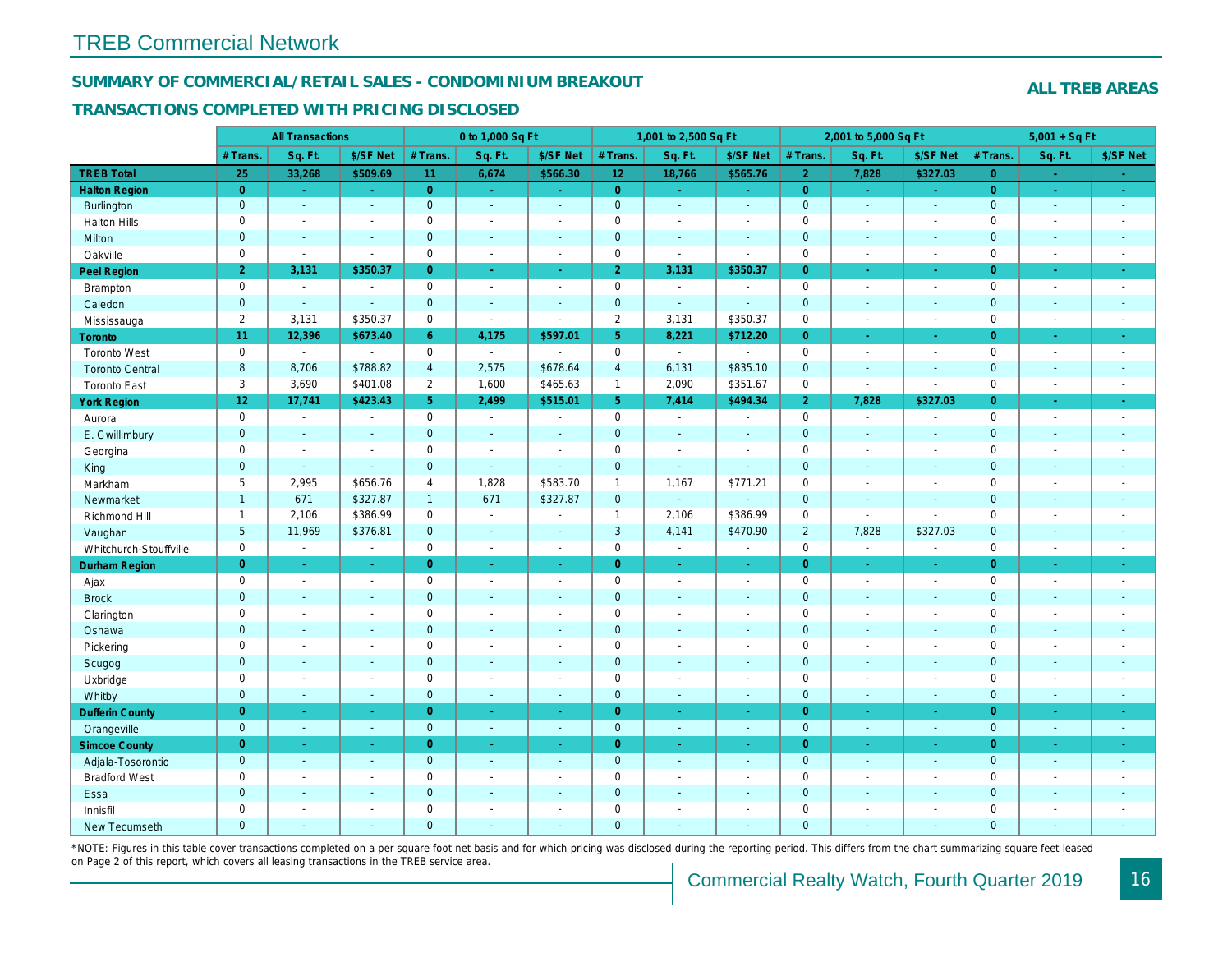# TREB Commercial Network

## SUMMARY OF COMMERCIAL/RETAIL SALES - CONDOMINIUM BREAKOUT

**ALL TREB AREAS**

## TRANSACTIONS COMPLETED WITH PRICING DISCLOSED

| | All Transactions | | | 0 to 1,000 Sq Ft | | | 1,001 to 2,500 Sq Ft | | | 2,001 to 5,000 Sq Ft | | | 5,001 + Sq Ft | | |
|---|---|---|---|---|---|---|---|---|---|---|---|---|---|---|---|
| | # Trans. | Sq. Ft. | $/SF Net | # Trans. | Sq. Ft. | $/SF Net | # Trans. | Sq. Ft. | $/SF Net | # Trans. | Sq. Ft. | $/SF Net | # Trans. | Sq. Ft. | $/SF Net |
| **TREB Total** | **25** | **33,268** | **$509.69** | **11** | **6,674** | **$566.30** | **12** | **18,766** | **$565.76** | **2** | **7,828** | **$327.03** | **0** | **-** | **-** |
| **Halton Region** | **0** | **-** | **-** | **0** | **-** | **-** | **0** | **-** | **-** | **0** | **-** | **-** | **0** | **-** | **-** |
| Burlington | 0 | - | - | 0 | - | - | 0 | - | - | 0 | - | - | 0 | - | - |
| Halton Hills | 0 | - | - | 0 | - | - | 0 | - | - | 0 | - | - | 0 | - | - |
| Milton | 0 | - | - | 0 | - | - | 0 | - | - | 0 | - | - | 0 | - | - |
| Oakville | 0 | - | - | 0 | - | - | 0 | - | - | 0 | - | - | 0 | - | - |
| **Peel Region** | **2** | **3,131** | **$350.37** | **0** | **-** | **-** | **2** | **3,131** | **$350.37** | **0** | **-** | **-** | **0** | **-** | **-** |
| Brampton | 0 | - | - | 0 | - | - | 0 | - | - | 0 | - | - | 0 | - | - |
| Caledon | 0 | - | - | 0 | - | - | 0 | - | - | 0 | - | - | 0 | - | - |
| Mississauga | 2 | 3,131 | $350.37 | 0 | - | - | 2 | 3,131 | $350.37 | 0 | - | - | 0 | - | - |
| **Toronto** | **11** | **12,396** | **$673.40** | **6** | **4,175** | **$597.01** | **5** | **8,221** | **$712.20** | **0** | **-** | **-** | **0** | **-** | **-** |
| Toronto West | 0 | - | - | 0 | - | - | 0 | - | - | 0 | - | - | 0 | - | - |
| Toronto Central | 8 | 8,706 | $788.82 | 4 | 2,575 | $678.64 | 4 | 6,131 | $835.10 | 0 | - | - | 0 | - | - |
| Toronto East | 3 | 3,690 | $401.08 | 2 | 1,600 | $465.63 | 1 | 2,090 | $351.67 | 0 | - | - | 0 | - | - |
| **York Region** | **12** | **17,741** | **$423.43** | **5** | **2,499** | **$515.01** | **5** | **7,414** | **$494.34** | **2** | **7,828** | **$327.03** | **0** | **-** | **-** |
| Aurora | 0 | - | - | 0 | - | - | 0 | - | - | 0 | - | - | 0 | - | - |
| E. Gwillimbury | 0 | - | - | 0 | - | - | 0 | - | - | 0 | - | - | 0 | - | - |
| Georgina | 0 | - | - | 0 | - | - | 0 | - | - | 0 | - | - | 0 | - | - |
| King | 0 | - | - | 0 | - | - | 0 | - | - | 0 | - | - | 0 | - | - |
| Markham | 5 | 2,995 | $656.76 | 4 | 1,828 | $583.70 | 1 | 1,167 | $771.21 | 0 | - | - | 0 | - | - |
| Newmarket | 1 | 671 | $327.87 | 1 | 671 | $327.87 | 0 | - | - | 0 | - | - | 0 | - | - |
| Richmond Hill | 1 | 2,106 | $386.99 | 0 | - | - | 1 | 2,106 | $386.99 | 0 | - | - | 0 | - | - |
| Vaughan | 5 | 11,969 | $376.81 | 0 | - | - | 3 | 4,141 | $470.90 | 2 | 7,828 | $327.03 | 0 | - | - |
| Whitchurch-Stouffville | 0 | - | - | 0 | - | - | 0 | - | - | 0 | - | - | 0 | - | - |
| **Durham Region** | **0** | **-** | **-** | **0** | **-** | **-** | **0** | **-** | **-** | **0** | **-** | **-** | **0** | **-** | **-** |
| Ajax | 0 | - | - | 0 | - | - | 0 | - | - | 0 | - | - | 0 | - | - |
| Brock | 0 | - | - | 0 | - | - | 0 | - | - | 0 | - | - | 0 | - | - |
| Clarington | 0 | - | - | 0 | - | - | 0 | - | - | 0 | - | - | 0 | - | - |
| Oshawa | 0 | - | - | 0 | - | - | 0 | - | - | 0 | - | - | 0 | - | - |
| Pickering | 0 | - | - | 0 | - | - | 0 | - | - | 0 | - | - | 0 | - | - |
| Scugog | 0 | - | - | 0 | - | - | 0 | - | - | 0 | - | - | 0 | - | - |
| Uxbridge | 0 | - | - | 0 | - | - | 0 | - | - | 0 | - | - | 0 | - | - |
| Whitby | 0 | - | - | 0 | - | - | 0 | - | - | 0 | - | - | 0 | - | - |
| **Dufferin County** | **0** | **-** | **-** | **0** | **-** | **-** | **0** | **-** | **-** | **0** | **-** | **-** | **0** | **-** | **-** |
| Orangeville | 0 | - | - | 0 | - | - | 0 | - | - | 0 | - | - | 0 | - | - |
| **Simcoe County** | **0** | **-** | **-** | **0** | **-** | **-** | **0** | **-** | **-** | **0** | **-** | **-** | **0** | **-** | **-** |
| Adjala-Tosorontio | 0 | - | - | 0 | - | - | 0 | - | - | 0 | - | - | 0 | - | - |
| Bradford West | 0 | - | - | 0 | - | - | 0 | - | - | 0 | - | - | 0 | - | - |
| Essa | 0 | - | - | 0 | - | - | 0 | - | - | 0 | - | - | 0 | - | - |
| Innisfil | 0 | - | - | 0 | - | - | 0 | - | - | 0 | - | - | 0 | - | - |
| New Tecumseth | 0 | - | - | 0 | - | - | 0 | - | - | 0 | - | - | 0 | - | - |

*NOTE: Figures in this table cover transactions completed on a per square foot net basis and for which pricing was disclosed during the reporting period. This differs from the chart summarizing square feet leased on Page 2 of this report, which covers all leasing transactions in the TREB service area.

Commercial Realty Watch, Fourth Quarter 2019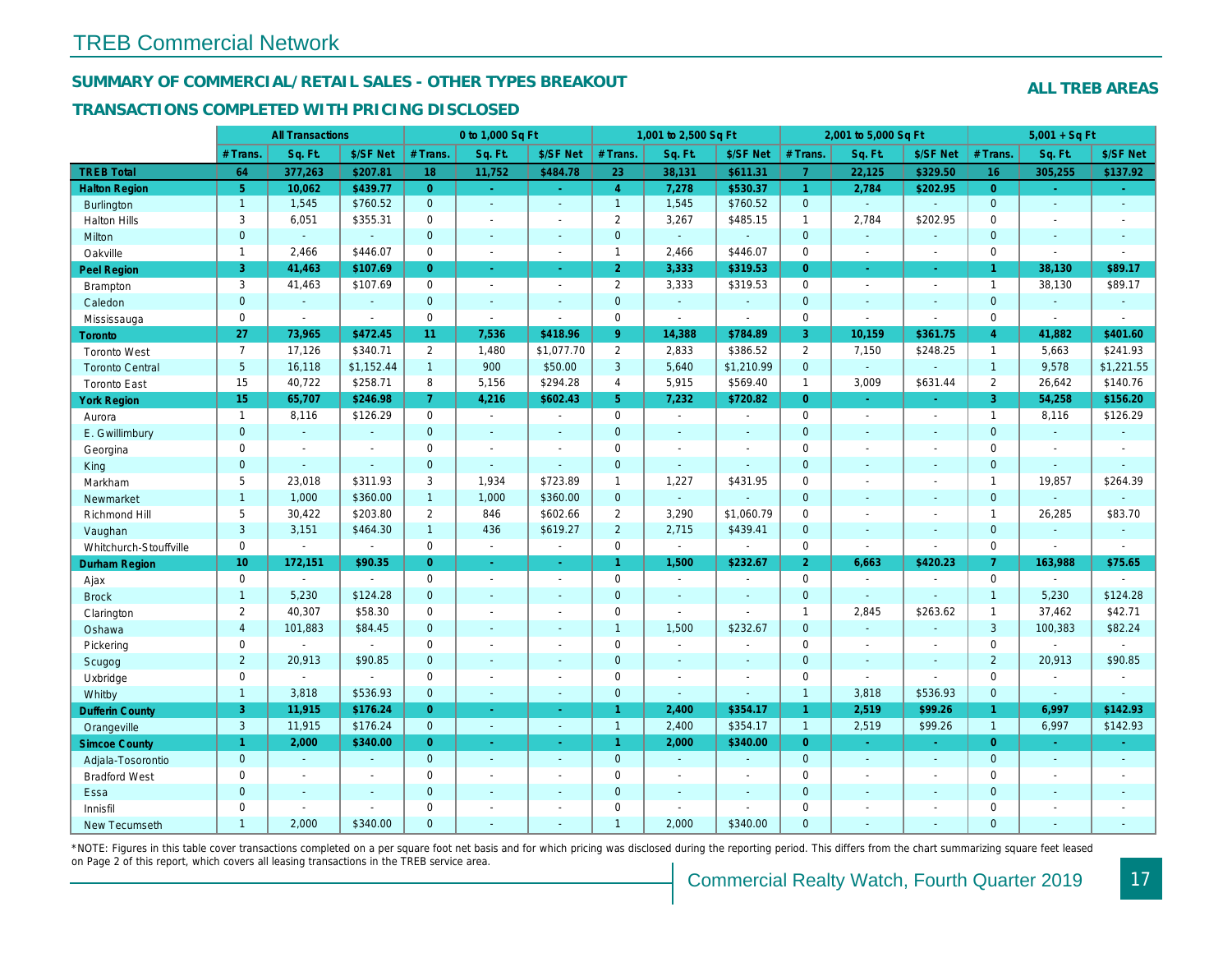# TREB Commercial Network

## SUMMARY OF COMMERCIAL/RETAIL SALES - OTHER TYPES BREAKOUT

**ALL TREB AREAS**

### TRANSACTIONS COMPLETED WITH PRICING DISCLOSED

| | All Transactions | | | 0 to 1,000 Sq Ft | | | 1,001 to 2,500 Sq Ft | | | 2,001 to 5,000 Sq Ft | | | 5,001 + Sq Ft | | |
|---|---|---|---|---|---|---|---|---|---|---|---|---|---|---|---|
| | # Trans. | Sq. Ft. | $/SF Net | # Trans. | Sq. Ft. | $/SF Net | # Trans. | Sq. Ft. | $/SF Net | # Trans. | Sq. Ft. | $/SF Net | # Trans. | Sq. Ft. | $/SF Net |
| **TREB Total** | **64** | **377,263** | **$207.81** | **18** | **11,752** | **$484.78** | **23** | **38,131** | **$611.31** | **7** | **22,125** | **$329.50** | **16** | **305,255** | **$137.92** |
| **Halton Region** | **5** | **10,062** | **$439.77** | **0** | **-** | **-** | **4** | **7,278** | **$530.37** | **1** | **2,784** | **$202.95** | **0** | **-** | **-** |
| Burlington | 1 | 1,545 | $760.52 | 0 | - | - | 1 | 1,545 | $760.52 | 0 | - | - | 0 | - | - |
| Halton Hills | 3 | 6,051 | $355.31 | 0 | - | - | 2 | 3,267 | $485.15 | 1 | 2,784 | $202.95 | 0 | - | - |
| Milton | 0 | - | - | 0 | - | - | 0 | - | - | 0 | - | - | 0 | - | - |
| Oakville | 1 | 2,466 | $446.07 | 0 | - | - | 1 | 2,466 | $446.07 | 0 | - | - | 0 | - | - |
| **Peel Region** | **3** | **41,463** | **$107.69** | **0** | **-** | **-** | **2** | **3,333** | **$319.53** | **0** | **-** | **-** | **1** | **38,130** | **$89.17** |
| Brampton | 3 | 41,463 | $107.69 | 0 | - | - | 2 | 3,333 | $319.53 | 0 | - | - | 1 | 38,130 | $89.17 |
| Caledon | 0 | - | - | 0 | - | - | 0 | - | - | 0 | - | - | 0 | - | - |
| Mississauga | 0 | - | - | 0 | - | - | 0 | - | - | 0 | - | - | 0 | - | - |
| **Toronto** | **27** | **73,965** | **$472.45** | **11** | **7,536** | **$418.96** | **9** | **14,388** | **$784.89** | **3** | **10,159** | **$361.75** | **4** | **41,882** | **$401.60** |
| Toronto West | 7 | 17,126 | $340.71 | 2 | 1,480 | $1,077.70 | 2 | 2,833 | $386.52 | 2 | 7,150 | $248.25 | 1 | 5,663 | $241.93 |
| Toronto Central | 5 | 16,118 | $1,152.44 | 1 | 900 | $50.00 | 3 | 5,640 | $1,210.99 | 0 | - | - | 1 | 9,578 | $1,221.55 |
| Toronto East | 15 | 40,722 | $258.71 | 8 | 5,156 | $294.28 | 4 | 5,915 | $569.40 | 1 | 3,009 | $631.44 | 2 | 26,642 | $140.76 |
| **York Region** | **15** | **65,707** | **$246.98** | **7** | **4,216** | **$602.43** | **5** | **7,232** | **$720.82** | **0** | **-** | **-** | **3** | **54,258** | **$156.20** |
| Aurora | 1 | 8,116 | $126.29 | 0 | - | - | 0 | - | - | 0 | - | - | 1 | 8,116 | $126.29 |
| E. Gwillimbury | 0 | - | - | 0 | - | - | 0 | - | - | 0 | - | - | 0 | - | - |
| Georgina | 0 | - | - | 0 | - | - | 0 | - | - | 0 | - | - | 0 | - | - |
| King | 0 | - | - | 0 | - | - | 0 | - | - | 0 | - | - | 0 | - | - |
| Markham | 5 | 23,018 | $311.93 | 3 | 1,934 | $723.89 | 1 | 1,227 | $431.95 | 0 | - | - | 1 | 19,857 | $264.39 |
| Newmarket | 1 | 1,000 | $360.00 | 1 | 1,000 | $360.00 | 0 | - | - | 0 | - | - | 0 | - | - |
| Richmond Hill | 5 | 30,422 | $203.80 | 2 | 846 | $602.66 | 2 | 3,290 | $1,060.79 | 0 | - | - | 1 | 26,285 | $83.70 |
| Vaughan | 3 | 3,151 | $464.30 | 1 | 436 | $619.27 | 2 | 2,715 | $439.41 | 0 | - | - | 0 | - | - |
| Whitchurch-Stouffville | 0 | - | - | 0 | - | - | 0 | - | - | 0 | - | - | 0 | - | - |
| **Durham Region** | **10** | **172,151** | **$90.35** | **0** | **-** | **-** | **1** | **1,500** | **$232.67** | **2** | **6,663** | **$420.23** | **7** | **163,988** | **$75.65** |
| Ajax | 0 | - | - | 0 | - | - | 0 | - | - | 0 | - | - | 0 | - | - |
| Brock | 1 | 5,230 | $124.28 | 0 | - | - | 0 | - | - | 0 | - | - | 1 | 5,230 | $124.28 |
| Clarington | 2 | 40,307 | $58.30 | 0 | - | - | 0 | - | - | 1 | 2,845 | $263.62 | 1 | 37,462 | $42.71 |
| Oshawa | 4 | 101,883 | $84.45 | 0 | - | - | 1 | 1,500 | $232.67 | 0 | - | - | 3 | 100,383 | $82.24 |
| Pickering | 0 | - | - | 0 | - | - | 0 | - | - | 0 | - | - | 0 | - | - |
| Scugog | 2 | 20,913 | $90.85 | 0 | - | - | 0 | - | - | 0 | - | - | 2 | 20,913 | $90.85 |
| Uxbridge | 0 | - | - | 0 | - | - | 0 | - | - | 0 | - | - | 0 | - | - |
| Whitby | 1 | 3,818 | $536.93 | 0 | - | - | 0 | - | - | 1 | 3,818 | $536.93 | 0 | - | - |
| **Dufferin County** | **3** | **11,915** | **$176.24** | **0** | **-** | **-** | **1** | **2,400** | **$354.17** | **1** | **2,519** | **$99.26** | **1** | **6,997** | **$142.93** |
| Orangeville | 3 | 11,915 | $176.24 | 0 | - | - | 1 | 2,400 | $354.17 | 1 | 2,519 | $99.26 | 1 | 6,997 | $142.93 |
| **Simcoe County** | **1** | **2,000** | **$340.00** | **0** | **-** | **-** | **1** | **2,000** | **$340.00** | **0** | **-** | **-** | **0** | **-** | **-** |
| Adjala-Tosorontio | 0 | - | - | 0 | - | - | 0 | - | - | 0 | - | - | 0 | - | - |
| Bradford West | 0 | - | - | 0 | - | - | 0 | - | - | 0 | - | - | 0 | - | - |
| Essa | 0 | - | - | 0 | - | - | 0 | - | - | 0 | - | - | 0 | - | - |
| Innisfil | 0 | - | - | 0 | - | - | 0 | - | - | 0 | - | - | 0 | - | - |
| New Tecumseth | 1 | 2,000 | $340.00 | 0 | - | - | 1 | 2,000 | $340.00 | 0 | - | - | 0 | - | - |

*NOTE: Figures in this table cover transactions completed on a per square foot net basis and for which pricing was disclosed during the reporting period. This differs from the chart summarizing square feet leased on Page 2 of this report, which covers all leasing transactions in the TREB service area.

Commercial Realty Watch, Fourth Quarter 2019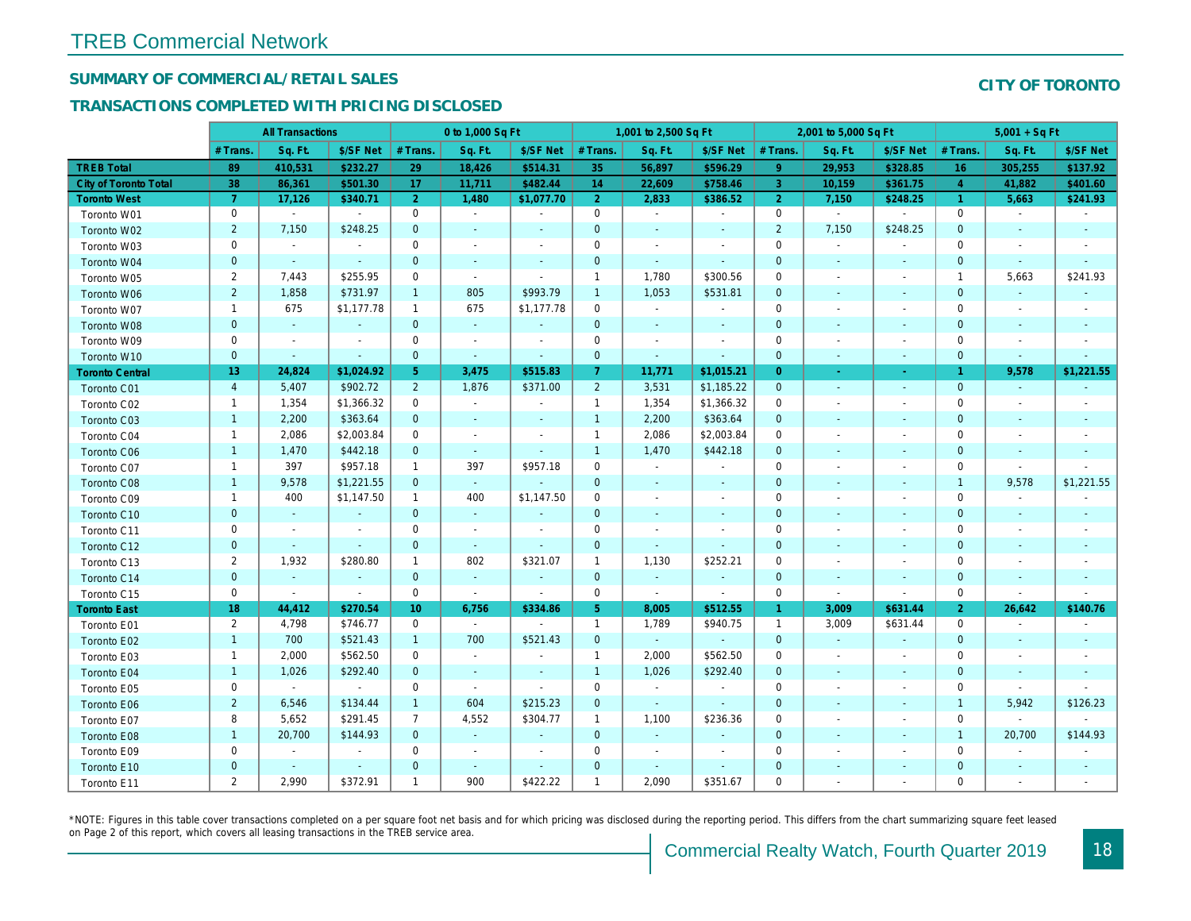# TREB Commercial Network

## SUMMARY OF COMMERCIAL/RETAIL SALES

## TRANSACTIONS COMPLETED WITH PRICING DISCLOSED

**CITY OF TORONTO**

| | All Transactions | | | 0 to 1,000 Sq Ft | | | 1,001 to 2,500 Sq Ft | | | 2,001 to 5,000 Sq Ft | | | 5,001 + Sq Ft | | |
|---|---|---|---|---|---|---|---|---|---|---|---|---|---|---|---|
| | # Trans. | Sq. Ft. | $/SF Net | # Trans. | Sq. Ft. | $/SF Net | # Trans. | Sq. Ft. | $/SF Net | # Trans. | Sq. Ft. | $/SF Net | # Trans. | Sq. Ft. | $/SF Net |
| **TREB Total** | **89** | **410,531** | **$232.27** | **29** | **18,426** | **$514.31** | **35** | **56,897** | **$596.29** | **9** | **29,953** | **$328.85** | **16** | **305,255** | **$137.92** |
| **City of Toronto Total** | **38** | **86,361** | **$501.30** | **17** | **11,711** | **$482.44** | **14** | **22,609** | **$758.46** | **3** | **10,159** | **$361.75** | **4** | **41,882** | **$401.60** |
| **Toronto West** | **7** | **17,126** | **$340.71** | **2** | **1,480** | **$1,077.70** | **2** | **2,833** | **$386.52** | **2** | **7,150** | **$248.25** | **1** | **5,663** | **$241.93** |
| Toronto W01 | 0 | - | - | 0 | - | - | 0 | - | - | 0 | - | - | 0 | - | - |
| Toronto W02 | 2 | 7,150 | $248.25 | 0 | - | - | 0 | - | - | 2 | 7,150 | $248.25 | 0 | - | - |
| Toronto W03 | 0 | - | - | 0 | - | - | 0 | - | - | 0 | - | - | 0 | - | - |
| Toronto W04 | 0 | - | - | 0 | - | - | 0 | - | - | 0 | - | - | 0 | - | - |
| Toronto W05 | 2 | 7,443 | $255.95 | 0 | - | - | 1 | 1,780 | $300.56 | 0 | - | - | 1 | 5,663 | $241.93 |
| Toronto W06 | 2 | 1,858 | $731.97 | 1 | 805 | $993.79 | 1 | 1,053 | $531.81 | 0 | - | - | 0 | - | - |
| Toronto W07 | 1 | 675 | $1,177.78 | 1 | 675 | $1,177.78 | 0 | - | - | 0 | - | - | 0 | - | - |
| Toronto W08 | 0 | - | - | 0 | - | - | 0 | - | - | 0 | - | - | 0 | - | - |
| Toronto W09 | 0 | - | - | 0 | - | - | 0 | - | - | 0 | - | - | 0 | - | - |
| Toronto W10 | 0 | - | - | 0 | - | - | 0 | - | - | 0 | - | - | 0 | - | - |
| **Toronto Central** | **13** | **24,824** | **$1,024.92** | **5** | **3,475** | **$515.83** | **7** | **11,771** | **$1,015.21** | **0** | **-** | **-** | **1** | **9,578** | **$1,221.55** |
| Toronto C01 | 4 | 5,407 | $902.72 | 2 | 1,876 | $371.00 | 2 | 3,531 | $1,185.22 | 0 | - | - | 0 | - | - |
| Toronto C02 | 1 | 1,354 | $1,366.32 | 0 | - | - | 1 | 1,354 | $1,366.32 | 0 | - | - | 0 | - | - |
| Toronto C03 | 1 | 2,200 | $363.64 | 0 | - | - | 1 | 2,200 | $363.64 | 0 | - | - | 0 | - | - |
| Toronto C04 | 1 | 2,086 | $2,003.84 | 0 | - | - | 1 | 2,086 | $2,003.84 | 0 | - | - | 0 | - | - |
| Toronto C06 | 1 | 1,470 | $442.18 | 0 | - | - | 1 | 1,470 | $442.18 | 0 | - | - | 0 | - | - |
| Toronto C07 | 1 | 397 | $957.18 | 1 | 397 | $957.18 | 0 | - | - | 0 | - | - | 0 | - | - |
| Toronto C08 | 1 | 9,578 | $1,221.55 | 0 | - | - | 0 | - | - | 0 | - | - | 1 | 9,578 | $1,221.55 |
| Toronto C09 | 1 | 400 | $1,147.50 | 1 | 400 | $1,147.50 | 0 | - | - | 0 | - | - | 0 | - | - |
| Toronto C10 | 0 | - | - | 0 | - | - | 0 | - | - | 0 | - | - | 0 | - | - |
| Toronto C11 | 0 | - | - | 0 | - | - | 0 | - | - | 0 | - | - | 0 | - | - |
| Toronto C12 | 0 | - | - | 0 | - | - | 0 | - | - | 0 | - | - | 0 | - | - |
| Toronto C13 | 2 | 1,932 | $280.80 | 1 | 802 | $321.07 | 1 | 1,130 | $252.21 | 0 | - | - | 0 | - | - |
| Toronto C14 | 0 | - | - | 0 | - | - | 0 | - | - | 0 | - | - | 0 | - | - |
| Toronto C15 | 0 | - | - | 0 | - | - | 0 | - | - | 0 | - | - | 0 | - | - |
| **Toronto East** | **18** | **44,412** | **$270.54** | **10** | **6,756** | **$334.86** | **5** | **8,005** | **$512.55** | **1** | **3,009** | **$631.44** | **2** | **26,642** | **$140.76** |
| Toronto E01 | 2 | 4,798 | $746.77 | 0 | - | - | 1 | 1,789 | $940.75 | 1 | 3,009 | $631.44 | 0 | - | - |
| Toronto E02 | 1 | 700 | $521.43 | 1 | 700 | $521.43 | 0 | - | - | 0 | - | - | 0 | - | - |
| Toronto E03 | 1 | 2,000 | $562.50 | 0 | - | - | 1 | 2,000 | $562.50 | 0 | - | - | 0 | - | - |
| Toronto E04 | 1 | 1,026 | $292.40 | 0 | - | - | 1 | 1,026 | $292.40 | 0 | - | - | 0 | - | - |
| Toronto E05 | 0 | - | - | 0 | - | - | 0 | - | - | 0 | - | - | 0 | - | - |
| Toronto E06 | 2 | 6,546 | $134.44 | 1 | 604 | $215.23 | 0 | - | - | 0 | - | - | 1 | 5,942 | $126.23 |
| Toronto E07 | 8 | 5,652 | $291.45 | 7 | 4,552 | $304.77 | 1 | 1,100 | $236.36 | 0 | - | - | 0 | - | - |
| Toronto E08 | 1 | 20,700 | $144.93 | 0 | - | - | 0 | - | - | 0 | - | - | 1 | 20,700 | $144.93 |
| Toronto E09 | 0 | - | - | 0 | - | - | 0 | - | - | 0 | - | - | 0 | - | - |
| Toronto E10 | 0 | - | - | 0 | - | - | 0 | - | - | 0 | - | - | 0 | - | - |
| Toronto E11 | 2 | 2,990 | $372.91 | 1 | 900 | $422.22 | 1 | 2,090 | $351.67 | 0 | - | - | 0 | - | - |

*NOTE: Figures in this table cover transactions completed on a per square foot net basis and for which pricing was disclosed during the reporting period. This differs from the chart summarizing square feet leased on Page 2 of this report, which covers all leasing transactions in the TREB service area.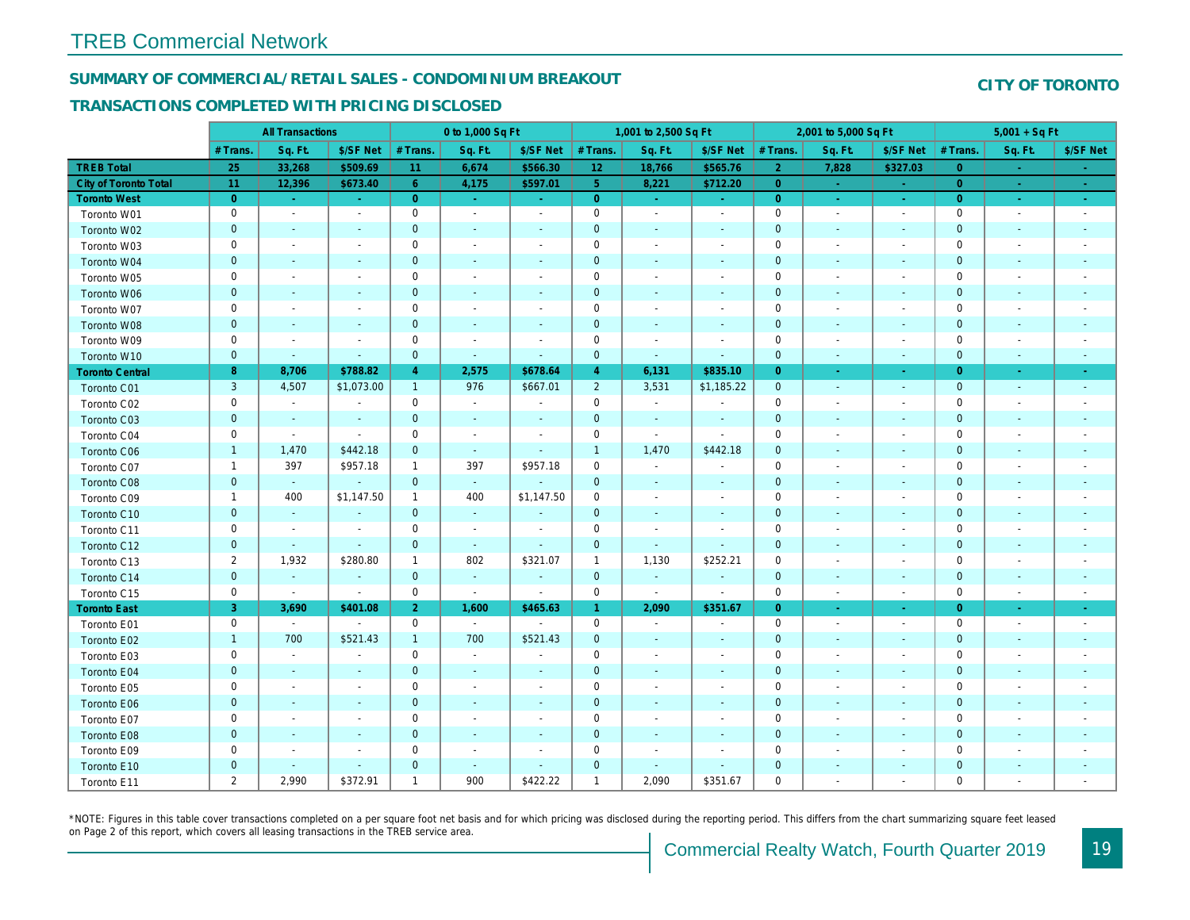# TREB Commercial Network

## SUMMARY OF COMMERCIAL/RETAIL SALES - CONDOMINIUM BREAKOUT

## TRANSACTIONS COMPLETED WITH PRICING DISCLOSED

**CITY OF TORONTO**

| | All Transactions | | | 0 to 1,000 Sq Ft | | | 1,001 to 2,500 Sq Ft | | | 2,001 to 5,000 Sq Ft | | | 5,001 + Sq Ft | | |
|---|---|---|---|---|---|---|---|---|---|---|---|---|---|---|---|
| | # Trans. | Sq. Ft. | $/SF Net | # Trans. | Sq. Ft. | $/SF Net | # Trans. | Sq. Ft. | $/SF Net | # Trans. | Sq. Ft. | $/SF Net | # Trans. | Sq. Ft. | $/SF Net |
| **TREB Total** | 25 | 33,268 | $509.69 | 11 | 6,674 | $566.30 | 12 | 18,766 | $565.76 | 2 | 7,828 | $327.03 | 0 | - | - |
| **City of Toronto Total** | 11 | 12,396 | $673.40 | 6 | 4,175 | $597.01 | 5 | 8,221 | $712.20 | 0 | - | - | 0 | - | - |
| **Toronto West** | 0 | - | - | 0 | - | - | 0 | - | - | 0 | - | - | 0 | - | - |
| Toronto W01 | 0 | - | - | 0 | - | - | 0 | - | - | 0 | - | - | 0 | - | - |
| Toronto W02 | 0 | - | - | 0 | - | - | 0 | - | - | 0 | - | - | 0 | - | - |
| Toronto W03 | 0 | - | - | 0 | - | - | 0 | - | - | 0 | - | - | 0 | - | - |
| Toronto W04 | 0 | - | - | 0 | - | - | 0 | - | - | 0 | - | - | 0 | - | - |
| Toronto W05 | 0 | - | - | 0 | - | - | 0 | - | - | 0 | - | - | 0 | - | - |
| Toronto W06 | 0 | - | - | 0 | - | - | 0 | - | - | 0 | - | - | 0 | - | - |
| Toronto W07 | 0 | - | - | 0 | - | - | 0 | - | - | 0 | - | - | 0 | - | - |
| Toronto W08 | 0 | - | - | 0 | - | - | 0 | - | - | 0 | - | - | 0 | - | - |
| Toronto W09 | 0 | - | - | 0 | - | - | 0 | - | - | 0 | - | - | 0 | - | - |
| Toronto W10 | 0 | - | - | 0 | - | - | 0 | - | - | 0 | - | - | 0 | - | - |
| **Toronto Central** | 8 | 8,706 | $788.82 | 4 | 2,575 | $678.64 | 4 | 6,131 | $835.10 | 0 | - | - | 0 | - | - |
| Toronto C01 | 3 | 4,507 | $1,073.00 | 1 | 976 | $667.01 | 2 | 3,531 | $1,185.22 | 0 | - | - | 0 | - | - |
| Toronto C02 | 0 | - | - | 0 | - | - | 0 | - | - | 0 | - | - | 0 | - | - |
| Toronto C03 | 0 | - | - | 0 | - | - | 0 | - | - | 0 | - | - | 0 | - | - |
| Toronto C04 | 0 | - | - | 0 | - | - | 0 | - | - | 0 | - | - | 0 | - | - |
| Toronto C06 | 1 | 1,470 | $442.18 | 0 | - | - | 1 | 1,470 | $442.18 | 0 | - | - | 0 | - | - |
| Toronto C07 | 1 | 397 | $957.18 | 1 | 397 | $957.18 | 0 | - | - | 0 | - | - | 0 | - | - |
| Toronto C08 | 0 | - | - | 0 | - | - | 0 | - | - | 0 | - | - | 0 | - | - |
| Toronto C09 | 1 | 400 | $1,147.50 | 1 | 400 | $1,147.50 | 0 | - | - | 0 | - | - | 0 | - | - |
| Toronto C10 | 0 | - | - | 0 | - | - | 0 | - | - | 0 | - | - | 0 | - | - |
| Toronto C11 | 0 | - | - | 0 | - | - | 0 | - | - | 0 | - | - | 0 | - | - |
| Toronto C12 | 0 | - | - | 0 | - | - | 0 | - | - | 0 | - | - | 0 | - | - |
| Toronto C13 | 2 | 1,932 | $280.80 | 1 | 802 | $321.07 | 1 | 1,130 | $252.21 | 0 | - | - | 0 | - | - |
| Toronto C14 | 0 | - | - | 0 | - | - | 0 | - | - | 0 | - | - | 0 | - | - |
| Toronto C15 | 0 | - | - | 0 | - | - | 0 | - | - | 0 | - | - | 0 | - | - |
| **Toronto East** | 3 | 3,690 | $401.08 | 2 | 1,600 | $465.63 | 1 | 2,090 | $351.67 | 0 | - | - | 0 | - | - |
| Toronto E01 | 0 | - | - | 0 | - | - | 0 | - | - | 0 | - | - | 0 | - | - |
| Toronto E02 | 1 | 700 | $521.43 | 1 | 700 | $521.43 | 0 | - | - | 0 | - | - | 0 | - | - |
| Toronto E03 | 0 | - | - | 0 | - | - | 0 | - | - | 0 | - | - | 0 | - | - |
| Toronto E04 | 0 | - | - | 0 | - | - | 0 | - | - | 0 | - | - | 0 | - | - |
| Toronto E05 | 0 | - | - | 0 | - | - | 0 | - | - | 0 | - | - | 0 | - | - |
| Toronto E06 | 0 | - | - | 0 | - | - | 0 | - | - | 0 | - | - | 0 | - | - |
| Toronto E07 | 0 | - | - | 0 | - | - | 0 | - | - | 0 | - | - | 0 | - | - |
| Toronto E08 | 0 | - | - | 0 | - | - | 0 | - | - | 0 | - | - | 0 | - | - |
| Toronto E09 | 0 | - | - | 0 | - | - | 0 | - | - | 0 | - | - | 0 | - | - |
| Toronto E10 | 0 | - | - | 0 | - | - | 0 | - | - | 0 | - | - | 0 | - | - |
| Toronto E11 | 2 | 2,990 | $372.91 | 1 | 900 | $422.22 | 1 | 2,090 | $351.67 | 0 | - | - | 0 | - | - |

*NOTE: Figures in this table cover transactions completed on a per square foot net basis and for which pricing was disclosed during the reporting period. This differs from the chart summarizing square feet leased on Page 2 of this report, which covers all leasing transactions in the TREB service area.

Commercial Realty Watch, Fourth Quarter 2019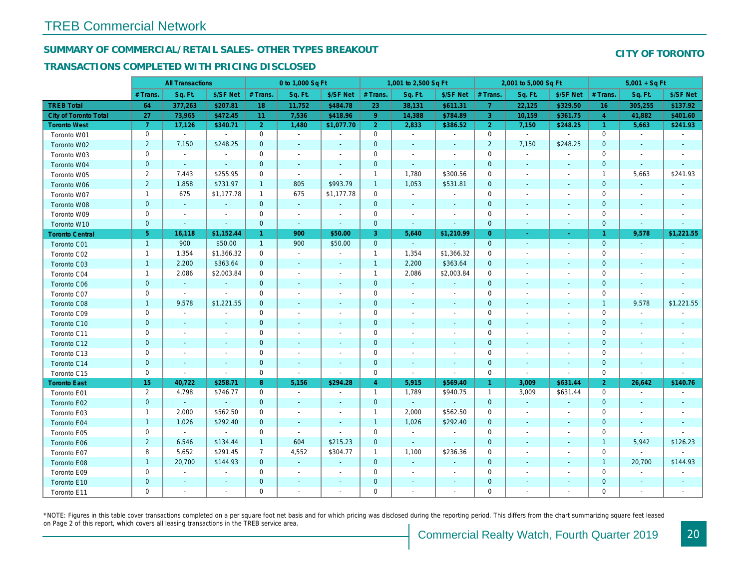# TREB Commercial Network

## SUMMARY OF COMMERCIAL/RETAIL SALES- OTHER TYPES BREAKOUT

## TRANSACTIONS COMPLETED WITH PRICING DISCLOSED

## CITY OF TORONTO

| | All Transactions | | | 0 to 1,000 Sq Ft | | | 1,001 to 2,500 Sq Ft | | | 2,001 to 5,000 Sq Ft | | | 5,001 + Sq Ft | | |
|---|---|---|---|---|---|---|---|---|---|---|---|---|---|---|---|
| | # Trans. | Sq. Ft. | $/SF Net | # Trans. | Sq. Ft. | $/SF Net | # Trans. | Sq. Ft. | $/SF Net | # Trans. | Sq. Ft. | $/SF Net | # Trans. | Sq. Ft. | $/SF Net |
| **TREB Total** | **64** | **377,263** | **$207.81** | **18** | **11,752** | **$484.78** | **23** | **38,131** | **$611.31** | **7** | **22,125** | **$329.50** | **16** | **305,255** | **$137.92** |
| **City of Toronto Total** | **27** | **73,965** | **$472.45** | **11** | **7,536** | **$418.96** | **9** | **14,388** | **$784.89** | **3** | **10,159** | **$361.75** | **4** | **41,882** | **$401.60** |
| **Toronto West** | **7** | **17,126** | **$340.71** | **2** | **1,480** | **$1,077.70** | **2** | **2,833** | **$386.52** | **2** | **7,150** | **$248.25** | **1** | **5,663** | **$241.93** |
| Toronto W01 | 0 | - | - | 0 | - | - | 0 | - | - | 0 | - | - | 0 | - | - |
| Toronto W02 | 2 | 7,150 | $248.25 | 0 | - | - | 0 | - | - | 2 | 7,150 | $248.25 | 0 | - | - |
| Toronto W03 | 0 | - | - | 0 | - | - | 0 | - | - | 0 | - | - | 0 | - | - |
| Toronto W04 | 0 | - | - | 0 | - | - | 0 | - | - | 0 | - | - | 0 | - | - |
| Toronto W05 | 2 | 7,443 | $255.95 | 0 | - | - | 1 | 1,780 | $300.56 | 0 | - | - | 1 | 5,663 | $241.93 |
| Toronto W06 | 2 | 1,858 | $731.97 | 1 | 805 | $993.79 | 1 | 1,053 | $531.81 | 0 | - | - | 0 | - | - |
| Toronto W07 | 1 | 675 | $1,177.78 | 1 | 675 | $1,177.78 | 0 | - | - | 0 | - | - | 0 | - | - |
| Toronto W08 | 0 | - | - | 0 | - | - | 0 | - | - | 0 | - | - | 0 | - | - |
| Toronto W09 | 0 | - | - | 0 | - | - | 0 | - | - | 0 | - | - | 0 | - | - |
| Toronto W10 | 0 | - | - | 0 | - | - | 0 | - | - | 0 | - | - | 0 | - | - |
| **Toronto Central** | **5** | **16,118** | **$1,152.44** | **1** | **900** | **$50.00** | **3** | **5,640** | **$1,210.99** | **0** | **-** | **-** | **1** | **9,578** | **$1,221.55** |
| Toronto C01 | 1 | 900 | $50.00 | 1 | 900 | $50.00 | 0 | - | - | 0 | - | - | 0 | - | - |
| Toronto C02 | 1 | 1,354 | $1,366.32 | 0 | - | - | 1 | 1,354 | $1,366.32 | 0 | - | - | 0 | - | - |
| Toronto C03 | 1 | 2,200 | $363.64 | 0 | - | - | 1 | 2,200 | $363.64 | 0 | - | - | 0 | - | - |
| Toronto C04 | 1 | 2,086 | $2,003.84 | 0 | - | - | 1 | 2,086 | $2,003.84 | 0 | - | - | 0 | - | - |
| Toronto C06 | 0 | - | - | 0 | - | - | 0 | - | - | 0 | - | - | 0 | - | - |
| Toronto C07 | 0 | - | - | 0 | - | - | 0 | - | - | 0 | - | - | 0 | - | - |
| Toronto C08 | 1 | 9,578 | $1,221.55 | 0 | - | - | 0 | - | - | 0 | - | - | 1 | 9,578 | $1,221.55 |
| Toronto C09 | 0 | - | - | 0 | - | - | 0 | - | - | 0 | - | - | 0 | - | - |
| Toronto C10 | 0 | - | - | 0 | - | - | 0 | - | - | 0 | - | - | 0 | - | - |
| Toronto C11 | 0 | - | - | 0 | - | - | 0 | - | - | 0 | - | - | 0 | - | - |
| Toronto C12 | 0 | - | - | 0 | - | - | 0 | - | - | 0 | - | - | 0 | - | - |
| Toronto C13 | 0 | - | - | 0 | - | - | 0 | - | - | 0 | - | - | 0 | - | - |
| Toronto C14 | 0 | - | - | 0 | - | - | 0 | - | - | 0 | - | - | 0 | - | - |
| Toronto C15 | 0 | - | - | 0 | - | - | 0 | - | - | 0 | - | - | 0 | - | - |
| **Toronto East** | **15** | **40,722** | **$258.71** | **8** | **5,156** | **$294.28** | **4** | **5,915** | **$569.40** | **1** | **3,009** | **$631.44** | **2** | **26,642** | **$140.76** |
| Toronto E01 | 2 | 4,798 | $746.77 | 0 | - | - | 1 | 1,789 | $940.75 | 1 | 3,009 | $631.44 | 0 | - | - |
| Toronto E02 | 0 | - | - | 0 | - | - | 0 | - | - | 0 | - | - | 0 | - | - |
| Toronto E03 | 1 | 2,000 | $562.50 | 0 | - | - | 1 | 2,000 | $562.50 | 0 | - | - | 0 | - | - |
| Toronto E04 | 1 | 1,026 | $292.40 | 0 | - | - | 1 | 1,026 | $292.40 | 0 | - | - | 0 | - | - |
| Toronto E05 | 0 | - | - | 0 | - | - | 0 | - | - | 0 | - | - | 0 | - | - |
| Toronto E06 | 2 | 6,546 | $134.44 | 1 | 604 | $215.23 | 0 | - | - | 0 | - | - | 1 | 5,942 | $126.23 |
| Toronto E07 | 8 | 5,652 | $291.45 | 7 | 4,552 | $304.77 | 1 | 1,100 | $236.36 | 0 | - | - | 0 | - | - |
| Toronto E08 | 1 | 20,700 | $144.93 | 0 | - | - | 0 | - | - | 0 | - | - | 1 | 20,700 | $144.93 |
| Toronto E09 | 0 | - | - | 0 | - | - | 0 | - | - | 0 | - | - | 0 | - | - |
| Toronto E10 | 0 | - | - | 0 | - | - | 0 | - | - | 0 | - | - | 0 | - | - |
| Toronto E11 | 0 | - | - | 0 | - | - | 0 | - | - | 0 | - | - | 0 | - | - |

*NOTE: Figures in this table cover transactions completed on a per square foot net basis and for which pricing was disclosed during the reporting period. This differs from the chart summarizing square feet leased on Page 2 of this report, which covers all leasing transactions in the TREB service area.

Commercial Realty Watch, Fourth Quarter 2019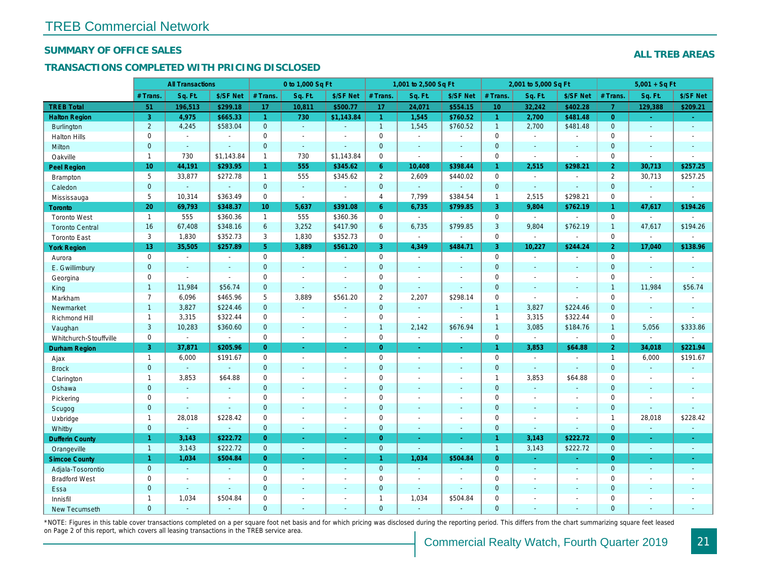# TREB Commercial Network

## SUMMARY OF OFFICE SALES

**ALL TREB AREAS**

## TRANSACTIONS COMPLETED WITH PRICING DISCLOSED

| | All Transactions | | | 0 to 1,000 Sq Ft | | | 1,001 to 2,500 Sq Ft | | | 2,001 to 5,000 Sq Ft | | | 5,001 + Sq Ft | | |
|---|---|---|---|---|---|---|---|---|---|---|---|---|---|---|---|
| | # Trans. | Sq. Ft. | $/SF Net | # Trans. | Sq. Ft. | $/SF Net | # Trans. | Sq. Ft. | $/SF Net | # Trans. | Sq. Ft. | $/SF Net | # Trans. | Sq. Ft. | $/SF Net |
| **TREB Total** | **51** | **196,513** | **$299.18** | **17** | **10,811** | **$500.77** | **17** | **24,071** | **$554.15** | **10** | **32,242** | **$402.28** | **7** | **129,388** | **$209.21** |
| **Halton Region** | **3** | **4,975** | **$665.33** | **1** | **730** | **$1,143.84** | **1** | **1,545** | **$760.52** | **1** | **2,700** | **$481.48** | **0** | **-** | **-** |
| Burlington | 2 | 4,245 | $583.04 | 0 | - | - | 1 | 1,545 | $760.52 | 1 | 2,700 | $481.48 | 0 | - | - |
| Halton Hills | 0 | - | - | 0 | - | - | 0 | - | - | 0 | - | - | 0 | - | - |
| Milton | 0 | - | - | 0 | - | - | 0 | - | - | 0 | - | - | 0 | - | - |
| Oakville | 1 | 730 | $1,143.84 | 1 | 730 | $1,143.84 | 0 | - | - | 0 | - | - | 0 | - | - |
| **Peel Region** | **10** | **44,191** | **$293.95** | **1** | **555** | **$345.62** | **6** | **10,408** | **$398.44** | **1** | **2,515** | **$298.21** | **2** | **30,713** | **$257.25** |
| Brampton | 5 | 33,877 | $272.78 | 1 | 555 | $345.62 | 2 | 2,609 | $440.02 | 0 | - | - | 2 | 30,713 | $257.25 |
| Caledon | 0 | - | - | 0 | - | - | 0 | - | - | 0 | - | - | 0 | - | - |
| Mississauga | 5 | 10,314 | $363.49 | 0 | - | - | 4 | 7,799 | $384.54 | 1 | 2,515 | $298.21 | 0 | - | - |
| **Toronto** | **20** | **69,793** | **$348.37** | **10** | **5,637** | **$391.08** | **6** | **6,735** | **$799.85** | **3** | **9,804** | **$762.19** | **1** | **47,617** | **$194.26** |
| Toronto West | 1 | 555 | $360.36 | 1 | 555 | $360.36 | 0 | - | - | 0 | - | - | 0 | - | - |
| Toronto Central | 16 | 67,408 | $348.16 | 6 | 3,252 | $417.90 | 6 | 6,735 | $799.85 | 3 | 9,804 | $762.19 | 1 | 47,617 | $194.26 |
| Toronto East | 3 | 1,830 | $352.73 | 3 | 1,830 | $352.73 | 0 | - | - | 0 | - | - | 0 | - | - |
| **York Region** | **13** | **35,505** | **$257.89** | **5** | **3,889** | **$561.20** | **3** | **4,349** | **$484.71** | **3** | **10,227** | **$244.24** | **2** | **17,040** | **$138.96** |
| Aurora | 0 | - | - | 0 | - | - | 0 | - | - | 0 | - | - | 0 | - | - |
| E. Gwillimbury | 0 | - | - | 0 | - | - | 0 | - | - | 0 | - | - | 0 | - | - |
| Georgina | 0 | - | - | 0 | - | - | 0 | - | - | 0 | - | - | 0 | - | - |
| King | 1 | 11,984 | $56.74 | 0 | - | - | 0 | - | - | 0 | - | - | 1 | 11,984 | $56.74 |
| Markham | 7 | 6,096 | $465.96 | 5 | 3,889 | $561.20 | 2 | 2,207 | $298.14 | 0 | - | - | 0 | - | - |
| Newmarket | 1 | 3,827 | $224.46 | 0 | - | - | 0 | - | - | 1 | 3,827 | $224.46 | 0 | - | - |
| Richmond Hill | 1 | 3,315 | $322.44 | 0 | - | - | 0 | - | - | 1 | 3,315 | $322.44 | 0 | - | - |
| Vaughan | 3 | 10,283 | $360.60 | 0 | - | - | 1 | 2,142 | $676.94 | 1 | 3,085 | $184.76 | 1 | 5,056 | $333.86 |
| Whitchurch-Stouffville | 0 | - | - | 0 | - | - | 0 | - | - | 0 | - | - | 0 | - | - |
| **Durham Region** | **3** | **37,871** | **$205.96** | **0** | **-** | **-** | **0** | **-** | **-** | **1** | **3,853** | **$64.88** | **2** | **34,018** | **$221.94** |
| Ajax | 1 | 6,000 | $191.67 | 0 | - | - | 0 | - | - | 0 | - | - | 1 | 6,000 | $191.67 |
| Brock | 0 | - | - | 0 | - | - | 0 | - | - | 0 | - | - | 0 | - | - |
| Clarington | 1 | 3,853 | $64.88 | 0 | - | - | 0 | - | - | 1 | 3,853 | $64.88 | 0 | - | - |
| Oshawa | 0 | - | - | 0 | - | - | 0 | - | - | 0 | - | - | 0 | - | - |
| Pickering | 0 | - | - | 0 | - | - | 0 | - | - | 0 | - | - | 0 | - | - |
| Scugog | 0 | - | - | 0 | - | - | 0 | - | - | 0 | - | - | 0 | - | - |
| Uxbridge | 1 | 28,018 | $228.42 | 0 | - | - | 0 | - | - | 0 | - | - | 1 | 28,018 | $228.42 |
| Whitby | 0 | - | - | 0 | - | - | 0 | - | - | 0 | - | - | 0 | - | - |
| **Dufferin County** | **1** | **3,143** | **$222.72** | **0** | **-** | **-** | **0** | **-** | **-** | **1** | **3,143** | **$222.72** | **0** | **-** | **-** |
| Orangeville | 1 | 3,143 | $222.72 | 0 | - | - | 0 | - | - | 1 | 3,143 | $222.72 | 0 | - | - |
| **Simcoe County** | **1** | **1,034** | **$504.84** | **0** | **-** | **-** | **1** | **1,034** | **$504.84** | **0** | **-** | **-** | **0** | **-** | **-** |
| Adjala-Tosorontio | 0 | - | - | 0 | - | - | 0 | - | - | 0 | - | - | 0 | - | - |
| Bradford West | 0 | - | - | 0 | - | - | 0 | - | - | 0 | - | - | 0 | - | - |
| Essa | 0 | - | - | 0 | - | - | 0 | - | - | 0 | - | - | 0 | - | - |
| Innisfil | 1 | 1,034 | $504.84 | 0 | - | - | 1 | 1,034 | $504.84 | 0 | - | - | 0 | - | - |
| New Tecumseth | 0 | - | - | 0 | - | - | 0 | - | - | 0 | - | - | 0 | - | - |

*NOTE: Figures in this table cover transactions completed on a per square foot net basis and for which pricing was disclosed during the reporting period. This differs from the chart summarizing square feet leased on Page 2 of this report, which covers all leasing transactions in the TREB service area.

Commercial Realty Watch, Fourth Quarter 2019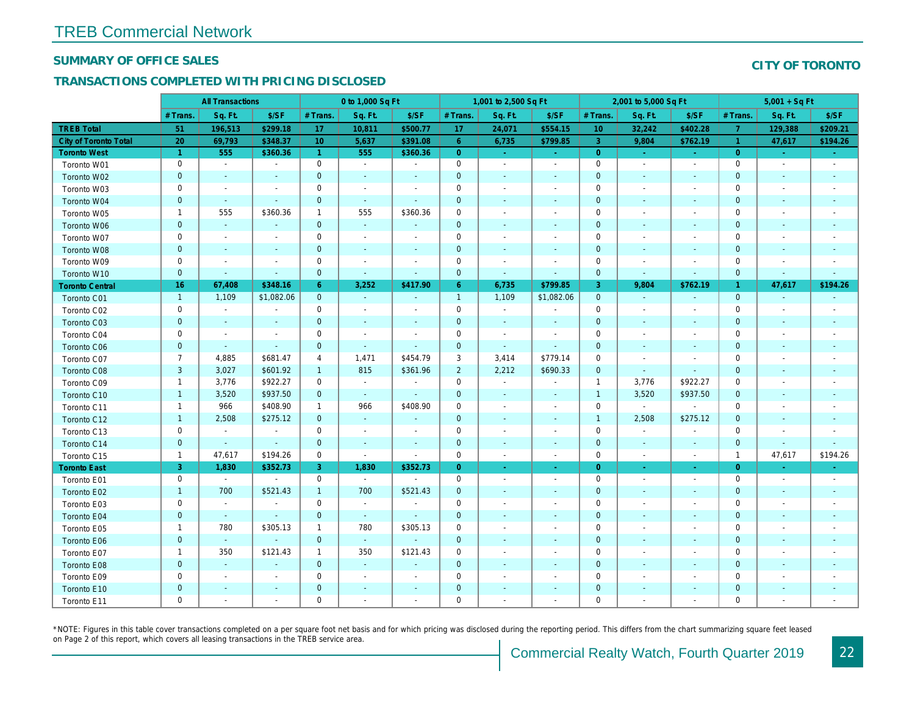# TREB Commercial Network

## SUMMARY OF OFFICE SALES

**CITY OF TORONTO**

## TRANSACTIONS COMPLETED WITH PRICING DISCLOSED

| | All Transactions | | | 0 to 1,000 Sq Ft | | | 1,001 to 2,500 Sq Ft | | | 2,001 to 5,000 Sq Ft | | | 5,001 + Sq Ft | | |
|---|---|---|---|---|---|---|---|---|---|---|---|---|---|---|---|
| | # Trans. | Sq. Ft. | $/SF | # Trans. | Sq. Ft. | $/SF | # Trans. | Sq. Ft. | $/SF | # Trans. | Sq. Ft. | $/SF | # Trans. | Sq. Ft. | $/SF |
| **TREB Total** | **51** | **196,513** | **$299.18** | **17** | **10,811** | **$500.77** | **17** | **24,071** | **$554.15** | **10** | **32,242** | **$402.28** | **7** | **129,388** | **$209.21** |
| **City of Toronto Total** | **20** | **69,793** | **$348.37** | **10** | **5,637** | **$391.08** | **6** | **6,735** | **$799.85** | **3** | **9,804** | **$762.19** | **1** | **47,617** | **$194.26** |
| **Toronto West** | **1** | **555** | **$360.36** | **1** | **555** | **$360.36** | **0** | **-** | **-** | **0** | **-** | **-** | **0** | **-** | **-** |
| Toronto W01 | 0 | - | - | 0 | - | - | 0 | - | - | 0 | - | - | 0 | - | - |
| Toronto W02 | 0 | - | - | 0 | - | - | 0 | - | - | 0 | - | - | 0 | - | - |
| Toronto W03 | 0 | - | - | 0 | - | - | 0 | - | - | 0 | - | - | 0 | - | - |
| Toronto W04 | 0 | - | - | 0 | - | - | 0 | - | - | 0 | - | - | 0 | - | - |
| Toronto W05 | 1 | 555 | $360.36 | 1 | 555 | $360.36 | 0 | - | - | 0 | - | - | 0 | - | - |
| Toronto W06 | 0 | - | - | 0 | - | - | 0 | - | - | 0 | - | - | 0 | - | - |
| Toronto W07 | 0 | - | - | 0 | - | - | 0 | - | - | 0 | - | - | 0 | - | - |
| Toronto W08 | 0 | - | - | 0 | - | - | 0 | - | - | 0 | - | - | 0 | - | - |
| Toronto W09 | 0 | - | - | 0 | - | - | 0 | - | - | 0 | - | - | 0 | - | - |
| Toronto W10 | 0 | - | - | 0 | - | - | 0 | - | - | 0 | - | - | 0 | - | - |
| **Toronto Central** | **16** | **67,408** | **$348.16** | **6** | **3,252** | **$417.90** | **6** | **6,735** | **$799.85** | **3** | **9,804** | **$762.19** | **1** | **47,617** | **$194.26** |
| Toronto C01 | 1 | 1,109 | $1,082.06 | 0 | - | - | 1 | 1,109 | $1,082.06 | 0 | - | - | 0 | - | - |
| Toronto C02 | 0 | - | - | 0 | - | - | 0 | - | - | 0 | - | - | 0 | - | - |
| Toronto C03 | 0 | - | - | 0 | - | - | 0 | - | - | 0 | - | - | 0 | - | - |
| Toronto C04 | 0 | - | - | 0 | - | - | 0 | - | - | 0 | - | - | 0 | - | - |
| Toronto C06 | 0 | - | - | 0 | - | - | 0 | - | - | 0 | - | - | 0 | - | - |
| Toronto C07 | 7 | 4,885 | $681.47 | 4 | 1,471 | $454.79 | 3 | 3,414 | $779.14 | 0 | - | - | 0 | - | - |
| Toronto C08 | 3 | 3,027 | $601.92 | 1 | 815 | $361.96 | 2 | 2,212 | $690.33 | 0 | - | - | 0 | - | - |
| Toronto C09 | 1 | 3,776 | $922.27 | 0 | - | - | 0 | - | - | 1 | 3,776 | $922.27 | 0 | - | - |
| Toronto C10 | 1 | 3,520 | $937.50 | 0 | - | - | 0 | - | - | 1 | 3,520 | $937.50 | 0 | - | - |
| Toronto C11 | 1 | 966 | $408.90 | 1 | 966 | $408.90 | 0 | - | - | 0 | - | - | 0 | - | - |
| Toronto C12 | 1 | 2,508 | $275.12 | 0 | - | - | 0 | - | - | 1 | 2,508 | $275.12 | 0 | - | - |
| Toronto C13 | 0 | - | - | 0 | - | - | 0 | - | - | 0 | - | - | 0 | - | - |
| Toronto C14 | 0 | - | - | 0 | - | - | 0 | - | - | 0 | - | - | 0 | - | - |
| Toronto C15 | 1 | 47,617 | $194.26 | 0 | - | - | 0 | - | - | 0 | - | - | 1 | 47,617 | $194.26 |
| **Toronto East** | **3** | **1,830** | **$352.73** | **3** | **1,830** | **$352.73** | **0** | **-** | **-** | **0** | **-** | **-** | **0** | **-** | **-** |
| Toronto E01 | 0 | - | - | 0 | - | - | 0 | - | - | 0 | - | - | 0 | - | - |
| Toronto E02 | 1 | 700 | $521.43 | 1 | 700 | $521.43 | 0 | - | - | 0 | - | - | 0 | - | - |
| Toronto E03 | 0 | - | - | 0 | - | - | 0 | - | - | 0 | - | - | 0 | - | - |
| Toronto E04 | 0 | - | - | 0 | - | - | 0 | - | - | 0 | - | - | 0 | - | - |
| Toronto E05 | 1 | 780 | $305.13 | 1 | 780 | $305.13 | 0 | - | - | 0 | - | - | 0 | - | - |
| Toronto E06 | 0 | - | - | 0 | - | - | 0 | - | - | 0 | - | - | 0 | - | - |
| Toronto E07 | 1 | 350 | $121.43 | 1 | 350 | $121.43 | 0 | - | - | 0 | - | - | 0 | - | - |
| Toronto E08 | 0 | - | - | 0 | - | - | 0 | - | - | 0 | - | - | 0 | - | - |
| Toronto E09 | 0 | - | - | 0 | - | - | 0 | - | - | 0 | - | - | 0 | - | - |
| Toronto E10 | 0 | - | - | 0 | - | - | 0 | - | - | 0 | - | - | 0 | - | - |
| Toronto E11 | 0 | - | - | 0 | - | - | 0 | - | - | 0 | - | - | 0 | - | - |

*NOTE: Figures in this table cover transactions completed on a per square foot net basis and for which pricing was disclosed during the reporting period. This differs from the chart summarizing square feet leased on Page 2 of this report, which covers all leasing transactions in the TREB service area.

Commercial Realty Watch, Fourth Quarter 2019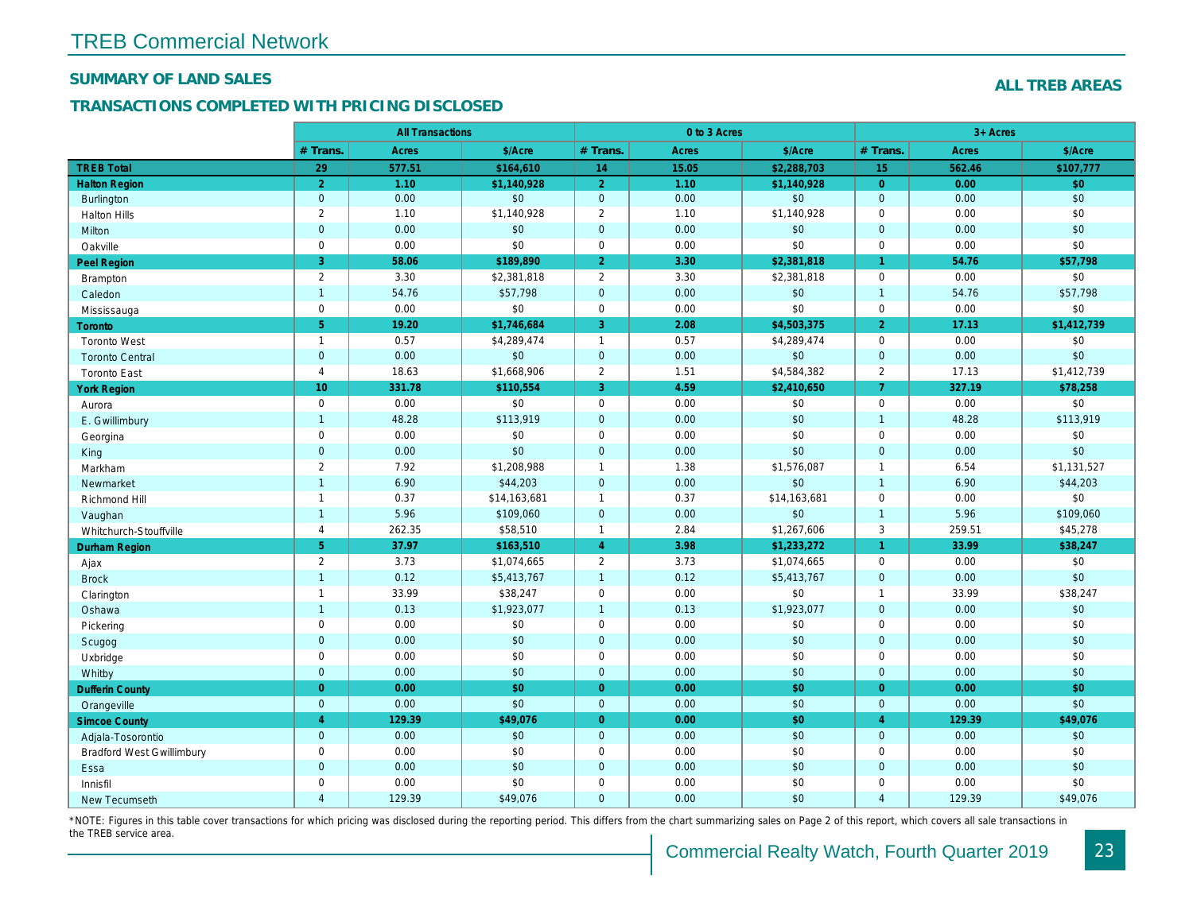# TREB Commercial Network

## SUMMARY OF LAND SALES

## TRANSACTIONS COMPLETED WITH PRICING DISCLOSED

**ALL TREB AREAS**

| | All Transactions | | | 0 to 3 Acres | | | 3+ Acres | | |
|---|---|---|---|---|---|---|---|---|---|
| | # Trans. | Acres | $/Acre | # Trans. | Acres | $/Acre | # Trans. | Acres | $/Acre |
| **TREB Total** | **29** | **577.51** | **$164,610** | **14** | **15.05** | **$2,288,703** | **15** | **562.46** | **$107,777** |
| **Halton Region** | **2** | **1.10** | **$1,140,928** | **2** | **1.10** | **$1,140,928** | **0** | **0.00** | **$0** |
| Burlington | 0 | 0.00 | $0 | 0 | 0.00 | $0 | 0 | 0.00 | $0 |
| Halton Hills | 2 | 1.10 | $1,140,928 | 2 | 1.10 | $1,140,928 | 0 | 0.00 | $0 |
| Milton | 0 | 0.00 | $0 | 0 | 0.00 | $0 | 0 | 0.00 | $0 |
| Oakville | 0 | 0.00 | $0 | 0 | 0.00 | $0 | 0 | 0.00 | $0 |
| **Peel Region** | **3** | **58.06** | **$189,890** | **2** | **3.30** | **$2,381,818** | **1** | **54.76** | **$57,798** |
| Brampton | 2 | 3.30 | $2,381,818 | 2 | 3.30 | $2,381,818 | 0 | 0.00 | $0 |
| Caledon | 1 | 54.76 | $57,798 | 0 | 0.00 | $0 | 1 | 54.76 | $57,798 |
| Mississauga | 0 | 0.00 | $0 | 0 | 0.00 | $0 | 0 | 0.00 | $0 |
| **Toronto** | **5** | **19.20** | **$1,746,684** | **3** | **2.08** | **$4,503,375** | **2** | **17.13** | **$1,412,739** |
| Toronto West | 1 | 0.57 | $4,289,474 | 1 | 0.57 | $4,289,474 | 0 | 0.00 | $0 |
| Toronto Central | 0 | 0.00 | $0 | 0 | 0.00 | $0 | 0 | 0.00 | $0 |
| Toronto East | 4 | 18.63 | $1,668,906 | 2 | 1.51 | $4,584,382 | 2 | 17.13 | $1,412,739 |
| **York Region** | **10** | **331.78** | **$110,554** | **3** | **4.59** | **$2,410,650** | **7** | **327.19** | **$78,258** |
| Aurora | 0 | 0.00 | $0 | 0 | 0.00 | $0 | 0 | 0.00 | $0 |
| E. Gwillimbury | 1 | 48.28 | $113,919 | 0 | 0.00 | $0 | 1 | 48.28 | $113,919 |
| Georgina | 0 | 0.00 | $0 | 0 | 0.00 | $0 | 0 | 0.00 | $0 |
| King | 0 | 0.00 | $0 | 0 | 0.00 | $0 | 0 | 0.00 | $0 |
| Markham | 2 | 7.92 | $1,208,988 | 1 | 1.38 | $1,576,087 | 1 | 6.54 | $1,131,527 |
| Newmarket | 1 | 6.90 | $44,203 | 0 | 0.00 | $0 | 1 | 6.90 | $44,203 |
| Richmond Hill | 1 | 0.37 | $14,163,681 | 1 | 0.37 | $14,163,681 | 0 | 0.00 | $0 |
| Vaughan | 1 | 5.96 | $109,060 | 0 | 0.00 | $0 | 1 | 5.96 | $109,060 |
| Whitchurch-Stouffville | 4 | 262.35 | $58,510 | 1 | 2.84 | $1,267,606 | 3 | 259.51 | $45,278 |
| **Durham Region** | **5** | **37.97** | **$163,510** | **4** | **3.98** | **$1,233,272** | **1** | **33.99** | **$38,247** |
| Ajax | 2 | 3.73 | $1,074,665 | 2 | 3.73 | $1,074,665 | 0 | 0.00 | $0 |
| Brock | 1 | 0.12 | $5,413,767 | 1 | 0.12 | $5,413,767 | 0 | 0.00 | $0 |
| Clarington | 1 | 33.99 | $38,247 | 0 | 0.00 | $0 | 1 | 33.99 | $38,247 |
| Oshawa | 1 | 0.13 | $1,923,077 | 1 | 0.13 | $1,923,077 | 0 | 0.00 | $0 |
| Pickering | 0 | 0.00 | $0 | 0 | 0.00 | $0 | 0 | 0.00 | $0 |
| Scugog | 0 | 0.00 | $0 | 0 | 0.00 | $0 | 0 | 0.00 | $0 |
| Uxbridge | 0 | 0.00 | $0 | 0 | 0.00 | $0 | 0 | 0.00 | $0 |
| Whitby | 0 | 0.00 | $0 | 0 | 0.00 | $0 | 0 | 0.00 | $0 |
| **Dufferin County** | **0** | **0.00** | **$0** | **0** | **0.00** | **$0** | **0** | **0.00** | **$0** |
| Orangeville | 0 | 0.00 | $0 | 0 | 0.00 | $0 | 0 | 0.00 | $0 |
| **Simcoe County** | **4** | **129.39** | **$49,076** | **0** | **0.00** | **$0** | **4** | **129.39** | **$49,076** |
| Adjala-Tosorontio | 0 | 0.00 | $0 | 0 | 0.00 | $0 | 0 | 0.00 | $0 |
| Bradford West Gwillimbury | 0 | 0.00 | $0 | 0 | 0.00 | $0 | 0 | 0.00 | $0 |
| Essa | 0 | 0.00 | $0 | 0 | 0.00 | $0 | 0 | 0.00 | $0 |
| Innisfil | 0 | 0.00 | $0 | 0 | 0.00 | $0 | 0 | 0.00 | $0 |
| New Tecumseth | 4 | 129.39 | $49,076 | 0 | 0.00 | $0 | 4 | 129.39 | $49,076 |

*NOTE: Figures in this table cover transactions for which pricing was disclosed during the reporting period. This differs from the chart summarizing sales on Page 2 of this report, which covers all sale transactions in the TREB service area.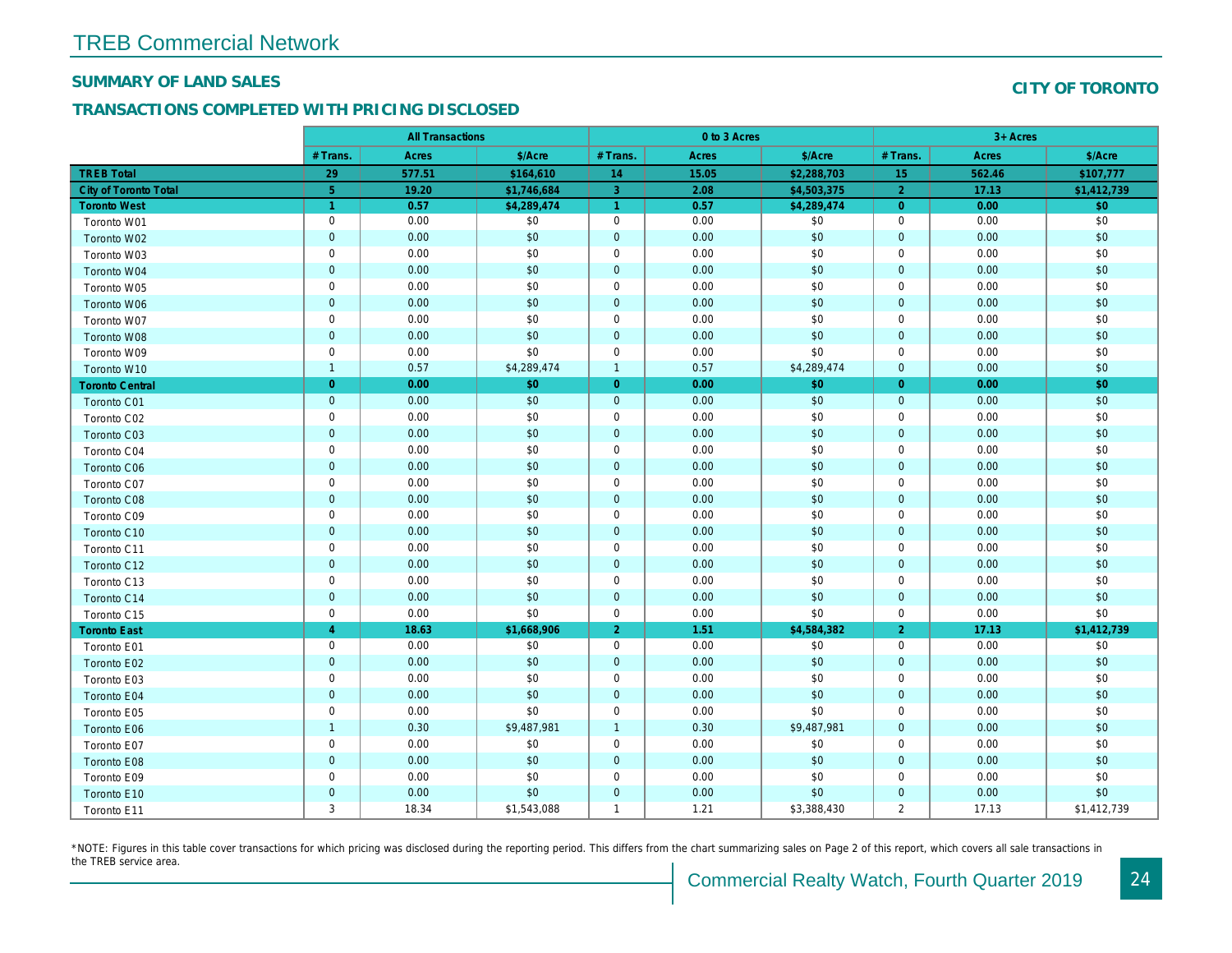# TREB Commercial Network

## SUMMARY OF LAND SALES

**CITY OF TORONTO**

## TRANSACTIONS COMPLETED WITH PRICING DISCLOSED

| | All Transactions | | | 0 to 3 Acres | | | 3+ Acres | | |
|---|---|---|---|---|---|---|---|---|---|
| | # Trans. | Acres | $/Acre | # Trans. | Acres | $/Acre | # Trans. | Acres | $/Acre |
| **TREB Total** | **29** | **577.51** | **$164,610** | **14** | **15.05** | **$2,288,703** | **15** | **562.46** | **$107,777** |
| **City of Toronto Total** | **5** | **19.20** | **$1,746,684** | **3** | **2.08** | **$4,503,375** | **2** | **17.13** | **$1,412,739** |
| **Toronto West** | **1** | **0.57** | **$4,289,474** | **1** | **0.57** | **$4,289,474** | **0** | **0.00** | **$0** |
| Toronto W01 | 0 | 0.00 | $0 | 0 | 0.00 | $0 | 0 | 0.00 | $0 |
| Toronto W02 | 0 | 0.00 | $0 | 0 | 0.00 | $0 | 0 | 0.00 | $0 |
| Toronto W03 | 0 | 0.00 | $0 | 0 | 0.00 | $0 | 0 | 0.00 | $0 |
| Toronto W04 | 0 | 0.00 | $0 | 0 | 0.00 | $0 | 0 | 0.00 | $0 |
| Toronto W05 | 0 | 0.00 | $0 | 0 | 0.00 | $0 | 0 | 0.00 | $0 |
| Toronto W06 | 0 | 0.00 | $0 | 0 | 0.00 | $0 | 0 | 0.00 | $0 |
| Toronto W07 | 0 | 0.00 | $0 | 0 | 0.00 | $0 | 0 | 0.00 | $0 |
| Toronto W08 | 0 | 0.00 | $0 | 0 | 0.00 | $0 | 0 | 0.00 | $0 |
| Toronto W09 | 0 | 0.00 | $0 | 0 | 0.00 | $0 | 0 | 0.00 | $0 |
| Toronto W10 | 1 | 0.57 | $4,289,474 | 1 | 0.57 | $4,289,474 | 0 | 0.00 | $0 |
| **Toronto Central** | **0** | **0.00** | **$0** | **0** | **0.00** | **$0** | **0** | **0.00** | **$0** |
| Toronto C01 | 0 | 0.00 | $0 | 0 | 0.00 | $0 | 0 | 0.00 | $0 |
| Toronto C02 | 0 | 0.00 | $0 | 0 | 0.00 | $0 | 0 | 0.00 | $0 |
| Toronto C03 | 0 | 0.00 | $0 | 0 | 0.00 | $0 | 0 | 0.00 | $0 |
| Toronto C04 | 0 | 0.00 | $0 | 0 | 0.00 | $0 | 0 | 0.00 | $0 |
| Toronto C06 | 0 | 0.00 | $0 | 0 | 0.00 | $0 | 0 | 0.00 | $0 |
| Toronto C07 | 0 | 0.00 | $0 | 0 | 0.00 | $0 | 0 | 0.00 | $0 |
| Toronto C08 | 0 | 0.00 | $0 | 0 | 0.00 | $0 | 0 | 0.00 | $0 |
| Toronto C09 | 0 | 0.00 | $0 | 0 | 0.00 | $0 | 0 | 0.00 | $0 |
| Toronto C10 | 0 | 0.00 | $0 | 0 | 0.00 | $0 | 0 | 0.00 | $0 |
| Toronto C11 | 0 | 0.00 | $0 | 0 | 0.00 | $0 | 0 | 0.00 | $0 |
| Toronto C12 | 0 | 0.00 | $0 | 0 | 0.00 | $0 | 0 | 0.00 | $0 |
| Toronto C13 | 0 | 0.00 | $0 | 0 | 0.00 | $0 | 0 | 0.00 | $0 |
| Toronto C14 | 0 | 0.00 | $0 | 0 | 0.00 | $0 | 0 | 0.00 | $0 |
| Toronto C15 | 0 | 0.00 | $0 | 0 | 0.00 | $0 | 0 | 0.00 | $0 |
| **Toronto East** | **4** | **18.63** | **$1,668,906** | **2** | **1.51** | **$4,584,382** | **2** | **17.13** | **$1,412,739** |
| Toronto E01 | 0 | 0.00 | $0 | 0 | 0.00 | $0 | 0 | 0.00 | $0 |
| Toronto E02 | 0 | 0.00 | $0 | 0 | 0.00 | $0 | 0 | 0.00 | $0 |
| Toronto E03 | 0 | 0.00 | $0 | 0 | 0.00 | $0 | 0 | 0.00 | $0 |
| Toronto E04 | 0 | 0.00 | $0 | 0 | 0.00 | $0 | 0 | 0.00 | $0 |
| Toronto E05 | 0 | 0.00 | $0 | 0 | 0.00 | $0 | 0 | 0.00 | $0 |
| Toronto E06 | 1 | 0.30 | $9,487,981 | 1 | 0.30 | $9,487,981 | 0 | 0.00 | $0 |
| Toronto E07 | 0 | 0.00 | $0 | 0 | 0.00 | $0 | 0 | 0.00 | $0 |
| Toronto E08 | 0 | 0.00 | $0 | 0 | 0.00 | $0 | 0 | 0.00 | $0 |
| Toronto E09 | 0 | 0.00 | $0 | 0 | 0.00 | $0 | 0 | 0.00 | $0 |
| Toronto E10 | 0 | 0.00 | $0 | 0 | 0.00 | $0 | 0 | 0.00 | $0 |
| Toronto E11 | 3 | 18.34 | $1,543,088 | 1 | 1.21 | $3,388,430 | 2 | 17.13 | $1,412,739 |

*NOTE: Figures in this table cover transactions for which pricing was disclosed during the reporting period. This differs from the chart summarizing sales on Page 2 of this report, which covers all sale transactions in the TREB service area.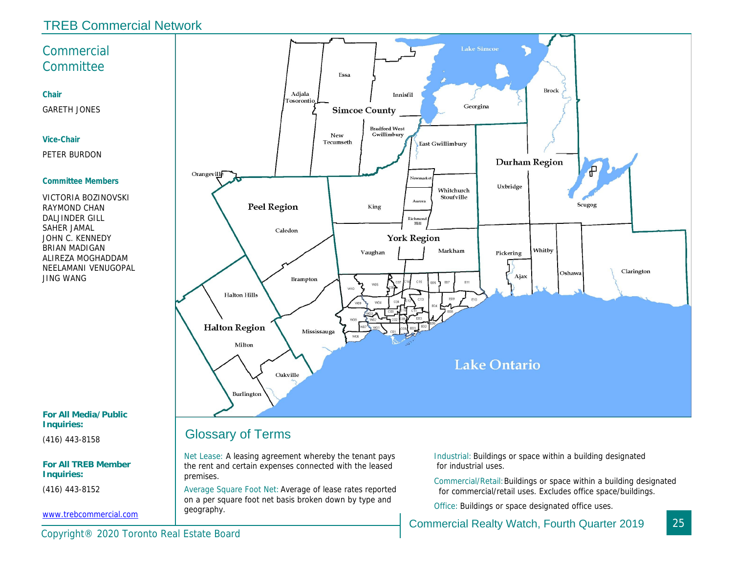## TREB Commercial Network

## Commercial Committee

**Chair**

GARETH JONES

**Vice-Chair**

PETER BURDON

**Committee Members**

VICTORIA BOZINOVSKI
RAYMOND CHAN
DALJINDER GILL
SAHER JAMAL
JOHN C. KENNEDY
BRIAN MADIGAN
ALIREZA MOGHADDAM
NEELAMANI VENUGOPAL
JING WANG

**For All Media/Public Inquiries:**

(416) 443-8158

**For All TREB Member Inquiries:**

(416) 443-8152

www.trebcommercial.com

Lake Simcoe
Essa
Adjala Tosorontio
Innisfil
Simcoe County
Brock
Georgina
Bradford West Gwillimbury
New Tecumseth
East Gwillimbury
Durham Region
Orangeville
Newmarket
Uxbridge
Whitchurch Stoufville
Aurora
Peel Region
King
Scugog
Richmond Hill
Caledon
York Region
Markham
Vaughan
Pickering
Whitby
Oshawa
Clarington
Ajax
Brampton
Halton Hills
Halton Region
Mississauga
Milton
Oakville
Burlington
Lake Ontario

## Glossary of Terms

Net Lease: A leasing agreement whereby the tenant pays the rent and certain expenses connected with the leased premises.

Average Square Foot Net: Average of lease rates reported on a per square foot net basis broken down by type and geography.

Industrial: Buildings or space within a building designated for industrial uses.

Commercial/Retail: Buildings or space within a building designated for commercial/retail uses. Excludes office space/buildings.

Office: Buildings or space designated office uses.

Copyright® 2020 Toronto Real Estate Board